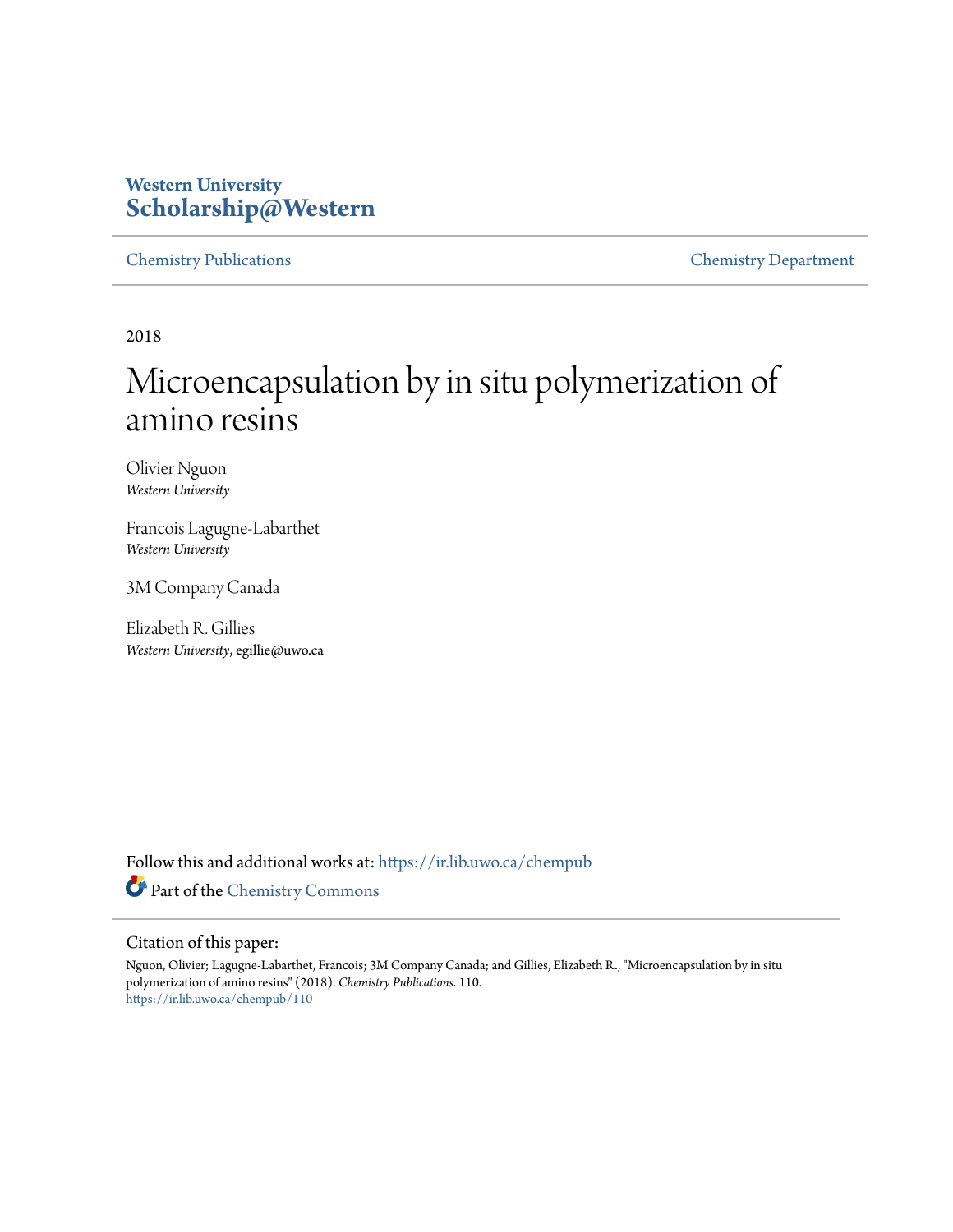Western University
**Scholarship@Western**

Chemistry Publications | Chemistry Department

2018

# Microencapsulation by in situ polymerization of amino resins

Olivier Nguon
*Western University*

Francois Lagugne-Labarthet
*Western University*

3M Company Canada

Elizabeth R. Gillies
*Western University*, egillie@uwo.ca

Follow this and additional works at: https://ir.lib.uwo.ca/chempub

Part of the Chemistry Commons

## Citation of this paper:

Nguon, Olivier; Lagugne-Labarthet, Francois; 3M Company Canada; and Gillies, Elizabeth R., "Microencapsulation by in situ polymerization of amino resins" (2018). *Chemistry Publications*. 110.
https://ir.lib.uwo.ca/chempub/110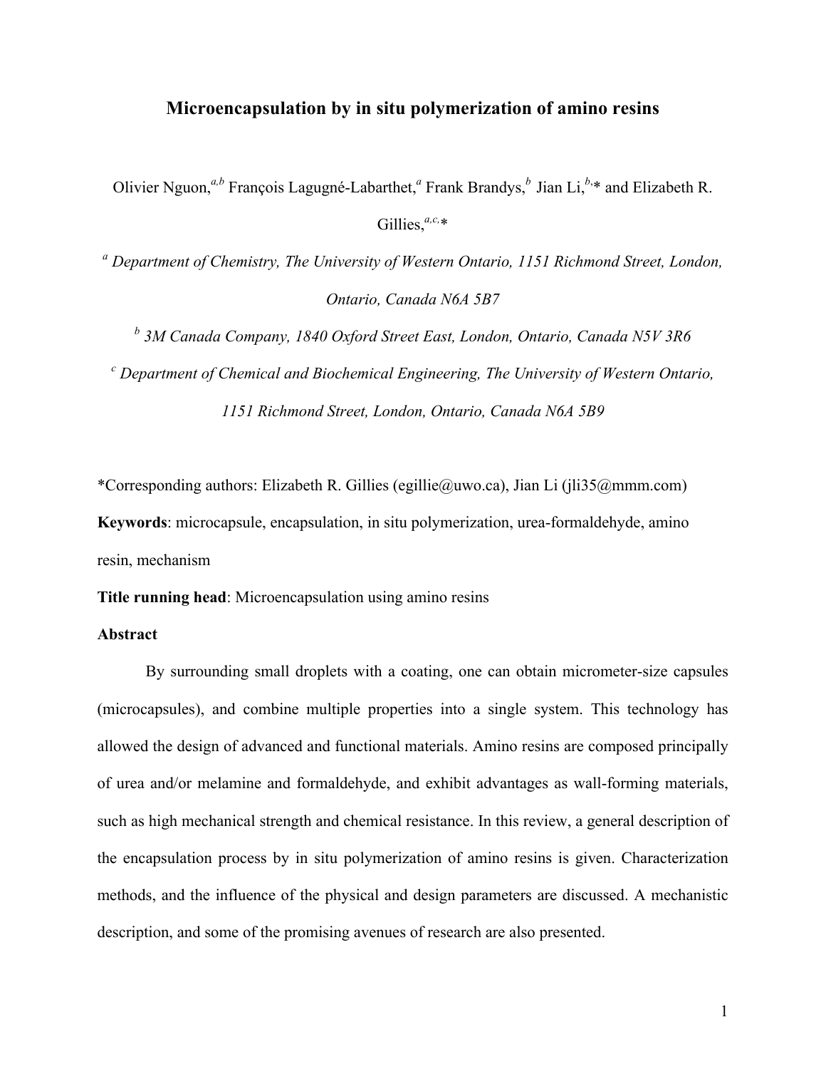# Microencapsulation by in situ polymerization of amino resins

Olivier Nguon,[a,b] François Lagugné-Labarthet,[a] Frank Brandys,[b] Jian Li,[b,]* and Elizabeth R. Gillies,[a,c,]*

[a] *Department of Chemistry, The University of Western Ontario, 1151 Richmond Street, London, Ontario, Canada N6A 5B7*

[b] *3M Canada Company, 1840 Oxford Street East, London, Ontario, Canada N5V 3R6*

[c] *Department of Chemical and Biochemical Engineering, The University of Western Ontario, 1151 Richmond Street, London, Ontario, Canada N6A 5B9*

*Corresponding authors: Elizabeth R. Gillies (egillie@uwo.ca), Jian Li (jli35@mmm.com)

**Keywords**: microcapsule, encapsulation, in situ polymerization, urea-formaldehyde, amino resin, mechanism

**Title running head**: Microencapsulation using amino resins

**Abstract**

By surrounding small droplets with a coating, one can obtain micrometer-size capsules (microcapsules), and combine multiple properties into a single system. This technology has allowed the design of advanced and functional materials. Amino resins are composed principally of urea and/or melamine and formaldehyde, and exhibit advantages as wall-forming materials, such as high mechanical strength and chemical resistance. In this review, a general description of the encapsulation process by in situ polymerization of amino resins is given. Characterization methods, and the influence of the physical and design parameters are discussed. A mechanistic description, and some of the promising avenues of research are also presented.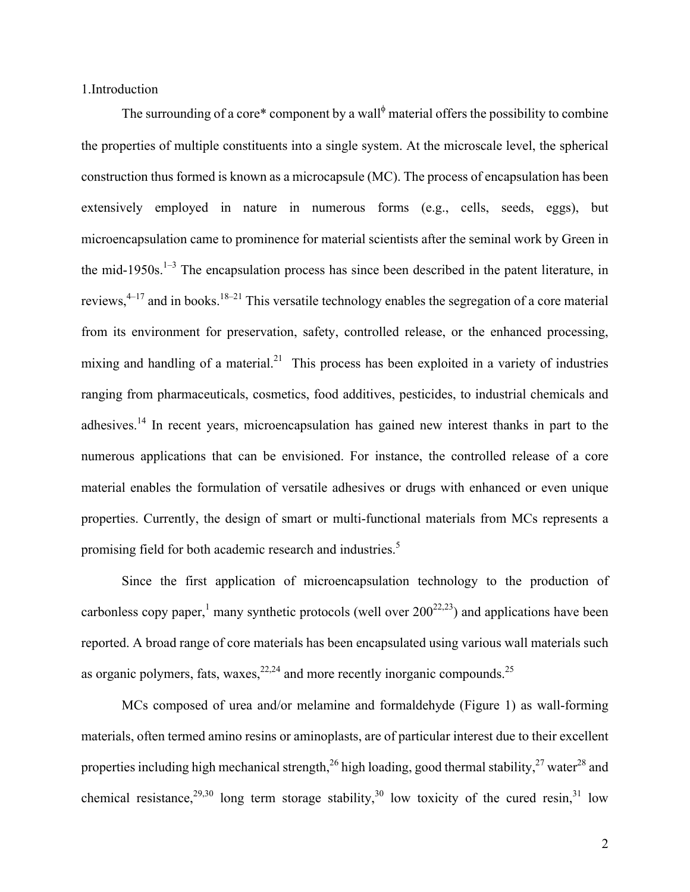1.Introduction

The surrounding of a core* component by a wall$^{\phi}$ material offers the possibility to combine the properties of multiple constituents into a single system. At the microscale level, the spherical construction thus formed is known as a microcapsule (MC). The process of encapsulation has been extensively employed in nature in numerous forms (e.g., cells, seeds, eggs), but microencapsulation came to prominence for material scientists after the seminal work by Green in the mid-1950s.[1–3] The encapsulation process has since been described in the patent literature, in reviews,[4–17] and in books.[18–21] This versatile technology enables the segregation of a core material from its environment for preservation, safety, controlled release, or the enhanced processing, mixing and handling of a material.[21] This process has been exploited in a variety of industries ranging from pharmaceuticals, cosmetics, food additives, pesticides, to industrial chemicals and adhesives.[14] In recent years, microencapsulation has gained new interest thanks in part to the numerous applications that can be envisioned. For instance, the controlled release of a core material enables the formulation of versatile adhesives or drugs with enhanced or even unique properties. Currently, the design of smart or multi-functional materials from MCs represents a promising field for both academic research and industries.[5]

Since the first application of microencapsulation technology to the production of carbonless copy paper,[1] many synthetic protocols (well over 200[22,23]) and applications have been reported. A broad range of core materials has been encapsulated using various wall materials such as organic polymers, fats, waxes,[22,24] and more recently inorganic compounds.[25]

MCs composed of urea and/or melamine and formaldehyde (Figure 1) as wall-forming materials, often termed amino resins or aminoplasts, are of particular interest due to their excellent properties including high mechanical strength,[26] high loading, good thermal stability,[27] water[28] and chemical resistance,[29,30] long term storage stability,[30] low toxicity of the cured resin,[31] low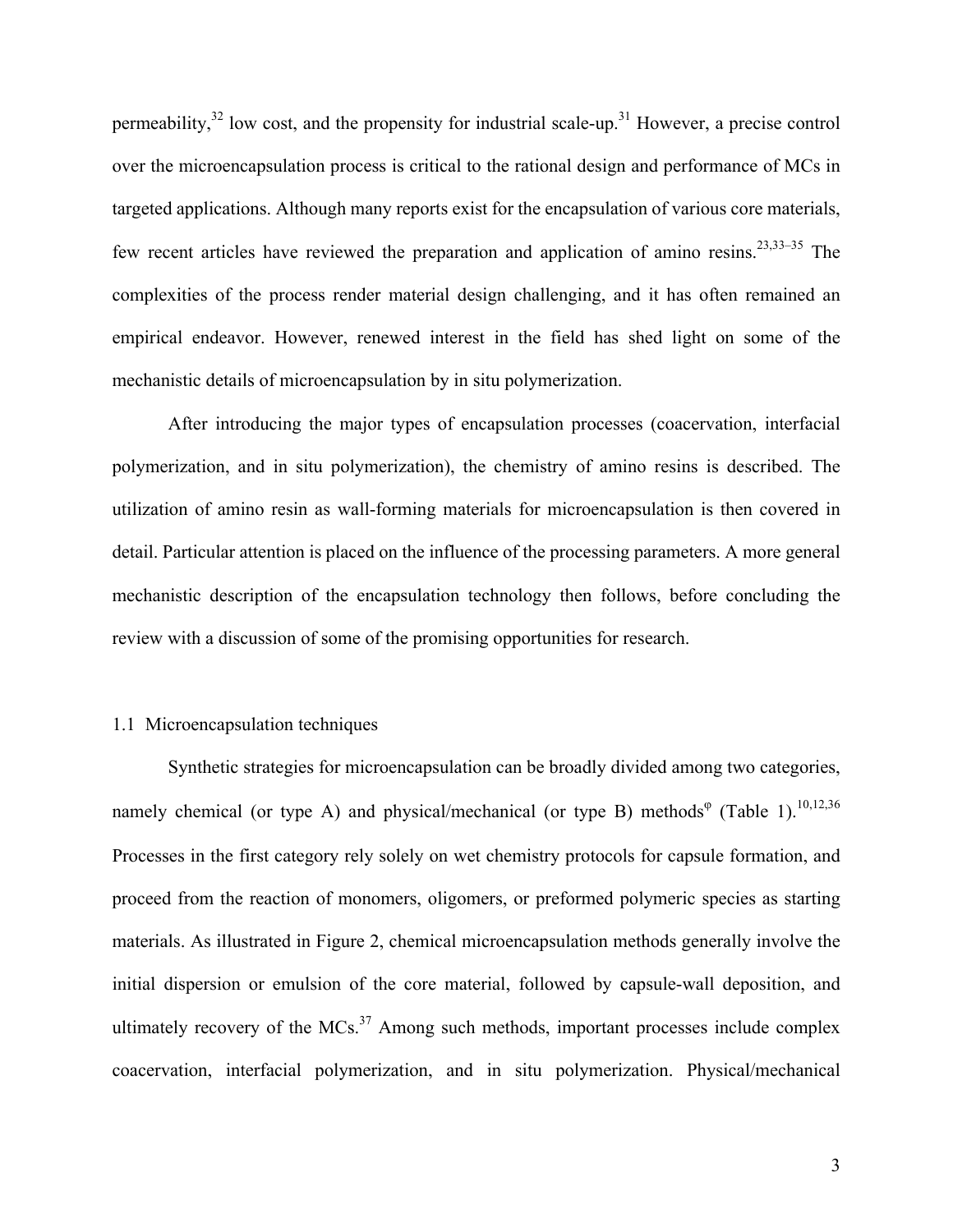permeability,[32] low cost, and the propensity for industrial scale-up.[31] However, a precise control over the microencapsulation process is critical to the rational design and performance of MCs in targeted applications. Although many reports exist for the encapsulation of various core materials, few recent articles have reviewed the preparation and application of amino resins.[23,33–35] The complexities of the process render material design challenging, and it has often remained an empirical endeavor. However, renewed interest in the field has shed light on some of the mechanistic details of microencapsulation by in situ polymerization.

After introducing the major types of encapsulation processes (coacervation, interfacial polymerization, and in situ polymerization), the chemistry of amino resins is described. The utilization of amino resin as wall-forming materials for microencapsulation is then covered in detail. Particular attention is placed on the influence of the processing parameters. A more general mechanistic description of the encapsulation technology then follows, before concluding the review with a discussion of some of the promising opportunities for research.

## 1.1 Microencapsulation techniques

Synthetic strategies for microencapsulation can be broadly divided among two categories, namely chemical (or type A) and physical/mechanical (or type B) methods[φ] (Table 1).[10,12,36] Processes in the first category rely solely on wet chemistry protocols for capsule formation, and proceed from the reaction of monomers, oligomers, or preformed polymeric species as starting materials. As illustrated in Figure 2, chemical microencapsulation methods generally involve the initial dispersion or emulsion of the core material, followed by capsule-wall deposition, and ultimately recovery of the MCs.[37] Among such methods, important processes include complex coacervation, interfacial polymerization, and in situ polymerization. Physical/mechanical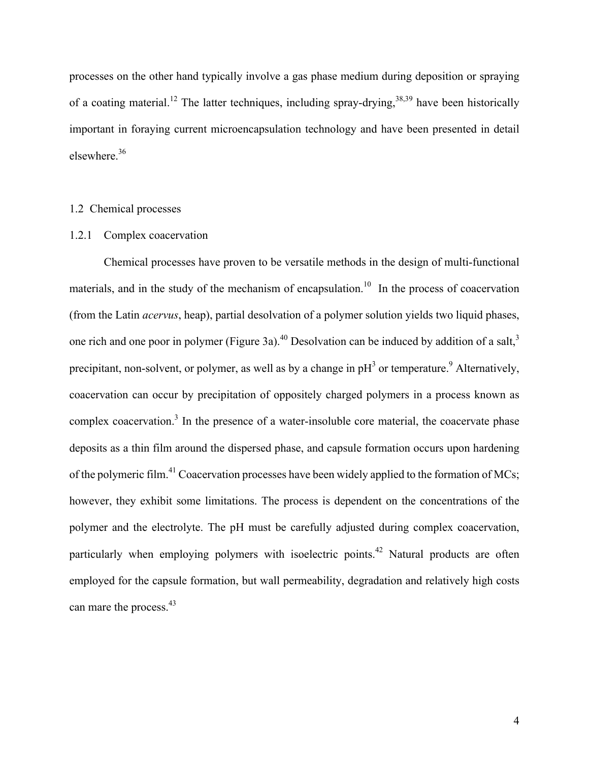processes on the other hand typically involve a gas phase medium during deposition or spraying of a coating material.[12] The latter techniques, including spray-drying,[38,39] have been historically important in foraying current microencapsulation technology and have been presented in detail elsewhere.[36]

## 1.2 Chemical processes

### 1.2.1 Complex coacervation

Chemical processes have proven to be versatile methods in the design of multi-functional materials, and in the study of the mechanism of encapsulation.[10] In the process of coacervation (from the Latin *acervus*, heap), partial desolvation of a polymer solution yields two liquid phases, one rich and one poor in polymer (Figure 3a).[40] Desolvation can be induced by addition of a salt,[3] precipitant, non-solvent, or polymer, as well as by a change in pH[3] or temperature.[9] Alternatively, coacervation can occur by precipitation of oppositely charged polymers in a process known as complex coacervation.[3] In the presence of a water-insoluble core material, the coacervate phase deposits as a thin film around the dispersed phase, and capsule formation occurs upon hardening of the polymeric film.[41] Coacervation processes have been widely applied to the formation of MCs; however, they exhibit some limitations. The process is dependent on the concentrations of the polymer and the electrolyte. The pH must be carefully adjusted during complex coacervation, particularly when employing polymers with isoelectric points.[42] Natural products are often employed for the capsule formation, but wall permeability, degradation and relatively high costs can mare the process.[43]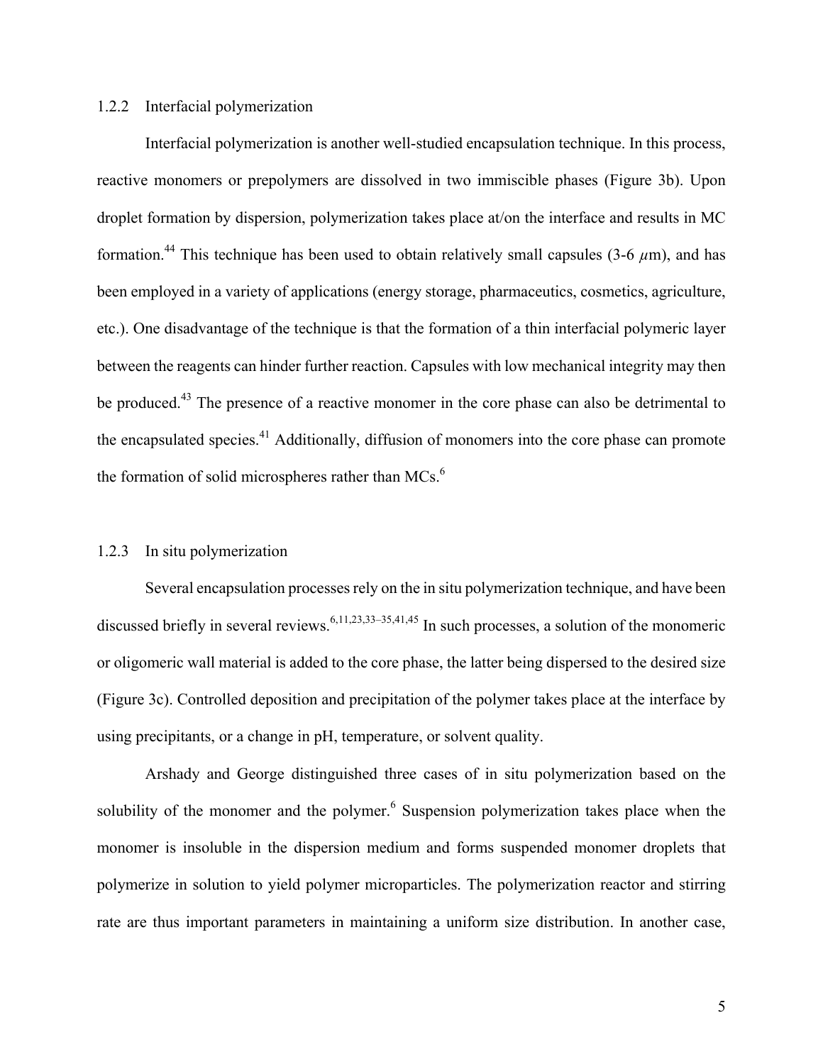### 1.2.2 Interfacial polymerization

Interfacial polymerization is another well-studied encapsulation technique. In this process, reactive monomers or prepolymers are dissolved in two immiscible phases (Figure 3b). Upon droplet formation by dispersion, polymerization takes place at/on the interface and results in MC formation.[44] This technique has been used to obtain relatively small capsules (3-6 $\mu$m), and has been employed in a variety of applications (energy storage, pharmaceutics, cosmetics, agriculture, etc.). One disadvantage of the technique is that the formation of a thin interfacial polymeric layer between the reagents can hinder further reaction. Capsules with low mechanical integrity may then be produced.[43] The presence of a reactive monomer in the core phase can also be detrimental to the encapsulated species.[41] Additionally, diffusion of monomers into the core phase can promote the formation of solid microspheres rather than MCs.[6]

### 1.2.3 In situ polymerization

Several encapsulation processes rely on the in situ polymerization technique, and have been discussed briefly in several reviews.[6,11,23,33–35,41,45] In such processes, a solution of the monomeric or oligomeric wall material is added to the core phase, the latter being dispersed to the desired size (Figure 3c). Controlled deposition and precipitation of the polymer takes place at the interface by using precipitants, or a change in pH, temperature, or solvent quality.

Arshady and George distinguished three cases of in situ polymerization based on the solubility of the monomer and the polymer.[6] Suspension polymerization takes place when the monomer is insoluble in the dispersion medium and forms suspended monomer droplets that polymerize in solution to yield polymer microparticles. The polymerization reactor and stirring rate are thus important parameters in maintaining a uniform size distribution. In another case,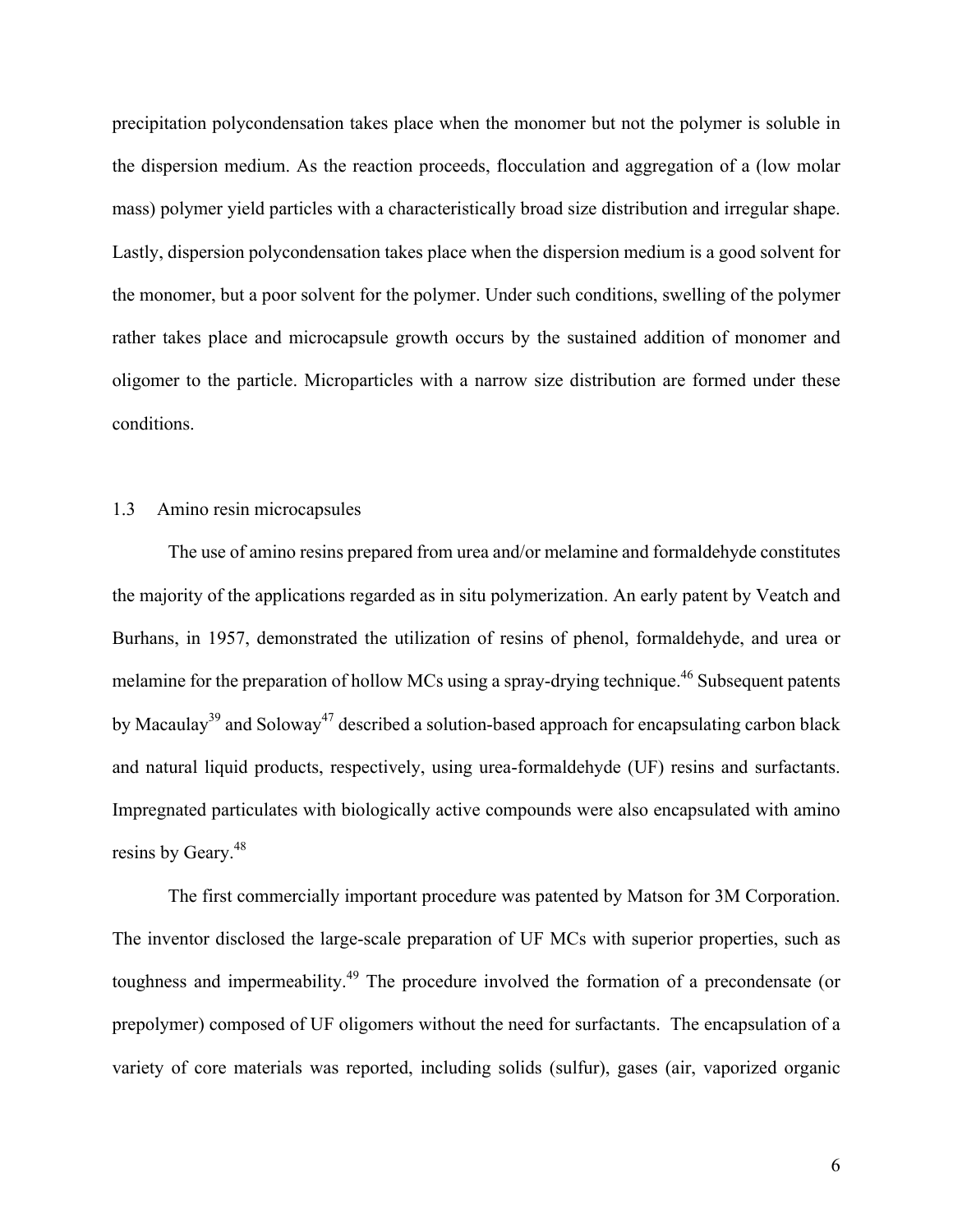precipitation polycondensation takes place when the monomer but not the polymer is soluble in the dispersion medium. As the reaction proceeds, flocculation and aggregation of a (low molar mass) polymer yield particles with a characteristically broad size distribution and irregular shape. Lastly, dispersion polycondensation takes place when the dispersion medium is a good solvent for the monomer, but a poor solvent for the polymer. Under such conditions, swelling of the polymer rather takes place and microcapsule growth occurs by the sustained addition of monomer and oligomer to the particle. Microparticles with a narrow size distribution are formed under these conditions.

## 1.3 Amino resin microcapsules

The use of amino resins prepared from urea and/or melamine and formaldehyde constitutes the majority of the applications regarded as in situ polymerization. An early patent by Veatch and Burhans, in 1957, demonstrated the utilization of resins of phenol, formaldehyde, and urea or melamine for the preparation of hollow MCs using a spray-drying technique.[46] Subsequent patents by Macaulay[39] and Soloway[47] described a solution-based approach for encapsulating carbon black and natural liquid products, respectively, using urea-formaldehyde (UF) resins and surfactants. Impregnated particulates with biologically active compounds were also encapsulated with amino resins by Geary.[48]

The first commercially important procedure was patented by Matson for 3M Corporation. The inventor disclosed the large-scale preparation of UF MCs with superior properties, such as toughness and impermeability.[49] The procedure involved the formation of a precondensate (or prepolymer) composed of UF oligomers without the need for surfactants. The encapsulation of a variety of core materials was reported, including solids (sulfur), gases (air, vaporized organic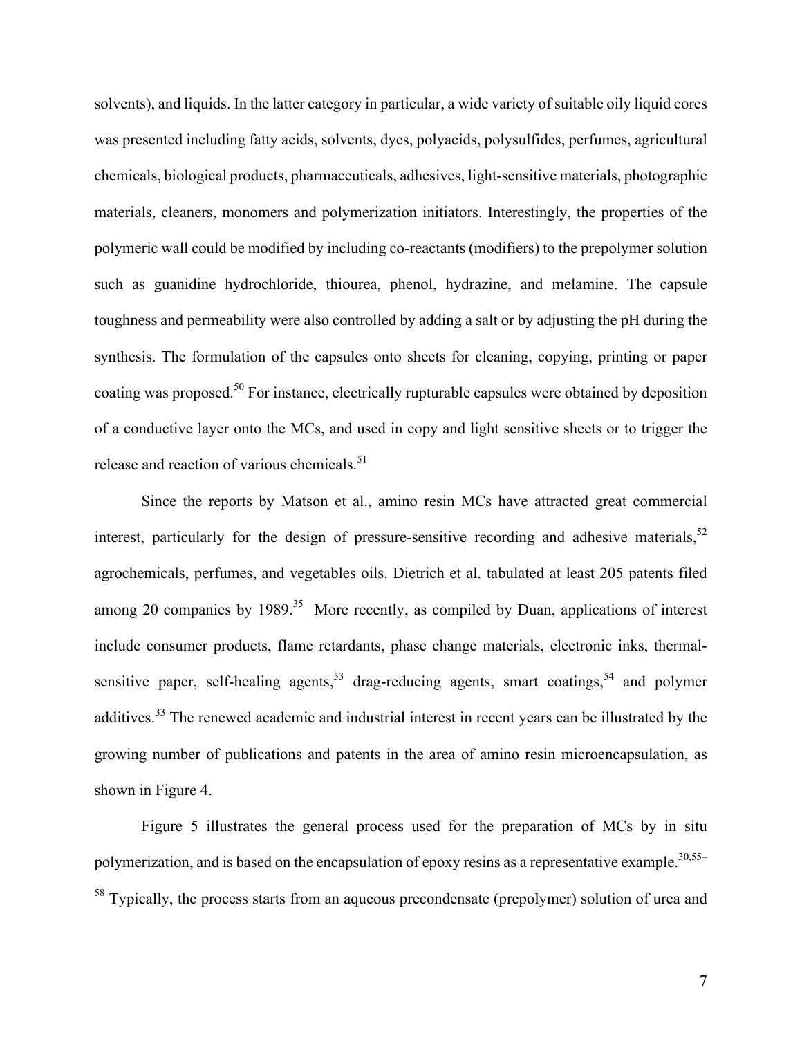solvents), and liquids. In the latter category in particular, a wide variety of suitable oily liquid cores was presented including fatty acids, solvents, dyes, polyacids, polysulfides, perfumes, agricultural chemicals, biological products, pharmaceuticals, adhesives, light-sensitive materials, photographic materials, cleaners, monomers and polymerization initiators. Interestingly, the properties of the polymeric wall could be modified by including co-reactants (modifiers) to the prepolymer solution such as guanidine hydrochloride, thiourea, phenol, hydrazine, and melamine. The capsule toughness and permeability were also controlled by adding a salt or by adjusting the pH during the synthesis. The formulation of the capsules onto sheets for cleaning, copying, printing or paper coating was proposed.[50] For instance, electrically rupturable capsules were obtained by deposition of a conductive layer onto the MCs, and used in copy and light sensitive sheets or to trigger the release and reaction of various chemicals.[51]

Since the reports by Matson et al., amino resin MCs have attracted great commercial interest, particularly for the design of pressure-sensitive recording and adhesive materials,[52] agrochemicals, perfumes, and vegetables oils. Dietrich et al. tabulated at least 205 patents filed among 20 companies by 1989.[35] More recently, as compiled by Duan, applications of interest include consumer products, flame retardants, phase change materials, electronic inks, thermal-sensitive paper, self-healing agents,[53] drag-reducing agents, smart coatings,[54] and polymer additives.[33] The renewed academic and industrial interest in recent years can be illustrated by the growing number of publications and patents in the area of amino resin microencapsulation, as shown in Figure 4.

Figure 5 illustrates the general process used for the preparation of MCs by in situ polymerization, and is based on the encapsulation of epoxy resins as a representative example.[30,55–58] Typically, the process starts from an aqueous precondensate (prepolymer) solution of urea and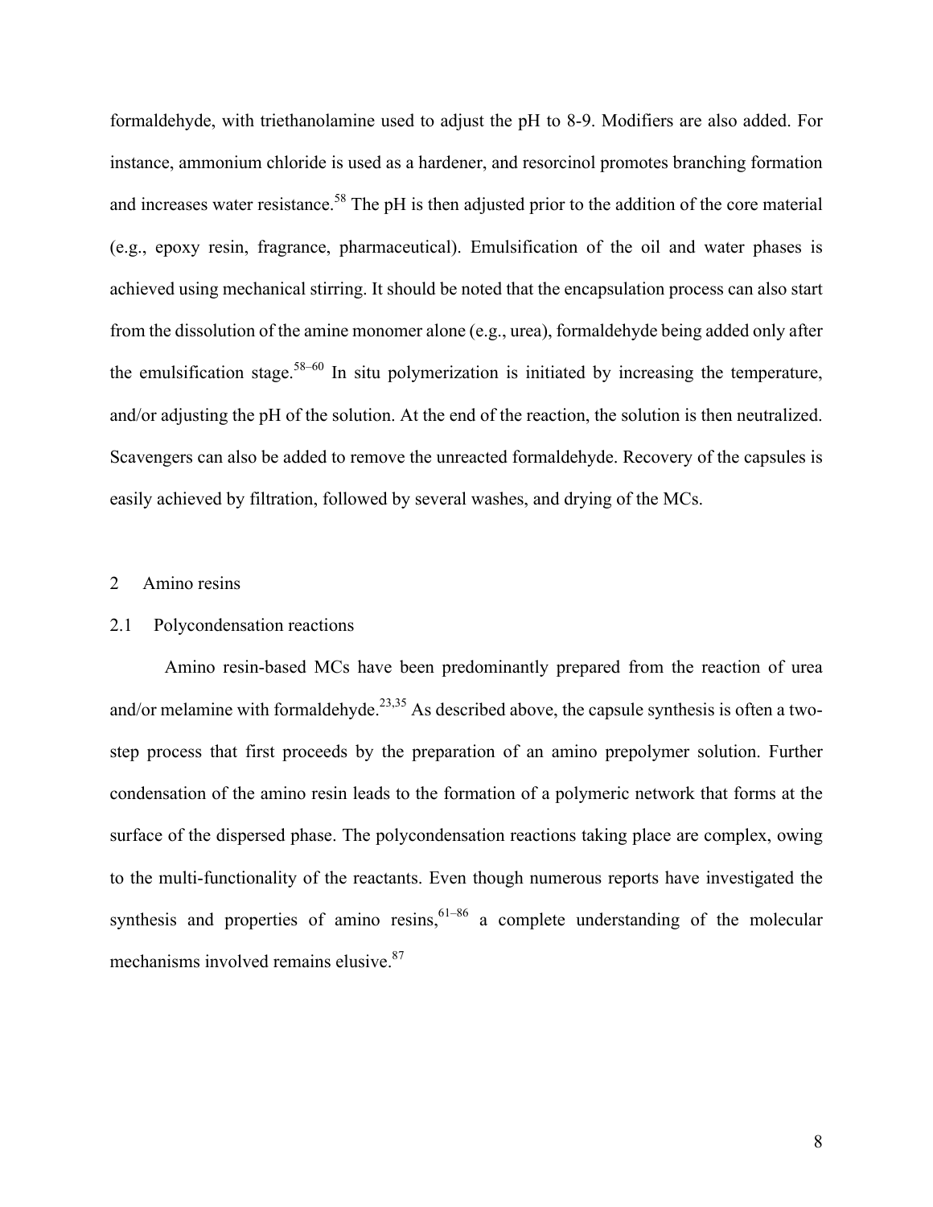formaldehyde, with triethanolamine used to adjust the pH to 8-9. Modifiers are also added. For instance, ammonium chloride is used as a hardener, and resorcinol promotes branching formation and increases water resistance.[58] The pH is then adjusted prior to the addition of the core material (e.g., epoxy resin, fragrance, pharmaceutical). Emulsification of the oil and water phases is achieved using mechanical stirring. It should be noted that the encapsulation process can also start from the dissolution of the amine monomer alone (e.g., urea), formaldehyde being added only after the emulsification stage.[58–60] In situ polymerization is initiated by increasing the temperature, and/or adjusting the pH of the solution. At the end of the reaction, the solution is then neutralized. Scavengers can also be added to remove the unreacted formaldehyde. Recovery of the capsules is easily achieved by filtration, followed by several washes, and drying of the MCs.

## 2 Amino resins

### 2.1 Polycondensation reactions

Amino resin-based MCs have been predominantly prepared from the reaction of urea and/or melamine with formaldehyde.[23,35] As described above, the capsule synthesis is often a two-step process that first proceeds by the preparation of an amino prepolymer solution. Further condensation of the amino resin leads to the formation of a polymeric network that forms at the surface of the dispersed phase. The polycondensation reactions taking place are complex, owing to the multi-functionality of the reactants. Even though numerous reports have investigated the synthesis and properties of amino resins,[61–86] a complete understanding of the molecular mechanisms involved remains elusive.[87]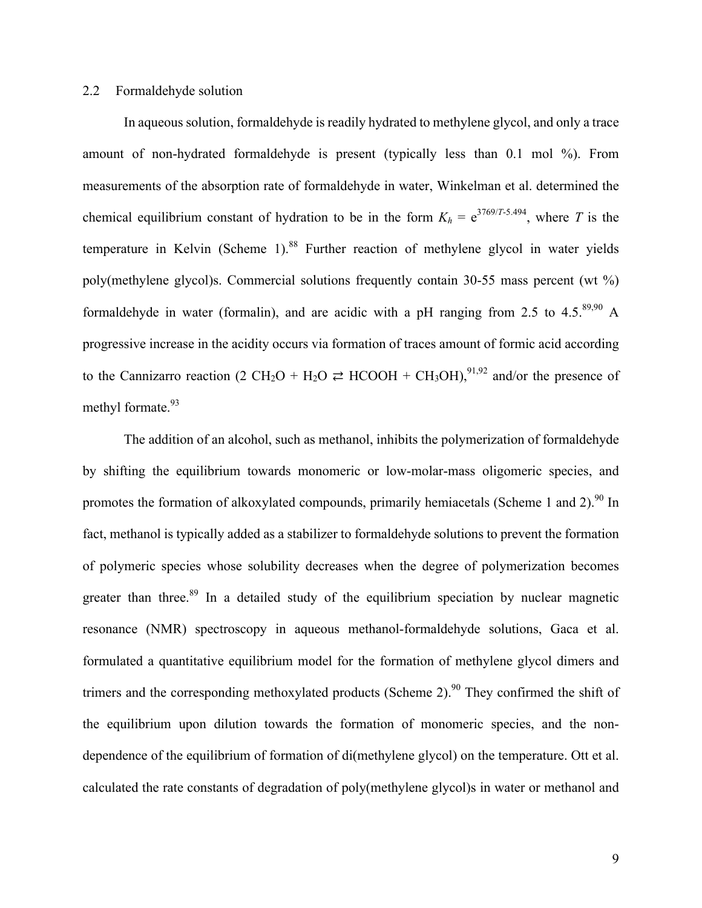## 2.2 Formaldehyde solution

In aqueous solution, formaldehyde is readily hydrated to methylene glycol, and only a trace amount of non-hydrated formaldehyde is present (typically less than 0.1 mol %). From measurements of the absorption rate of formaldehyde in water, Winkelman et al. determined the chemical equilibrium constant of hydration to be in the form $K_h = e^{3769/T - 5.494}$, where $T$ is the temperature in Kelvin (Scheme 1).[88] Further reaction of methylene glycol in water yields poly(methylene glycol)s. Commercial solutions frequently contain 30-55 mass percent (wt %) formaldehyde in water (formalin), and are acidic with a pH ranging from 2.5 to 4.5.[89,90] A progressive increase in the acidity occurs via formation of traces amount of formic acid according to the Cannizarro reaction ($2\ CH_2O + H_2O \rightleftarrows HCOOH + CH_3OH$),[91,92] and/or the presence of methyl formate.[93]

The addition of an alcohol, such as methanol, inhibits the polymerization of formaldehyde by shifting the equilibrium towards monomeric or low-molar-mass oligomeric species, and promotes the formation of alkoxylated compounds, primarily hemiacetals (Scheme 1 and 2).[90] In fact, methanol is typically added as a stabilizer to formaldehyde solutions to prevent the formation of polymeric species whose solubility decreases when the degree of polymerization becomes greater than three.[89] In a detailed study of the equilibrium speciation by nuclear magnetic resonance (NMR) spectroscopy in aqueous methanol-formaldehyde solutions, Gaca et al. formulated a quantitative equilibrium model for the formation of methylene glycol dimers and trimers and the corresponding methoxylated products (Scheme 2).[90] They confirmed the shift of the equilibrium upon dilution towards the formation of monomeric species, and the non-dependence of the equilibrium of formation of di(methylene glycol) on the temperature. Ott et al. calculated the rate constants of degradation of poly(methylene glycol)s in water or methanol and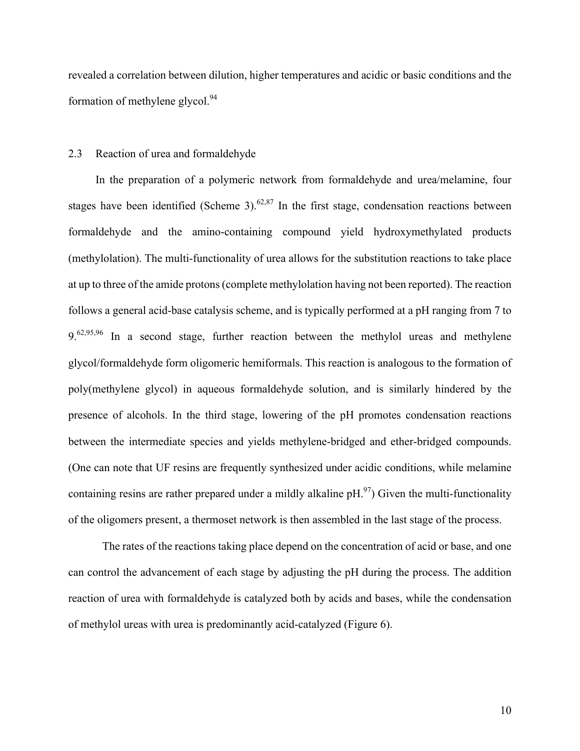revealed a correlation between dilution, higher temperatures and acidic or basic conditions and the formation of methylene glycol.[94]

## 2.3 Reaction of urea and formaldehyde

In the preparation of a polymeric network from formaldehyde and urea/melamine, four stages have been identified (Scheme 3).[62,87] In the first stage, condensation reactions between formaldehyde and the amino-containing compound yield hydroxymethylated products (methylolation). The multi-functionality of urea allows for the substitution reactions to take place at up to three of the amide protons (complete methylolation having not been reported). The reaction follows a general acid-base catalysis scheme, and is typically performed at a pH ranging from 7 to 9.[62,95,96] In a second stage, further reaction between the methylol ureas and methylene glycol/formaldehyde form oligomeric hemiformals. This reaction is analogous to the formation of poly(methylene glycol) in aqueous formaldehyde solution, and is similarly hindered by the presence of alcohols. In the third stage, lowering of the pH promotes condensation reactions between the intermediate species and yields methylene-bridged and ether-bridged compounds. (One can note that UF resins are frequently synthesized under acidic conditions, while melamine containing resins are rather prepared under a mildly alkaline pH.[97]) Given the multi-functionality of the oligomers present, a thermoset network is then assembled in the last stage of the process.

The rates of the reactions taking place depend on the concentration of acid or base, and one can control the advancement of each stage by adjusting the pH during the process. The addition reaction of urea with formaldehyde is catalyzed both by acids and bases, while the condensation of methylol ureas with urea is predominantly acid-catalyzed (Figure 6).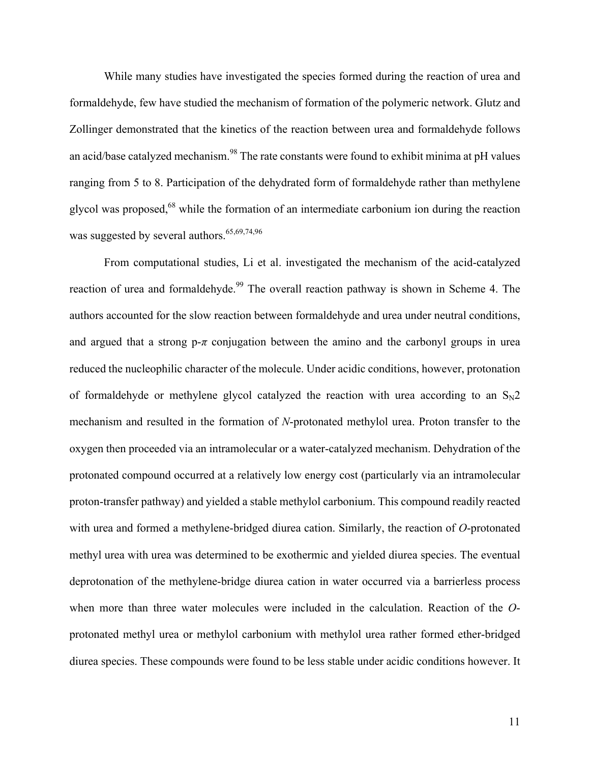While many studies have investigated the species formed during the reaction of urea and formaldehyde, few have studied the mechanism of formation of the polymeric network. Glutz and Zollinger demonstrated that the kinetics of the reaction between urea and formaldehyde follows an acid/base catalyzed mechanism.[98] The rate constants were found to exhibit minima at pH values ranging from 5 to 8. Participation of the dehydrated form of formaldehyde rather than methylene glycol was proposed,[68] while the formation of an intermediate carbonium ion during the reaction was suggested by several authors.[65,69,74,96]

From computational studies, Li et al. investigated the mechanism of the acid-catalyzed reaction of urea and formaldehyde.[99] The overall reaction pathway is shown in Scheme 4. The authors accounted for the slow reaction between formaldehyde and urea under neutral conditions, and argued that a strong p-$\pi$ conjugation between the amino and the carbonyl groups in urea reduced the nucleophilic character of the molecule. Under acidic conditions, however, protonation of formaldehyde or methylene glycol catalyzed the reaction with urea according to an $S_N2$ mechanism and resulted in the formation of *N*-protonated methylol urea. Proton transfer to the oxygen then proceeded via an intramolecular or a water-catalyzed mechanism. Dehydration of the protonated compound occurred at a relatively low energy cost (particularly via an intramolecular proton-transfer pathway) and yielded a stable methylol carbonium. This compound readily reacted with urea and formed a methylene-bridged diurea cation. Similarly, the reaction of *O*-protonated methyl urea with urea was determined to be exothermic and yielded diurea species. The eventual deprotonation of the methylene-bridge diurea cation in water occurred via a barrierless process when more than three water molecules were included in the calculation. Reaction of the *O*-protonated methyl urea or methylol carbonium with methylol urea rather formed ether-bridged diurea species. These compounds were found to be less stable under acidic conditions however. It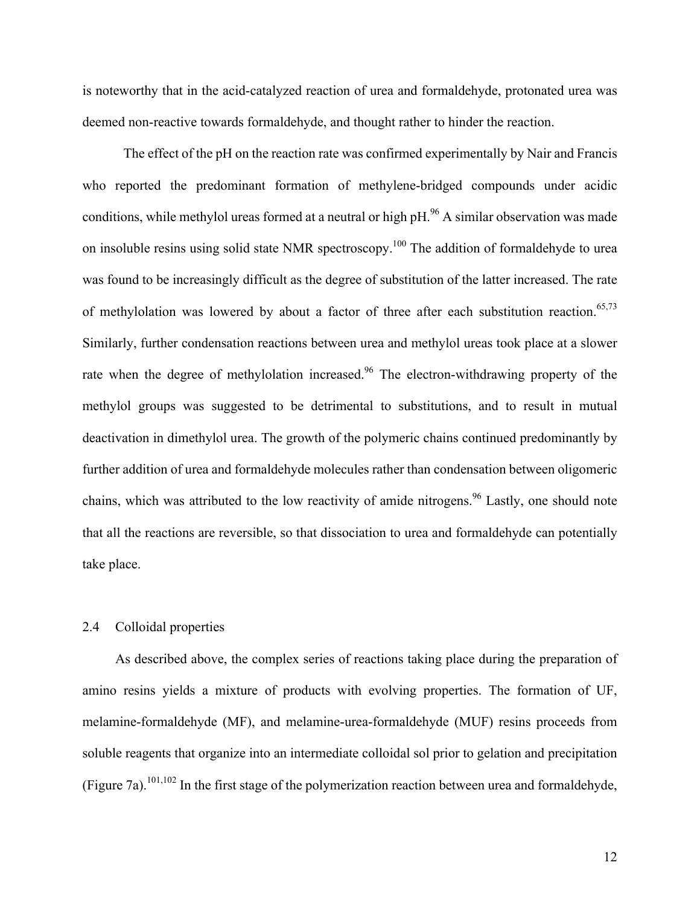is noteworthy that in the acid-catalyzed reaction of urea and formaldehyde, protonated urea was deemed non-reactive towards formaldehyde, and thought rather to hinder the reaction.

The effect of the pH on the reaction rate was confirmed experimentally by Nair and Francis who reported the predominant formation of methylene-bridged compounds under acidic conditions, while methylol ureas formed at a neutral or high pH.[96] A similar observation was made on insoluble resins using solid state NMR spectroscopy.[100] The addition of formaldehyde to urea was found to be increasingly difficult as the degree of substitution of the latter increased. The rate of methylolation was lowered by about a factor of three after each substitution reaction.[65,73] Similarly, further condensation reactions between urea and methylol ureas took place at a slower rate when the degree of methylolation increased.[96] The electron-withdrawing property of the methylol groups was suggested to be detrimental to substitutions, and to result in mutual deactivation in dimethylol urea. The growth of the polymeric chains continued predominantly by further addition of urea and formaldehyde molecules rather than condensation between oligomeric chains, which was attributed to the low reactivity of amide nitrogens.[96] Lastly, one should note that all the reactions are reversible, so that dissociation to urea and formaldehyde can potentially take place.

## 2.4 Colloidal properties

As described above, the complex series of reactions taking place during the preparation of amino resins yields a mixture of products with evolving properties. The formation of UF, melamine-formaldehyde (MF), and melamine-urea-formaldehyde (MUF) resins proceeds from soluble reagents that organize into an intermediate colloidal sol prior to gelation and precipitation (Figure 7a).[101,102] In the first stage of the polymerization reaction between urea and formaldehyde,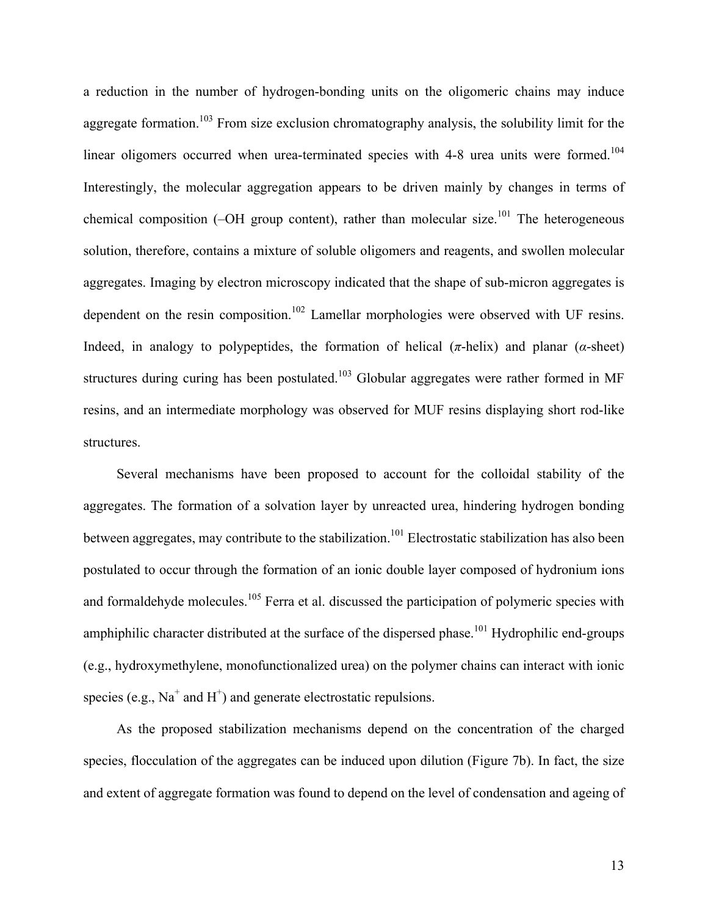a reduction in the number of hydrogen-bonding units on the oligomeric chains may induce aggregate formation.[103] From size exclusion chromatography analysis, the solubility limit for the linear oligomers occurred when urea-terminated species with 4-8 urea units were formed.[104] Interestingly, the molecular aggregation appears to be driven mainly by changes in terms of chemical composition (–OH group content), rather than molecular size.[101] The heterogeneous solution, therefore, contains a mixture of soluble oligomers and reagents, and swollen molecular aggregates. Imaging by electron microscopy indicated that the shape of sub-micron aggregates is dependent on the resin composition.[102] Lamellar morphologies were observed with UF resins. Indeed, in analogy to polypeptides, the formation of helical ($\pi$-helix) and planar ($\alpha$-sheet) structures during curing has been postulated.[103] Globular aggregates were rather formed in MF resins, and an intermediate morphology was observed for MUF resins displaying short rod-like structures.

Several mechanisms have been proposed to account for the colloidal stability of the aggregates. The formation of a solvation layer by unreacted urea, hindering hydrogen bonding between aggregates, may contribute to the stabilization.[101] Electrostatic stabilization has also been postulated to occur through the formation of an ionic double layer composed of hydronium ions and formaldehyde molecules.[105] Ferra et al. discussed the participation of polymeric species with amphiphilic character distributed at the surface of the dispersed phase.[101] Hydrophilic end-groups (e.g., hydroxymethylene, monofunctionalized urea) on the polymer chains can interact with ionic species (e.g., $Na^+$ and $H^+$) and generate electrostatic repulsions.

As the proposed stabilization mechanisms depend on the concentration of the charged species, flocculation of the aggregates can be induced upon dilution (Figure 7b). In fact, the size and extent of aggregate formation was found to depend on the level of condensation and ageing of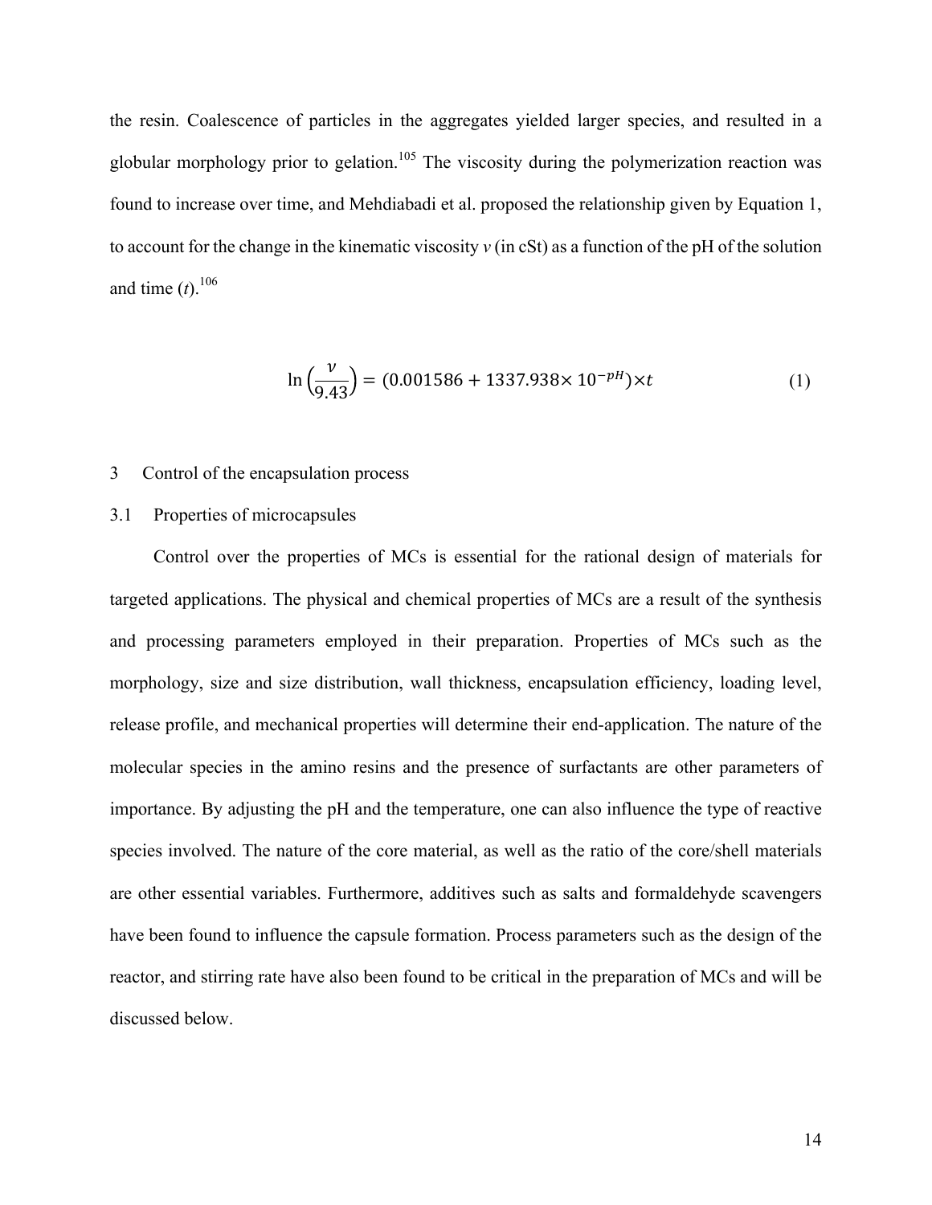the resin. Coalescence of particles in the aggregates yielded larger species, and resulted in a globular morphology prior to gelation.[105] The viscosity during the polymerization reaction was found to increase over time, and Mehdiabadi et al. proposed the relationship given by Equation 1, to account for the change in the kinematic viscosity $v$ (in cSt) as a function of the pH of the solution and time ($t$).[106]

$$\ln\left(\frac{\nu}{9.43}\right) = (0.001586 + 1337.938\times 10^{-pH})\times t \quad (1)$$

## 3 Control of the encapsulation process

### 3.1 Properties of microcapsules

Control over the properties of MCs is essential for the rational design of materials for targeted applications. The physical and chemical properties of MCs are a result of the synthesis and processing parameters employed in their preparation. Properties of MCs such as the morphology, size and size distribution, wall thickness, encapsulation efficiency, loading level, release profile, and mechanical properties will determine their end-application. The nature of the molecular species in the amino resins and the presence of surfactants are other parameters of importance. By adjusting the pH and the temperature, one can also influence the type of reactive species involved. The nature of the core material, as well as the ratio of the core/shell materials are other essential variables. Furthermore, additives such as salts and formaldehyde scavengers have been found to influence the capsule formation. Process parameters such as the design of the reactor, and stirring rate have also been found to be critical in the preparation of MCs and will be discussed below.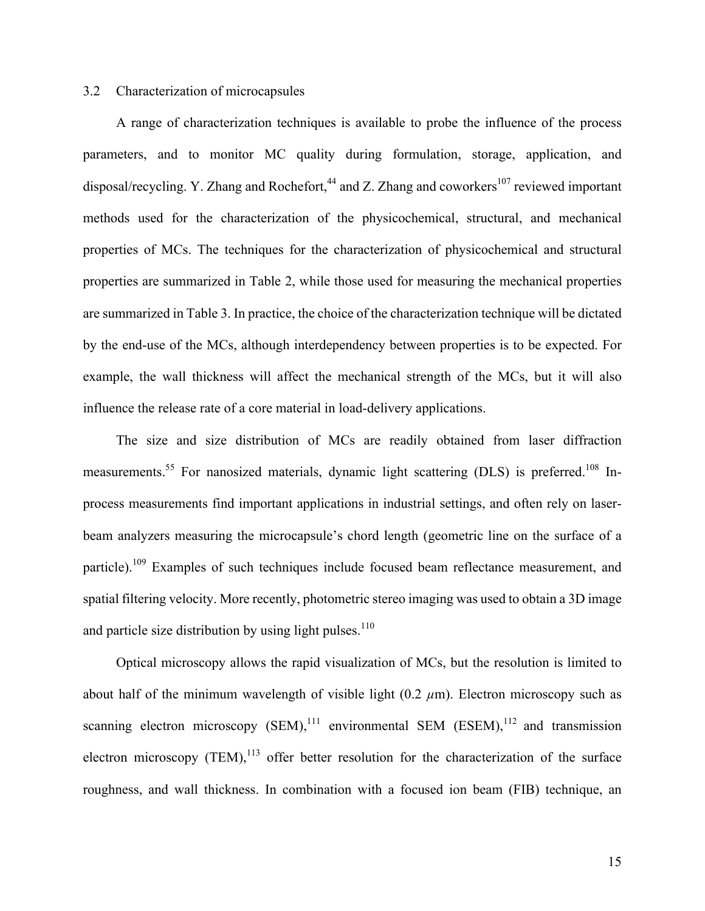### 3.2 Characterization of microcapsules

A range of characterization techniques is available to probe the influence of the process parameters, and to monitor MC quality during formulation, storage, application, and disposal/recycling. Y. Zhang and Rochefort,[44] and Z. Zhang and coworkers[107] reviewed important methods used for the characterization of the physicochemical, structural, and mechanical properties of MCs. The techniques for the characterization of physicochemical and structural properties are summarized in Table 2, while those used for measuring the mechanical properties are summarized in Table 3. In practice, the choice of the characterization technique will be dictated by the end-use of the MCs, although interdependency between properties is to be expected. For example, the wall thickness will affect the mechanical strength of the MCs, but it will also influence the release rate of a core material in load-delivery applications.

The size and size distribution of MCs are readily obtained from laser diffraction measurements.[55] For nanosized materials, dynamic light scattering (DLS) is preferred.[108] In-process measurements find important applications in industrial settings, and often rely on laser-beam analyzers measuring the microcapsule's chord length (geometric line on the surface of a particle).[109] Examples of such techniques include focused beam reflectance measurement, and spatial filtering velocity. More recently, photometric stereo imaging was used to obtain a 3D image and particle size distribution by using light pulses.[110]

Optical microscopy allows the rapid visualization of MCs, but the resolution is limited to about half of the minimum wavelength of visible light (0.2 $\mu$m). Electron microscopy such as scanning electron microscopy (SEM),[111] environmental SEM (ESEM),[112] and transmission electron microscopy (TEM),[113] offer better resolution for the characterization of the surface roughness, and wall thickness. In combination with a focused ion beam (FIB) technique, an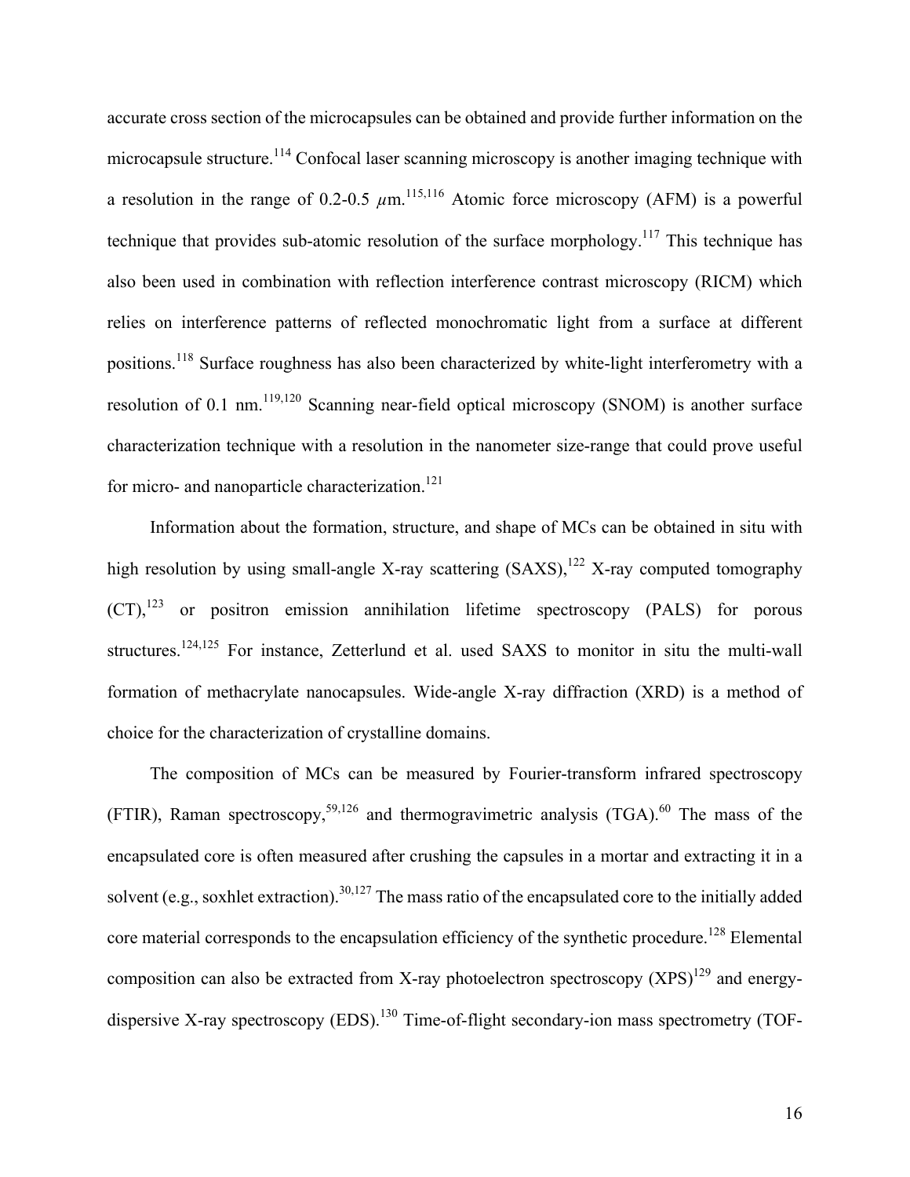accurate cross section of the microcapsules can be obtained and provide further information on the microcapsule structure.[114] Confocal laser scanning microscopy is another imaging technique with a resolution in the range of 0.2-0.5 $\mu$m.[115,116] Atomic force microscopy (AFM) is a powerful technique that provides sub-atomic resolution of the surface morphology.[117] This technique has also been used in combination with reflection interference contrast microscopy (RICM) which relies on interference patterns of reflected monochromatic light from a surface at different positions.[118] Surface roughness has also been characterized by white-light interferometry with a resolution of 0.1 nm.[119,120] Scanning near-field optical microscopy (SNOM) is another surface characterization technique with a resolution in the nanometer size-range that could prove useful for micro- and nanoparticle characterization.[121]

Information about the formation, structure, and shape of MCs can be obtained in situ with high resolution by using small-angle X-ray scattering (SAXS),[122] X-ray computed tomography (CT),[123] or positron emission annihilation lifetime spectroscopy (PALS) for porous structures.[124,125] For instance, Zetterlund et al. used SAXS to monitor in situ the multi-wall formation of methacrylate nanocapsules. Wide-angle X-ray diffraction (XRD) is a method of choice for the characterization of crystalline domains.

The composition of MCs can be measured by Fourier-transform infrared spectroscopy (FTIR), Raman spectroscopy,[59,126] and thermogravimetric analysis (TGA).[60] The mass of the encapsulated core is often measured after crushing the capsules in a mortar and extracting it in a solvent (e.g., soxhlet extraction).[30,127] The mass ratio of the encapsulated core to the initially added core material corresponds to the encapsulation efficiency of the synthetic procedure.[128] Elemental composition can also be extracted from X-ray photoelectron spectroscopy (XPS)[129] and energy-dispersive X-ray spectroscopy (EDS).[130] Time-of-flight secondary-ion mass spectrometry (TOF-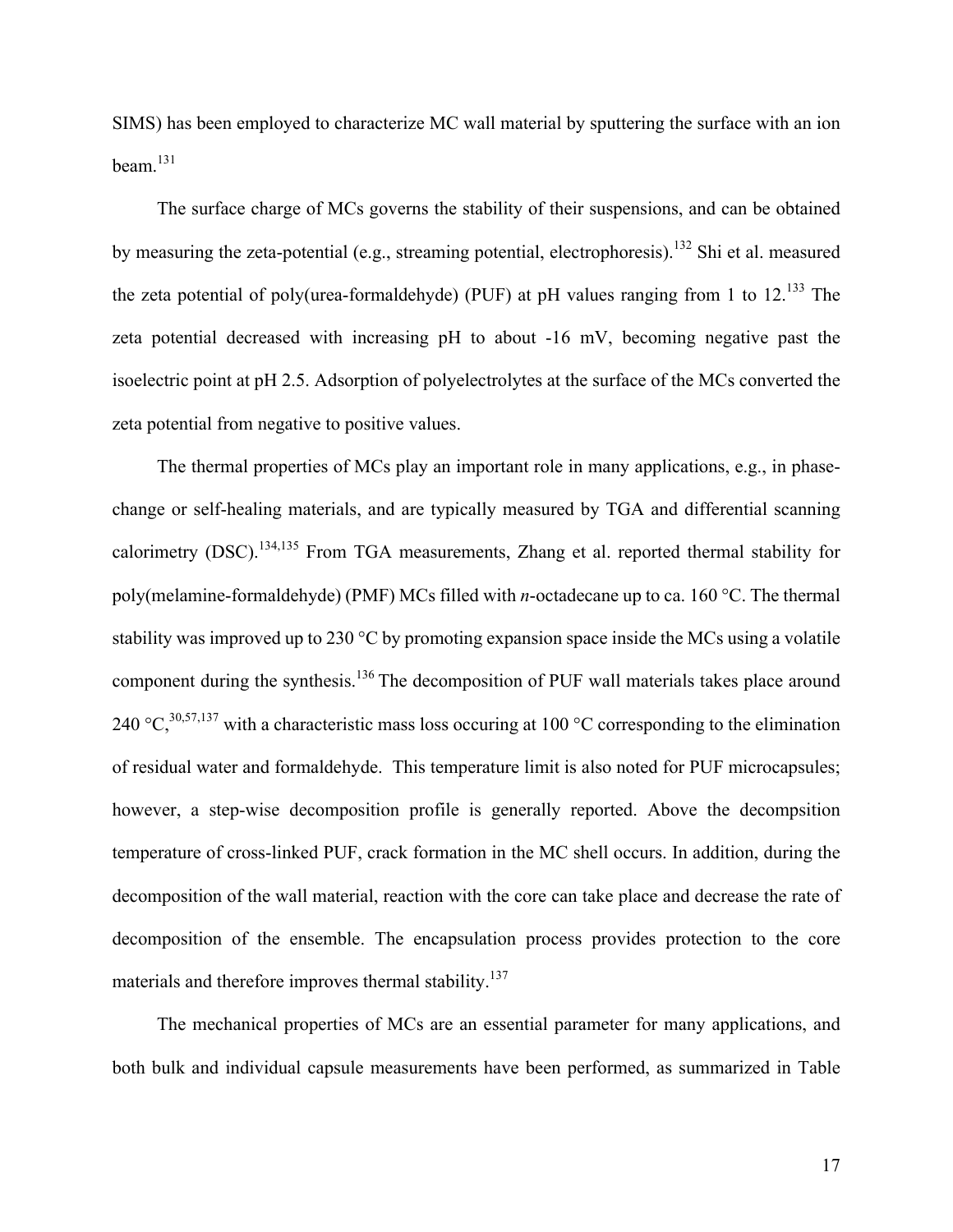SIMS) has been employed to characterize MC wall material by sputtering the surface with an ion beam.[131]

The surface charge of MCs governs the stability of their suspensions, and can be obtained by measuring the zeta-potential (e.g., streaming potential, electrophoresis).[132] Shi et al. measured the zeta potential of poly(urea-formaldehyde) (PUF) at pH values ranging from 1 to 12.[133] The zeta potential decreased with increasing pH to about -16 mV, becoming negative past the isoelectric point at pH 2.5. Adsorption of polyelectrolytes at the surface of the MCs converted the zeta potential from negative to positive values.

The thermal properties of MCs play an important role in many applications, e.g., in phase-change or self-healing materials, and are typically measured by TGA and differential scanning calorimetry (DSC).[134,135] From TGA measurements, Zhang et al. reported thermal stability for poly(melamine-formaldehyde) (PMF) MCs filled with *n*-octadecane up to ca. 160 °C. The thermal stability was improved up to 230 °C by promoting expansion space inside the MCs using a volatile component during the synthesis.[136] The decomposition of PUF wall materials takes place around 240 °C,[30,57,137] with a characteristic mass loss occuring at 100 °C corresponding to the elimination of residual water and formaldehyde. This temperature limit is also noted for PUF microcapsules; however, a step-wise decomposition profile is generally reported. Above the decompsition temperature of cross-linked PUF, crack formation in the MC shell occurs. In addition, during the decomposition of the wall material, reaction with the core can take place and decrease the rate of decomposition of the ensemble. The encapsulation process provides protection to the core materials and therefore improves thermal stability.[137]

The mechanical properties of MCs are an essential parameter for many applications, and both bulk and individual capsule measurements have been performed, as summarized in Table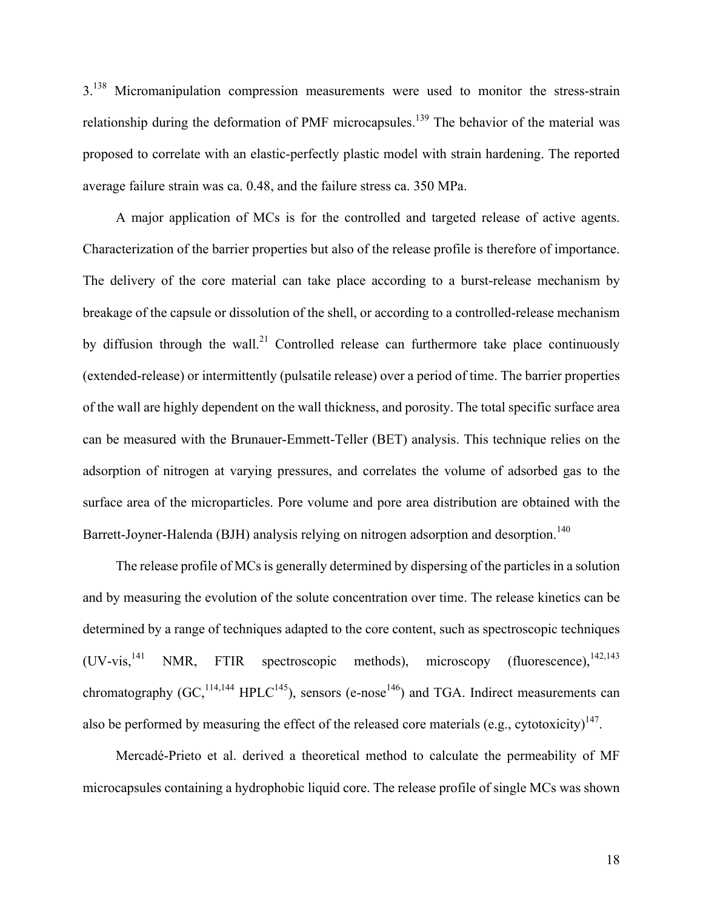3.[138] Micromanipulation compression measurements were used to monitor the stress-strain relationship during the deformation of PMF microcapsules.[139] The behavior of the material was proposed to correlate with an elastic-perfectly plastic model with strain hardening. The reported average failure strain was ca. 0.48, and the failure stress ca. 350 MPa.

A major application of MCs is for the controlled and targeted release of active agents. Characterization of the barrier properties but also of the release profile is therefore of importance. The delivery of the core material can take place according to a burst-release mechanism by breakage of the capsule or dissolution of the shell, or according to a controlled-release mechanism by diffusion through the wall.[21] Controlled release can furthermore take place continuously (extended-release) or intermittently (pulsatile release) over a period of time. The barrier properties of the wall are highly dependent on the wall thickness, and porosity. The total specific surface area can be measured with the Brunauer-Emmett-Teller (BET) analysis. This technique relies on the adsorption of nitrogen at varying pressures, and correlates the volume of adsorbed gas to the surface area of the microparticles. Pore volume and pore area distribution are obtained with the Barrett-Joyner-Halenda (BJH) analysis relying on nitrogen adsorption and desorption.[140]

The release profile of MCs is generally determined by dispersing of the particles in a solution and by measuring the evolution of the solute concentration over time. The release kinetics can be determined by a range of techniques adapted to the core content, such as spectroscopic techniques (UV-vis,[141] NMR, FTIR spectroscopic methods), microscopy (fluorescence),[142,143] chromatography (GC,[114,144] HPLC[145]), sensors (e-nose[146]) and TGA. Indirect measurements can also be performed by measuring the effect of the released core materials (e.g., cytotoxicity)[147].

Mercadé-Prieto et al. derived a theoretical method to calculate the permeability of MF microcapsules containing a hydrophobic liquid core. The release profile of single MCs was shown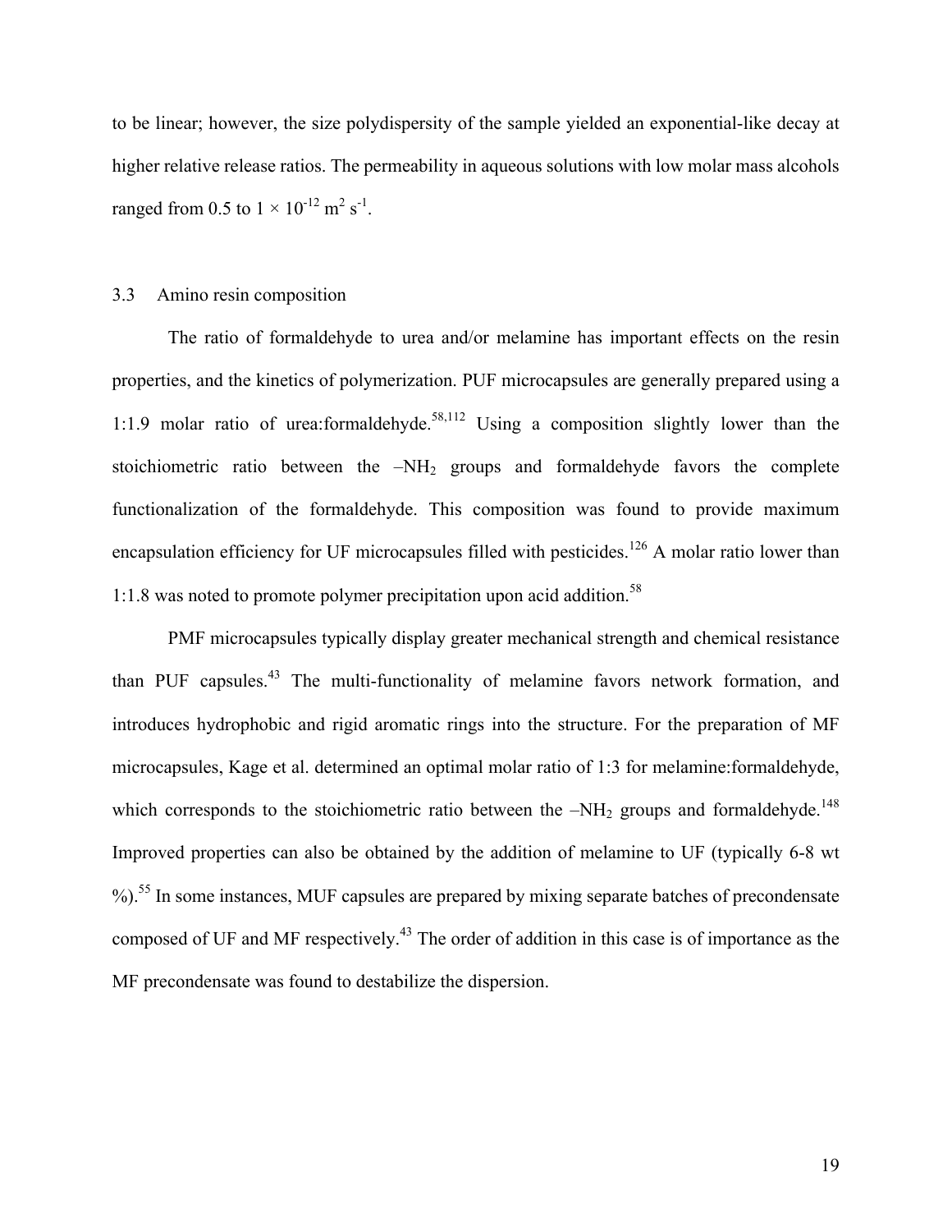to be linear; however, the size polydispersity of the sample yielded an exponential-like decay at higher relative release ratios. The permeability in aqueous solutions with low molar mass alcohols ranged from 0.5 to $1 \times 10^{-12}$ $m^2$ $s^{-1}$.

### 3.3 Amino resin composition

The ratio of formaldehyde to urea and/or melamine has important effects on the resin properties, and the kinetics of polymerization. PUF microcapsules are generally prepared using a 1:1.9 molar ratio of urea:formaldehyde.[58,112] Using a composition slightly lower than the stoichiometric ratio between the $-NH_2$ groups and formaldehyde favors the complete functionalization of the formaldehyde. This composition was found to provide maximum encapsulation efficiency for UF microcapsules filled with pesticides.[126] A molar ratio lower than 1:1.8 was noted to promote polymer precipitation upon acid addition.[58]

PMF microcapsules typically display greater mechanical strength and chemical resistance than PUF capsules.[43] The multi-functionality of melamine favors network formation, and introduces hydrophobic and rigid aromatic rings into the structure. For the preparation of MF microcapsules, Kage et al. determined an optimal molar ratio of 1:3 for melamine:formaldehyde, which corresponds to the stoichiometric ratio between the $-NH_2$ groups and formaldehyde.[148] Improved properties can also be obtained by the addition of melamine to UF (typically 6-8 wt %).[55] In some instances, MUF capsules are prepared by mixing separate batches of precondensate composed of UF and MF respectively.[43] The order of addition in this case is of importance as the MF precondensate was found to destabilize the dispersion.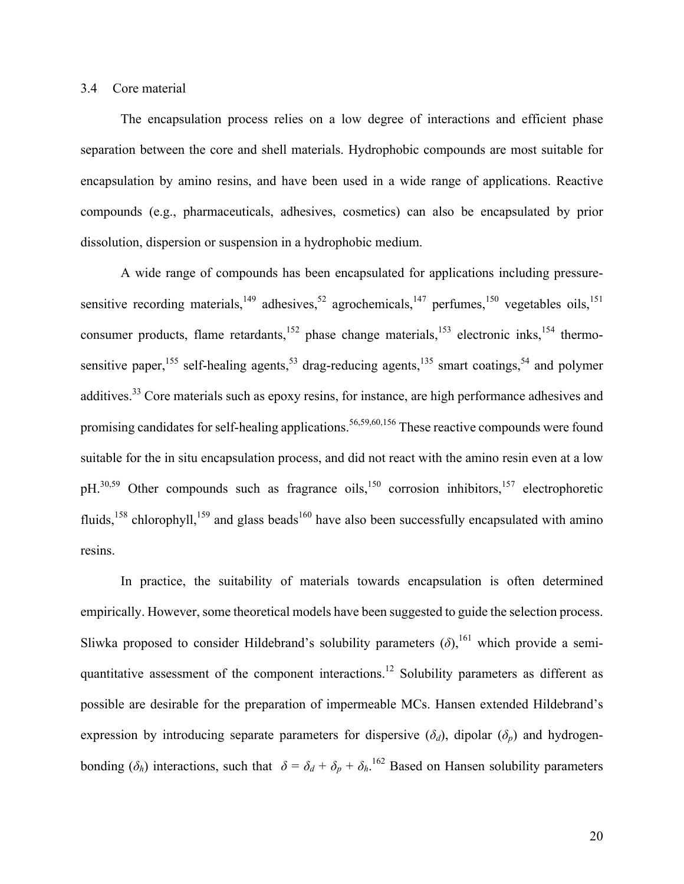### 3.4 Core material

The encapsulation process relies on a low degree of interactions and efficient phase separation between the core and shell materials. Hydrophobic compounds are most suitable for encapsulation by amino resins, and have been used in a wide range of applications. Reactive compounds (e.g., pharmaceuticals, adhesives, cosmetics) can also be encapsulated by prior dissolution, dispersion or suspension in a hydrophobic medium.

A wide range of compounds has been encapsulated for applications including pressure-sensitive recording materials,[149] adhesives,[52] agrochemicals,[147] perfumes,[150] vegetables oils,[151] consumer products, flame retardants,[152] phase change materials,[153] electronic inks,[154] thermo-sensitive paper,[155] self-healing agents,[53] drag-reducing agents,[135] smart coatings,[54] and polymer additives.[33] Core materials such as epoxy resins, for instance, are high performance adhesives and promising candidates for self-healing applications.[56,59,60,156] These reactive compounds were found suitable for the in situ encapsulation process, and did not react with the amino resin even at a low pH.[30,59] Other compounds such as fragrance oils,[150] corrosion inhibitors,[157] electrophoretic fluids,[158] chlorophyll,[159] and glass beads[160] have also been successfully encapsulated with amino resins.

In practice, the suitability of materials towards encapsulation is often determined empirically. However, some theoretical models have been suggested to guide the selection process. Sliwka proposed to consider Hildebrand's solubility parameters ($\delta$),[161] which provide a semi-quantitative assessment of the component interactions.[12] Solubility parameters as different as possible are desirable for the preparation of impermeable MCs. Hansen extended Hildebrand's expression by introducing separate parameters for dispersive ($\delta_d$), dipolar ($\delta_p$) and hydrogen-bonding ($\delta_h$) interactions, such that $\delta = \delta_d + \delta_p + \delta_h$.[162] Based on Hansen solubility parameters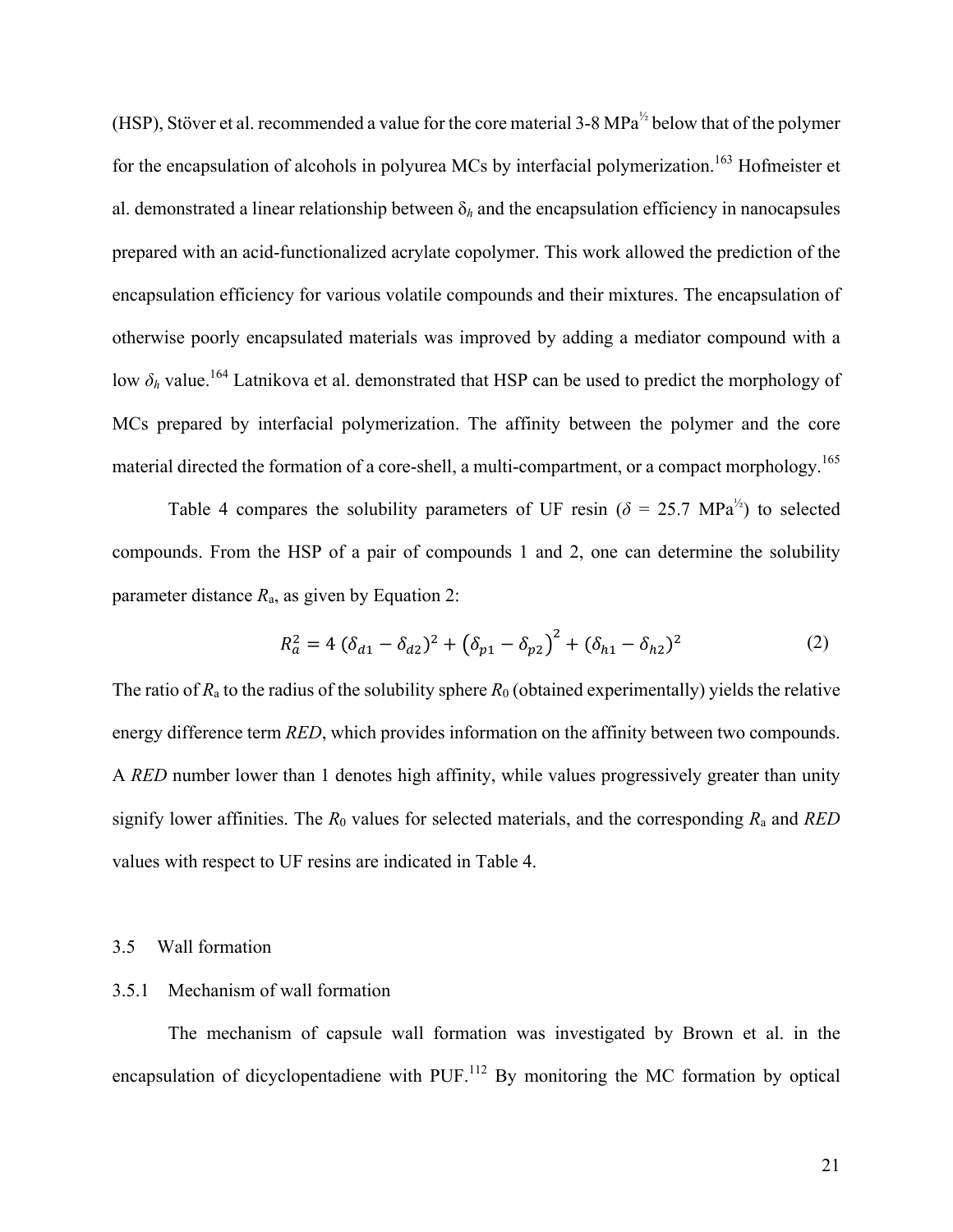(HSP), Stöver et al. recommended a value for the core material 3-8 MPa$^{½}$ below that of the polymer for the encapsulation of alcohols in polyurea MCs by interfacial polymerization.[163] Hofmeister et al. demonstrated a linear relationship between $\delta_h$ and the encapsulation efficiency in nanocapsules prepared with an acid-functionalized acrylate copolymer. This work allowed the prediction of the encapsulation efficiency for various volatile compounds and their mixtures. The encapsulation of otherwise poorly encapsulated materials was improved by adding a mediator compound with a low $\delta_h$ value.[164] Latnikova et al. demonstrated that HSP can be used to predict the morphology of MCs prepared by interfacial polymerization. The affinity between the polymer and the core material directed the formation of a core-shell, a multi-compartment, or a compact morphology.[165]

Table 4 compares the solubility parameters of UF resin ($\delta$ = 25.7 MPa$^{½}$) to selected compounds. From the HSP of a pair of compounds 1 and 2, one can determine the solubility parameter distance $R_a$, as given by Equation 2:

$$R_a^2 = 4\,(\delta_{d1} - \delta_{d2})^2 + (\delta_{p1} - \delta_{p2})^2 + (\delta_{h1} - \delta_{h2})^2 \tag{2}$$

The ratio of $R_a$ to the radius of the solubility sphere $R_0$ (obtained experimentally) yields the relative energy difference term *RED*, which provides information on the affinity between two compounds. A *RED* number lower than 1 denotes high affinity, while values progressively greater than unity signify lower affinities. The $R_0$ values for selected materials, and the corresponding $R_a$ and *RED* values with respect to UF resins are indicated in Table 4.

### 3.5 Wall formation

#### 3.5.1 Mechanism of wall formation

The mechanism of capsule wall formation was investigated by Brown et al. in the encapsulation of dicyclopentadiene with PUF.[112] By monitoring the MC formation by optical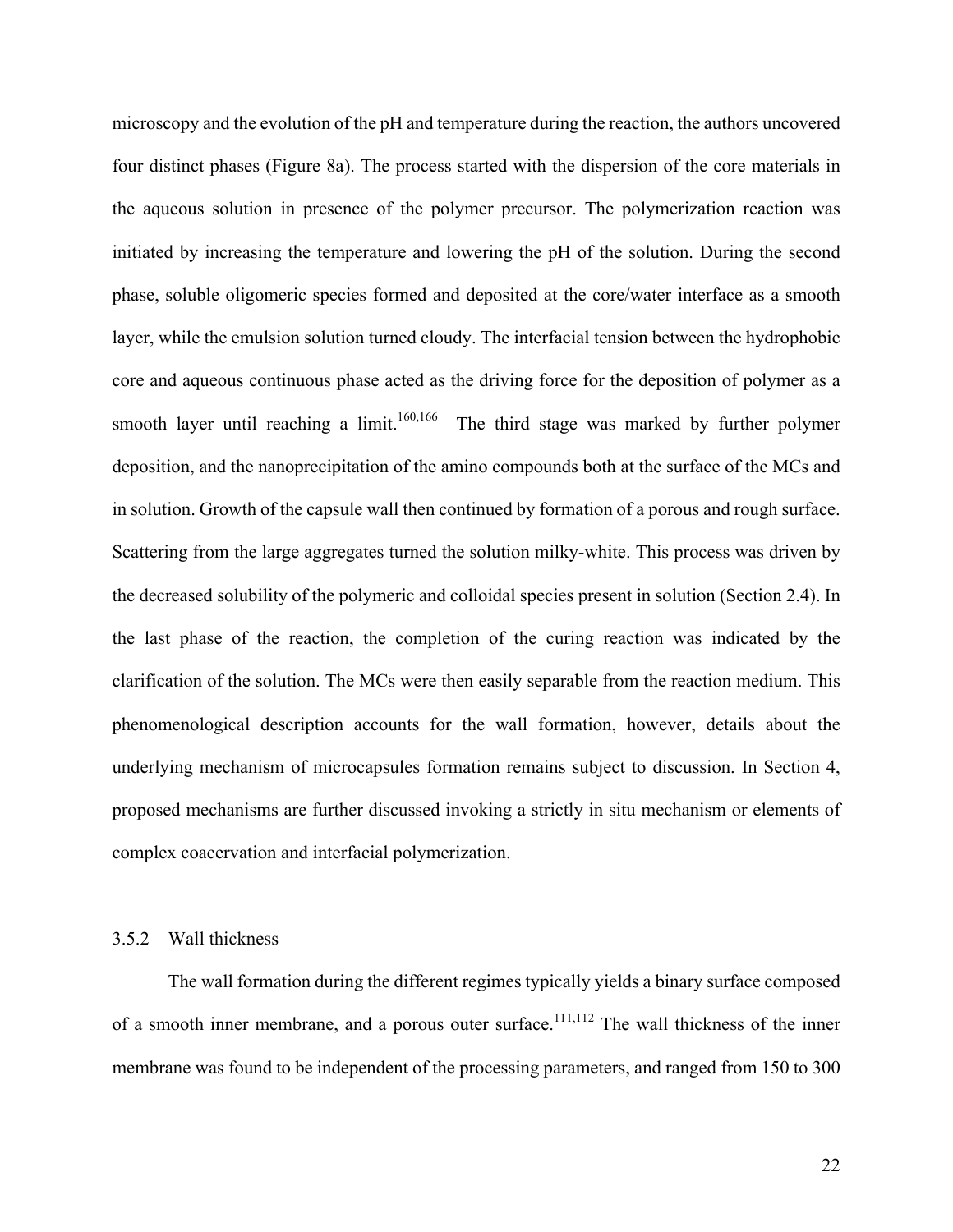microscopy and the evolution of the pH and temperature during the reaction, the authors uncovered four distinct phases (Figure 8a). The process started with the dispersion of the core materials in the aqueous solution in presence of the polymer precursor. The polymerization reaction was initiated by increasing the temperature and lowering the pH of the solution. During the second phase, soluble oligomeric species formed and deposited at the core/water interface as a smooth layer, while the emulsion solution turned cloudy. The interfacial tension between the hydrophobic core and aqueous continuous phase acted as the driving force for the deposition of polymer as a smooth layer until reaching a limit.[160,166] The third stage was marked by further polymer deposition, and the nanoprecipitation of the amino compounds both at the surface of the MCs and in solution. Growth of the capsule wall then continued by formation of a porous and rough surface. Scattering from the large aggregates turned the solution milky-white. This process was driven by the decreased solubility of the polymeric and colloidal species present in solution (Section 2.4). In the last phase of the reaction, the completion of the curing reaction was indicated by the clarification of the solution. The MCs were then easily separable from the reaction medium. This phenomenological description accounts for the wall formation, however, details about the underlying mechanism of microcapsules formation remains subject to discussion. In Section 4, proposed mechanisms are further discussed invoking a strictly in situ mechanism or elements of complex coacervation and interfacial polymerization.

### 3.5.2 Wall thickness

The wall formation during the different regimes typically yields a binary surface composed of a smooth inner membrane, and a porous outer surface.[111,112] The wall thickness of the inner membrane was found to be independent of the processing parameters, and ranged from 150 to 300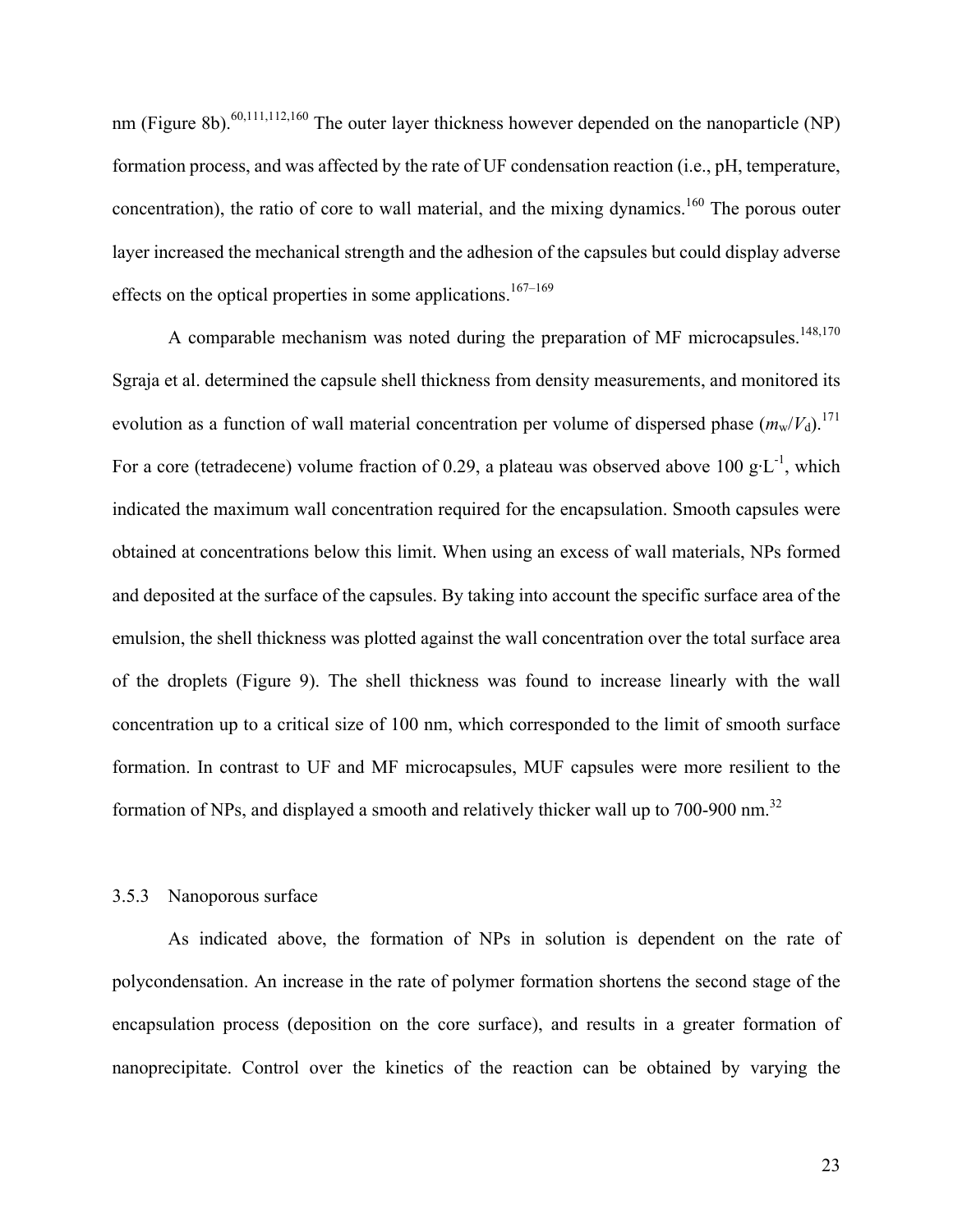nm (Figure 8b).[60,111,112,160] The outer layer thickness however depended on the nanoparticle (NP) formation process, and was affected by the rate of UF condensation reaction (i.e., pH, temperature, concentration), the ratio of core to wall material, and the mixing dynamics.[160] The porous outer layer increased the mechanical strength and the adhesion of the capsules but could display adverse effects on the optical properties in some applications.[167–169]

A comparable mechanism was noted during the preparation of MF microcapsules.[148,170] Sgraja et al. determined the capsule shell thickness from density measurements, and monitored its evolution as a function of wall material concentration per volume of dispersed phase ($m_w/V_d$).[171] For a core (tetradecene) volume fraction of 0.29, a plateau was observed above 100 g·L$^{-1}$, which indicated the maximum wall concentration required for the encapsulation. Smooth capsules were obtained at concentrations below this limit. When using an excess of wall materials, NPs formed and deposited at the surface of the capsules. By taking into account the specific surface area of the emulsion, the shell thickness was plotted against the wall concentration over the total surface area of the droplets (Figure 9). The shell thickness was found to increase linearly with the wall concentration up to a critical size of 100 nm, which corresponded to the limit of smooth surface formation. In contrast to UF and MF microcapsules, MUF capsules were more resilient to the formation of NPs, and displayed a smooth and relatively thicker wall up to 700-900 nm.[32]

### 3.5.3 Nanoporous surface

As indicated above, the formation of NPs in solution is dependent on the rate of polycondensation. An increase in the rate of polymer formation shortens the second stage of the encapsulation process (deposition on the core surface), and results in a greater formation of nanoprecipitate. Control over the kinetics of the reaction can be obtained by varying the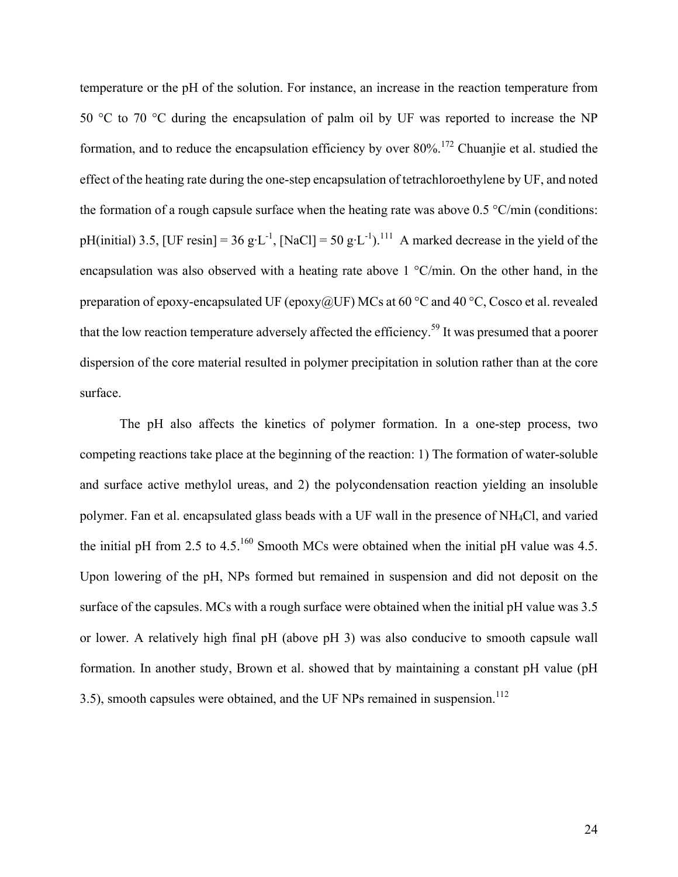temperature or the pH of the solution. For instance, an increase in the reaction temperature from 50 °C to 70 °C during the encapsulation of palm oil by UF was reported to increase the NP formation, and to reduce the encapsulation efficiency by over 80%.[172] Chuanjie et al. studied the effect of the heating rate during the one-step encapsulation of tetrachloroethylene by UF, and noted the formation of a rough capsule surface when the heating rate was above 0.5 °C/min (conditions: pH(initial) 3.5, [UF resin] = 36 g·L$^{-1}$, [NaCl] = 50 g·L$^{-1}$).[111] A marked decrease in the yield of the encapsulation was also observed with a heating rate above 1 °C/min. On the other hand, in the preparation of epoxy-encapsulated UF (epoxy@UF) MCs at 60 °C and 40 °C, Cosco et al. revealed that the low reaction temperature adversely affected the efficiency.[59] It was presumed that a poorer dispersion of the core material resulted in polymer precipitation in solution rather than at the core surface.

The pH also affects the kinetics of polymer formation. In a one-step process, two competing reactions take place at the beginning of the reaction: 1) The formation of water-soluble and surface active methylol ureas, and 2) the polycondensation reaction yielding an insoluble polymer. Fan et al. encapsulated glass beads with a UF wall in the presence of $NH_4Cl$, and varied the initial pH from 2.5 to 4.5.[160] Smooth MCs were obtained when the initial pH value was 4.5. Upon lowering of the pH, NPs formed but remained in suspension and did not deposit on the surface of the capsules. MCs with a rough surface were obtained when the initial pH value was 3.5 or lower. A relatively high final pH (above pH 3) was also conducive to smooth capsule wall formation. In another study, Brown et al. showed that by maintaining a constant pH value (pH 3.5), smooth capsules were obtained, and the UF NPs remained in suspension.[112]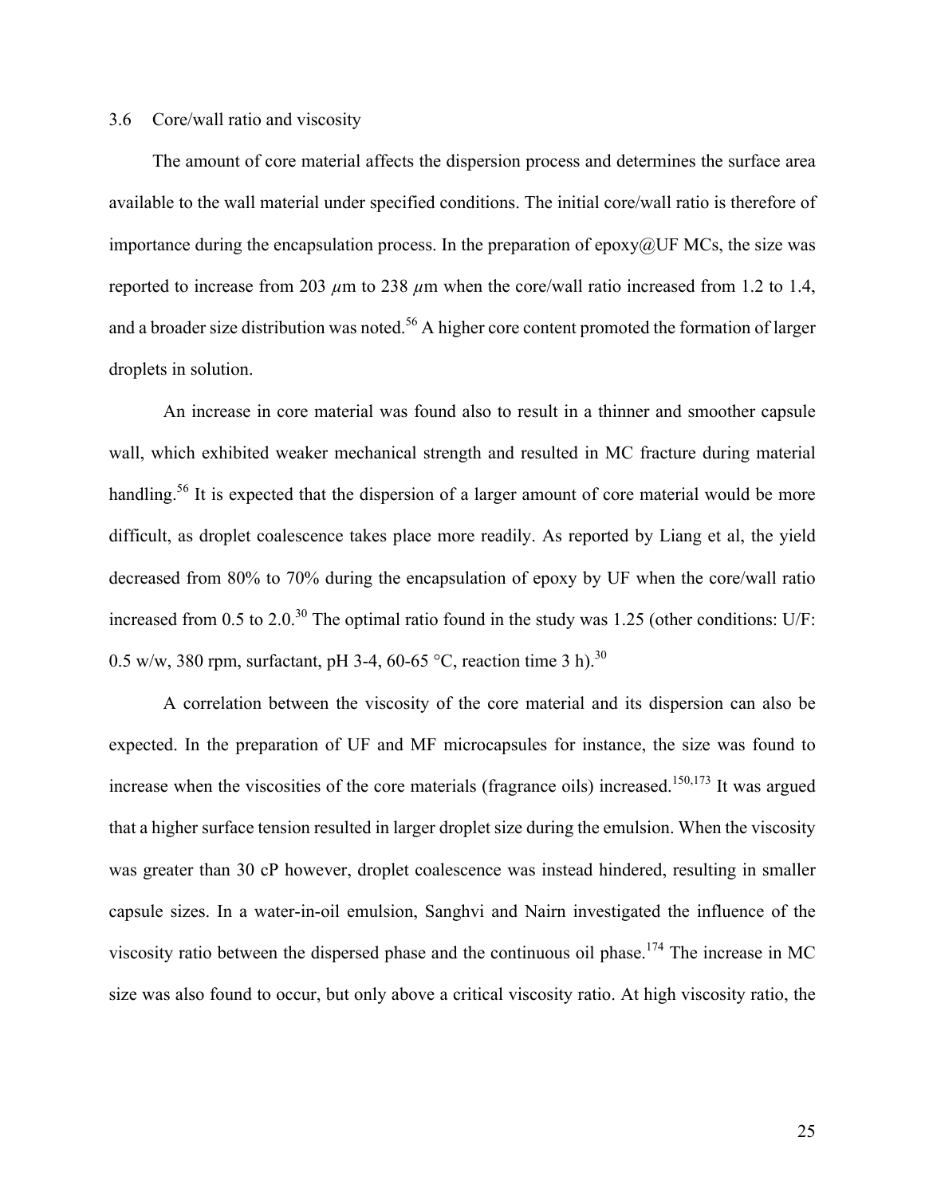### 3.6 Core/wall ratio and viscosity

The amount of core material affects the dispersion process and determines the surface area available to the wall material under specified conditions. The initial core/wall ratio is therefore of importance during the encapsulation process. In the preparation of epoxy@UF MCs, the size was reported to increase from 203 $\mu$m to 238 $\mu$m when the core/wall ratio increased from 1.2 to 1.4, and a broader size distribution was noted.[56] A higher core content promoted the formation of larger droplets in solution.

An increase in core material was found also to result in a thinner and smoother capsule wall, which exhibited weaker mechanical strength and resulted in MC fracture during material handling.[56] It is expected that the dispersion of a larger amount of core material would be more difficult, as droplet coalescence takes place more readily. As reported by Liang et al, the yield decreased from 80% to 70% during the encapsulation of epoxy by UF when the core/wall ratio increased from 0.5 to 2.0.[30] The optimal ratio found in the study was 1.25 (other conditions: U/F: 0.5 w/w, 380 rpm, surfactant, pH 3-4, 60-65 °C, reaction time 3 h).[30]

A correlation between the viscosity of the core material and its dispersion can also be expected. In the preparation of UF and MF microcapsules for instance, the size was found to increase when the viscosities of the core materials (fragrance oils) increased.[150,173] It was argued that a higher surface tension resulted in larger droplet size during the emulsion. When the viscosity was greater than 30 cP however, droplet coalescence was instead hindered, resulting in smaller capsule sizes. In a water-in-oil emulsion, Sanghvi and Nairn investigated the influence of the viscosity ratio between the dispersed phase and the continuous oil phase.[174] The increase in MC size was also found to occur, but only above a critical viscosity ratio. At high viscosity ratio, the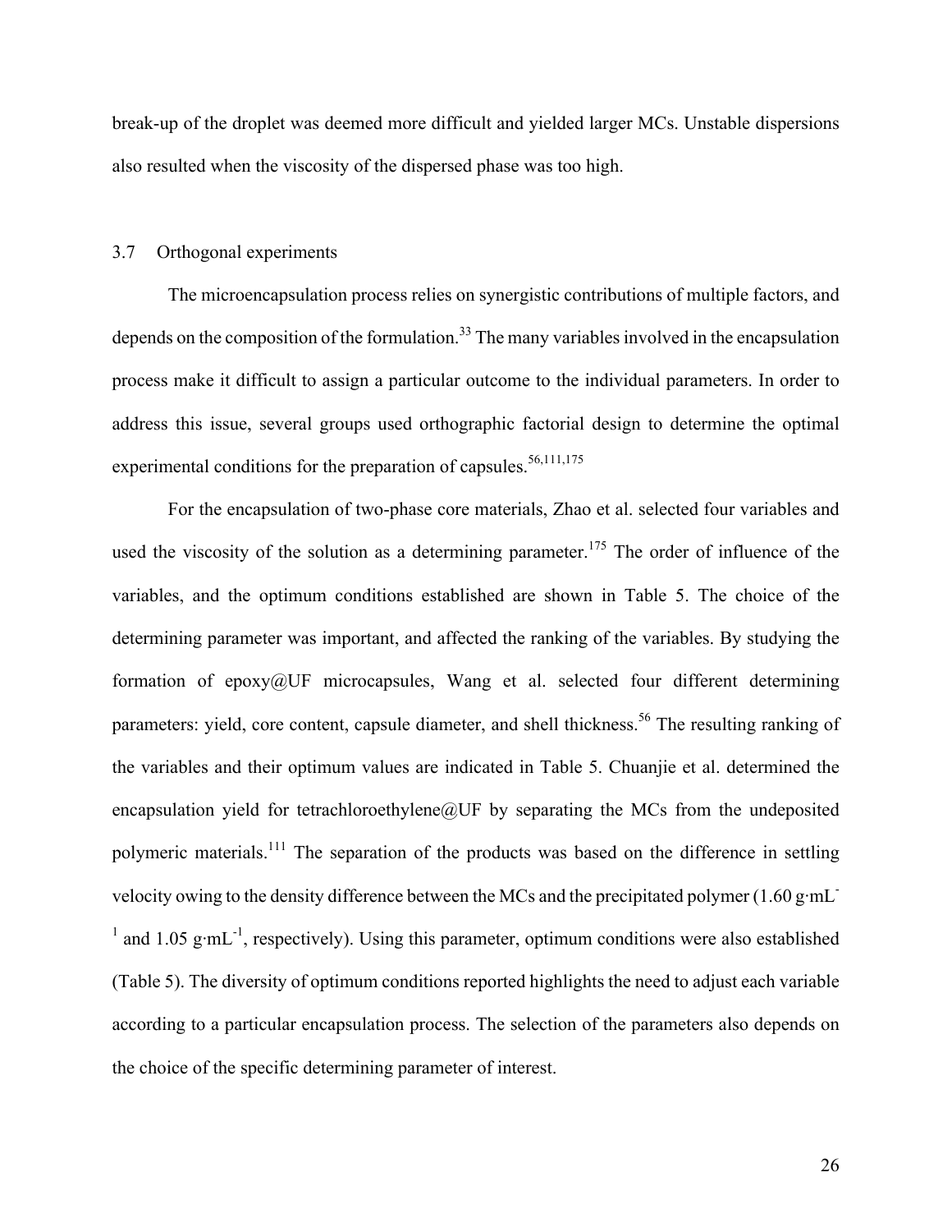break-up of the droplet was deemed more difficult and yielded larger MCs. Unstable dispersions also resulted when the viscosity of the dispersed phase was too high.

## 3.7 Orthogonal experiments

The microencapsulation process relies on synergistic contributions of multiple factors, and depends on the composition of the formulation.[33] The many variables involved in the encapsulation process make it difficult to assign a particular outcome to the individual parameters. In order to address this issue, several groups used orthographic factorial design to determine the optimal experimental conditions for the preparation of capsules.[56,111,175]

For the encapsulation of two-phase core materials, Zhao et al. selected four variables and used the viscosity of the solution as a determining parameter.[175] The order of influence of the variables, and the optimum conditions established are shown in Table 5. The choice of the determining parameter was important, and affected the ranking of the variables. By studying the formation of epoxy@UF microcapsules, Wang et al. selected four different determining parameters: yield, core content, capsule diameter, and shell thickness.[56] The resulting ranking of the variables and their optimum values are indicated in Table 5. Chuanjie et al. determined the encapsulation yield for tetrachloroethylene@UF by separating the MCs from the undeposited polymeric materials.[111] The separation of the products was based on the difference in settling velocity owing to the density difference between the MCs and the precipitated polymer (1.60 $g \cdot mL^{-1}$ and 1.05 $g \cdot mL^{-1}$, respectively). Using this parameter, optimum conditions were also established (Table 5). The diversity of optimum conditions reported highlights the need to adjust each variable according to a particular encapsulation process. The selection of the parameters also depends on the choice of the specific determining parameter of interest.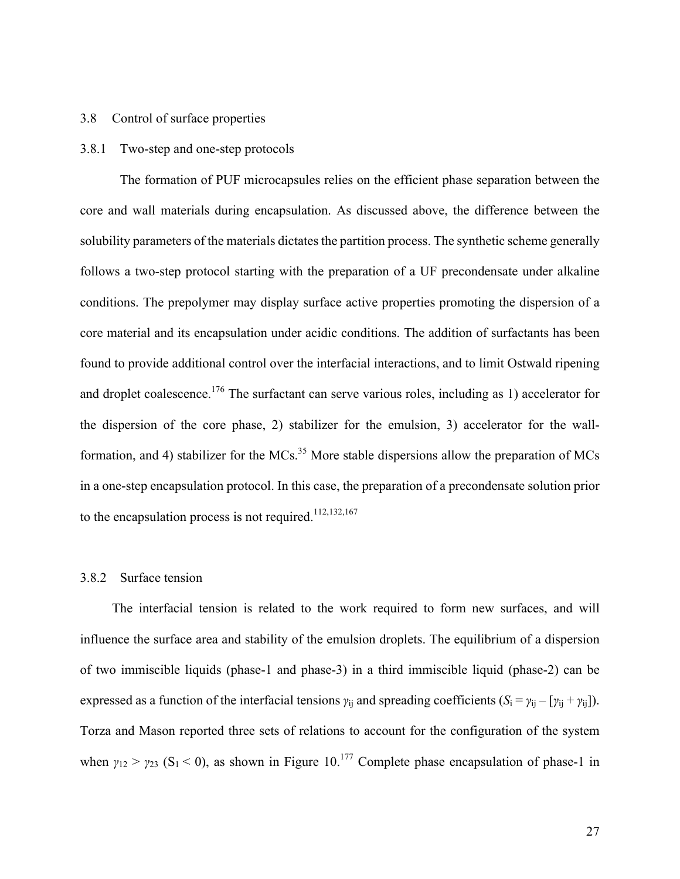### 3.8 Control of surface properties

#### 3.8.1 Two-step and one-step protocols

The formation of PUF microcapsules relies on the efficient phase separation between the core and wall materials during encapsulation. As discussed above, the difference between the solubility parameters of the materials dictates the partition process. The synthetic scheme generally follows a two-step protocol starting with the preparation of a UF precondensate under alkaline conditions. The prepolymer may display surface active properties promoting the dispersion of a core material and its encapsulation under acidic conditions. The addition of surfactants has been found to provide additional control over the interfacial interactions, and to limit Ostwald ripening and droplet coalescence.[176] The surfactant can serve various roles, including as 1) accelerator for the dispersion of the core phase, 2) stabilizer for the emulsion, 3) accelerator for the wall-formation, and 4) stabilizer for the MCs.[35] More stable dispersions allow the preparation of MCs in a one-step encapsulation protocol. In this case, the preparation of a precondensate solution prior to the encapsulation process is not required.[112,132,167]

#### 3.8.2 Surface tension

The interfacial tension is related to the work required to form new surfaces, and will influence the surface area and stability of the emulsion droplets. The equilibrium of a dispersion of two immiscible liquids (phase-1 and phase-3) in a third immiscible liquid (phase-2) can be expressed as a function of the interfacial tensions $\gamma_{ij}$ and spreading coefficients ($S_i = \gamma_{ij} – [\gamma_{ij} + \gamma_{ij}]$). Torza and Mason reported three sets of relations to account for the configuration of the system when $\gamma_{12} > \gamma_{23}$ ($S_1 < 0$), as shown in Figure 10.[177] Complete phase encapsulation of phase-1 in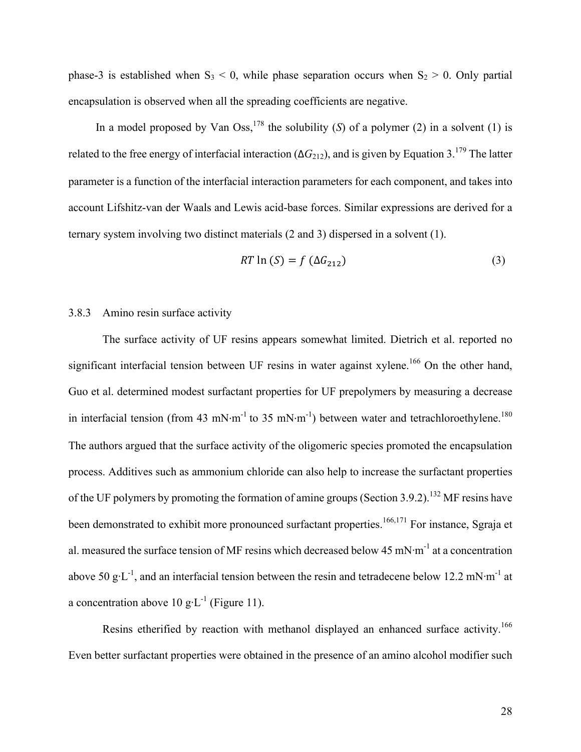phase-3 is established when $S_3 < 0$, while phase separation occurs when $S_2 > 0$. Only partial encapsulation is observed when all the spreading coefficients are negative.

In a model proposed by Van Oss,[178] the solubility ($S$) of a polymer (2) in a solvent (1) is related to the free energy of interfacial interaction ($\Delta G_{212}$), and is given by Equation 3.[179] The latter parameter is a function of the interfacial interaction parameters for each component, and takes into account Lifshitz-van der Waals and Lewis acid-base forces. Similar expressions are derived for a ternary system involving two distinct materials (2 and 3) dispersed in a solvent (1).

$$RT \ln (S) = f\ (\Delta G_{212}) \tag{3}$$

### 3.8.3 Amino resin surface activity

The surface activity of UF resins appears somewhat limited. Dietrich et al. reported no significant interfacial tension between UF resins in water against xylene.[166] On the other hand, Guo et al. determined modest surfactant properties for UF prepolymers by measuring a decrease in interfacial tension (from 43 $mN \cdot m^{-1}$ to 35 $mN \cdot m^{-1}$) between water and tetrachloroethylene.[180] The authors argued that the surface activity of the oligomeric species promoted the encapsulation process. Additives such as ammonium chloride can also help to increase the surfactant properties of the UF polymers by promoting the formation of amine groups (Section 3.9.2).[132] MF resins have been demonstrated to exhibit more pronounced surfactant properties.[166,171] For instance, Sgraja et al. measured the surface tension of MF resins which decreased below 45 $mN \cdot m^{-1}$ at a concentration above 50 $g \cdot L^{-1}$, and an interfacial tension between the resin and tetradecene below 12.2 $mN \cdot m^{-1}$ at a concentration above 10 $g \cdot L^{-1}$ (Figure 11).

Resins etherified by reaction with methanol displayed an enhanced surface activity.[166] Even better surfactant properties were obtained in the presence of an amino alcohol modifier such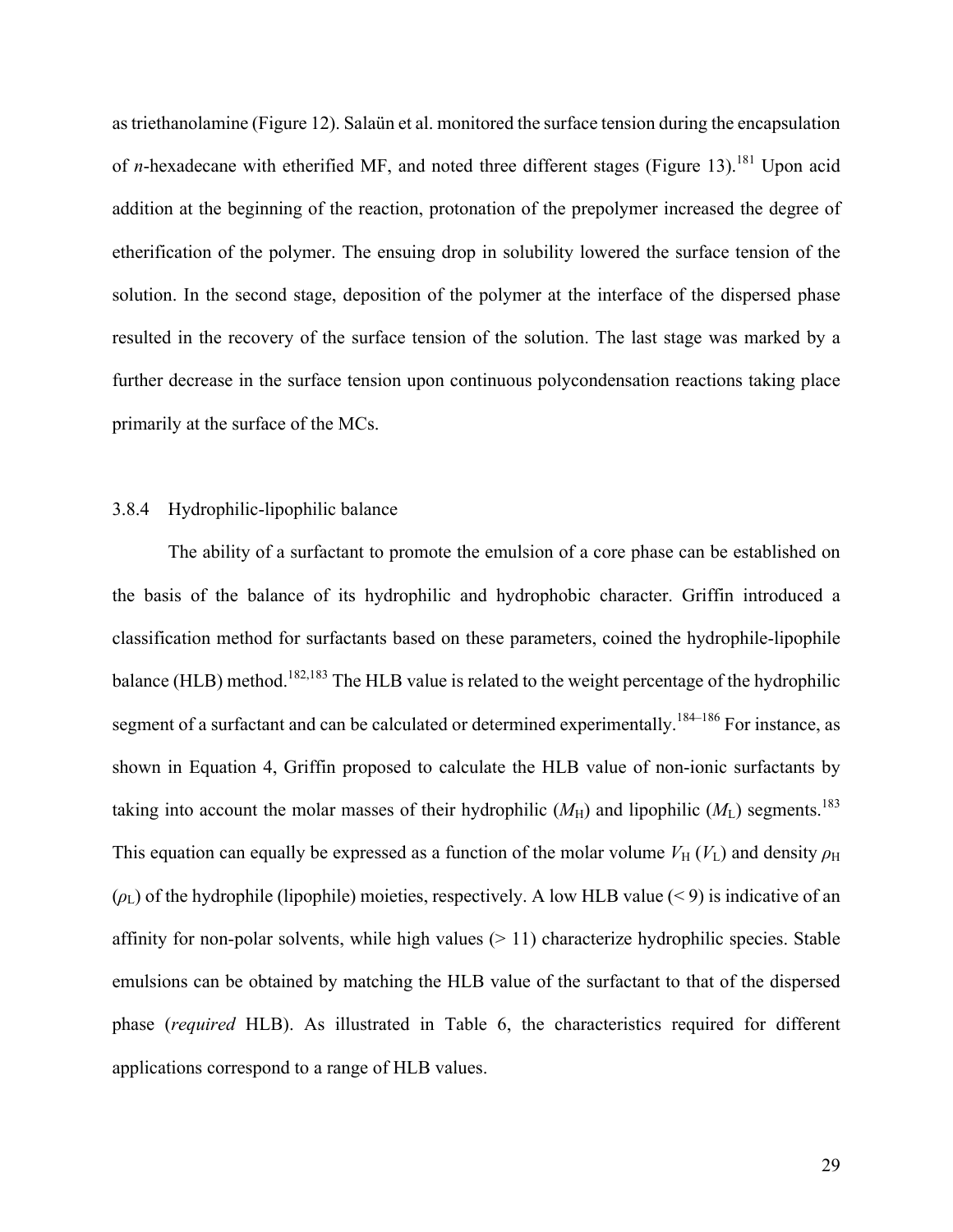as triethanolamine (Figure 12). Salaün et al. monitored the surface tension during the encapsulation of *n*-hexadecane with etherified MF, and noted three different stages (Figure 13).[181] Upon acid addition at the beginning of the reaction, protonation of the prepolymer increased the degree of etherification of the polymer. The ensuing drop in solubility lowered the surface tension of the solution. In the second stage, deposition of the polymer at the interface of the dispersed phase resulted in the recovery of the surface tension of the solution. The last stage was marked by a further decrease in the surface tension upon continuous polycondensation reactions taking place primarily at the surface of the MCs.

### 3.8.4 Hydrophilic-lipophilic balance

The ability of a surfactant to promote the emulsion of a core phase can be established on the basis of the balance of its hydrophilic and hydrophobic character. Griffin introduced a classification method for surfactants based on these parameters, coined the hydrophile-lipophile balance (HLB) method.[182,183] The HLB value is related to the weight percentage of the hydrophilic segment of a surfactant and can be calculated or determined experimentally.[184–186] For instance, as shown in Equation 4, Griffin proposed to calculate the HLB value of non-ionic surfactants by taking into account the molar masses of their hydrophilic ($M_H$) and lipophilic ($M_L$) segments.[183] This equation can equally be expressed as a function of the molar volume $V_H$ ($V_L$) and density $\rho_H$ ($\rho_L$) of the hydrophile (lipophile) moieties, respectively. A low HLB value (< 9) is indicative of an affinity for non-polar solvents, while high values (> 11) characterize hydrophilic species. Stable emulsions can be obtained by matching the HLB value of the surfactant to that of the dispersed phase (*required* HLB). As illustrated in Table 6, the characteristics required for different applications correspond to a range of HLB values.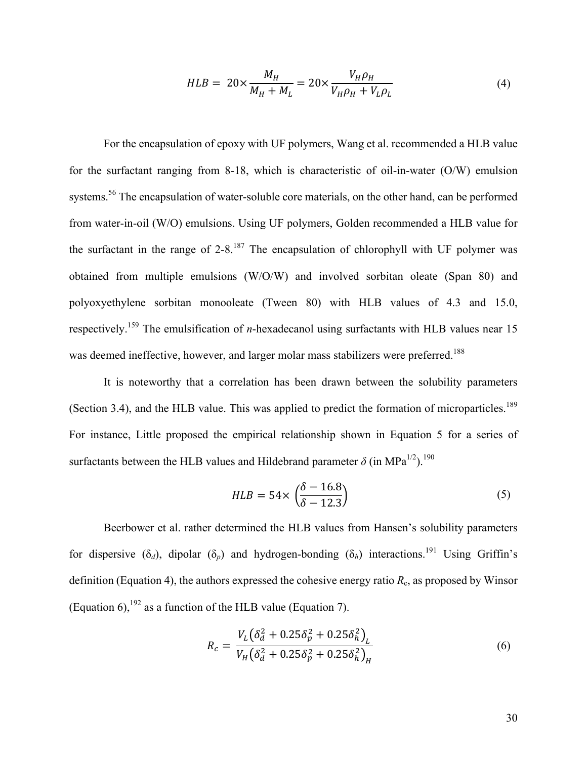$$HLB = 20\times\frac{M_H}{M_H + M_L} = 20\times\frac{V_H\rho_H}{V_H\rho_H + V_L\rho_L} \tag{4}$$

For the encapsulation of epoxy with UF polymers, Wang et al. recommended a HLB value for the surfactant ranging from 8-18, which is characteristic of oil-in-water (O/W) emulsion systems.[56] The encapsulation of water-soluble core materials, on the other hand, can be performed from water-in-oil (W/O) emulsions. Using UF polymers, Golden recommended a HLB value for the surfactant in the range of 2-8.[187] The encapsulation of chlorophyll with UF polymer was obtained from multiple emulsions (W/O/W) and involved sorbitan oleate (Span 80) and polyoxyethylene sorbitan monooleate (Tween 80) with HLB values of 4.3 and 15.0, respectively.[159] The emulsification of *n*-hexadecanol using surfactants with HLB values near 15 was deemed ineffective, however, and larger molar mass stabilizers were preferred.[188]

It is noteworthy that a correlation has been drawn between the solubility parameters (Section 3.4), and the HLB value. This was applied to predict the formation of microparticles.[189] For instance, Little proposed the empirical relationship shown in Equation 5 for a series of surfactants between the HLB values and Hildebrand parameter $\delta$ (in MPa$^{1/2}$).[190]

$$HLB = 54\times\left(\frac{\delta - 16.8}{\delta - 12.3}\right) \tag{5}$$

Beerbower et al. rather determined the HLB values from Hansen's solubility parameters for dispersive ($\delta_d$), dipolar ($\delta_p$) and hydrogen-bonding ($\delta_h$) interactions.[191] Using Griffin's definition (Equation 4), the authors expressed the cohesive energy ratio $R_c$, as proposed by Winsor (Equation 6),[192] as a function of the HLB value (Equation 7).

$$R_c = \frac{V_L\left(\delta_d^2 + 0.25\delta_p^2 + 0.25\delta_h^2\right)_L}{V_H\left(\delta_d^2 + 0.25\delta_p^2 + 0.25\delta_h^2\right)_H} \tag{6}$$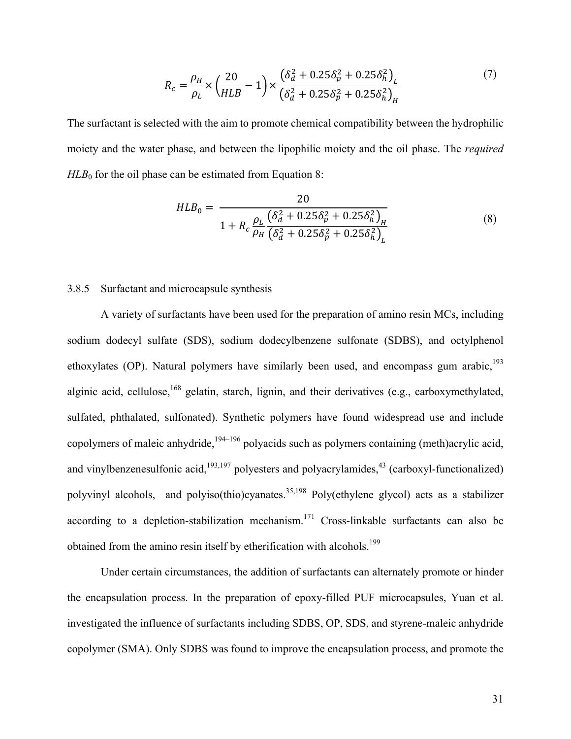$$R_c = \frac{\rho_H}{\rho_L} \times \left(\frac{20}{HLB} - 1\right) \times \frac{\left(\delta_d^2 + 0.25\delta_p^2 + 0.25\delta_h^2\right)_L}{\left(\delta_d^2 + 0.25\delta_p^2 + 0.25\delta_h^2\right)_H} \tag{7}$$

The surfactant is selected with the aim to promote chemical compatibility between the hydrophilic moiety and the water phase, and between the lipophilic moiety and the oil phase. The *required* $HLB_0$ for the oil phase can be estimated from Equation 8:

$$HLB_0 = \frac{20}{1 + R_c \dfrac{\rho_L}{\rho_H} \dfrac{\left(\delta_d^2 + 0.25\delta_p^2 + 0.25\delta_h^2\right)_H}{\left(\delta_d^2 + 0.25\delta_p^2 + 0.25\delta_h^2\right)_L}} \tag{8}$$

### 3.8.5 Surfactant and microcapsule synthesis

A variety of surfactants have been used for the preparation of amino resin MCs, including sodium dodecyl sulfate (SDS), sodium dodecylbenzene sulfonate (SDBS), and octylphenol ethoxylates (OP). Natural polymers have similarly been used, and encompass gum arabic,[193] alginic acid, cellulose,[168] gelatin, starch, lignin, and their derivatives (e.g., carboxymethylated, sulfated, phthalated, sulfonated). Synthetic polymers have found widespread use and include copolymers of maleic anhydride,[194–196] polyacids such as polymers containing (meth)acrylic acid, and vinylbenzenesulfonic acid,[193,197] polyesters and polyacrylamides,[43] (carboxyl-functionalized) polyvinyl alcohols, and polyiso(thio)cyanates.[35,198] Poly(ethylene glycol) acts as a stabilizer according to a depletion-stabilization mechanism.[171] Cross-linkable surfactants can also be obtained from the amino resin itself by etherification with alcohols.[199]

Under certain circumstances, the addition of surfactants can alternately promote or hinder the encapsulation process. In the preparation of epoxy-filled PUF microcapsules, Yuan et al. investigated the influence of surfactants including SDBS, OP, SDS, and styrene-maleic anhydride copolymer (SMA). Only SDBS was found to improve the encapsulation process, and promote the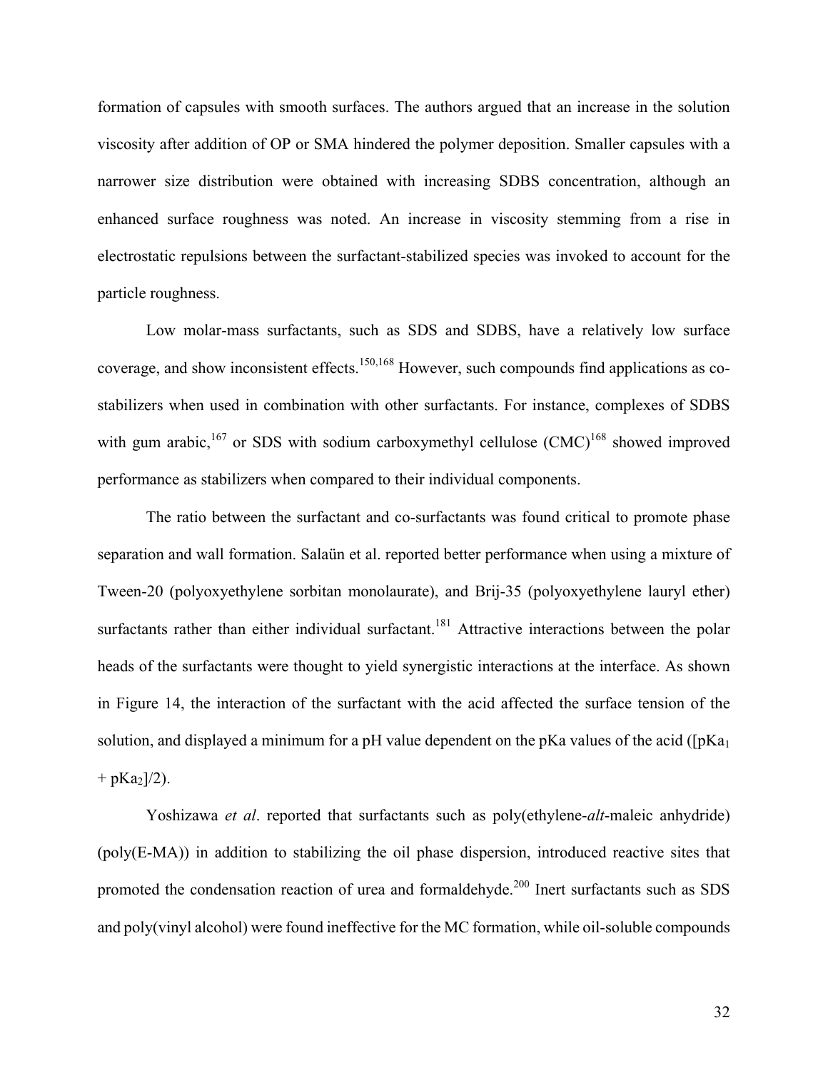formation of capsules with smooth surfaces. The authors argued that an increase in the solution viscosity after addition of OP or SMA hindered the polymer deposition. Smaller capsules with a narrower size distribution were obtained with increasing SDBS concentration, although an enhanced surface roughness was noted. An increase in viscosity stemming from a rise in electrostatic repulsions between the surfactant-stabilized species was invoked to account for the particle roughness.

Low molar-mass surfactants, such as SDS and SDBS, have a relatively low surface coverage, and show inconsistent effects.[150,168] However, such compounds find applications as co-stabilizers when used in combination with other surfactants. For instance, complexes of SDBS with gum arabic,[167] or SDS with sodium carboxymethyl cellulose (CMC)[168] showed improved performance as stabilizers when compared to their individual components.

The ratio between the surfactant and co-surfactants was found critical to promote phase separation and wall formation. Salaün et al. reported better performance when using a mixture of Tween-20 (polyoxyethylene sorbitan monolaurate), and Brij-35 (polyoxyethylene lauryl ether) surfactants rather than either individual surfactant.[181] Attractive interactions between the polar heads of the surfactants were thought to yield synergistic interactions at the interface. As shown in Figure 14, the interaction of the surfactant with the acid affected the surface tension of the solution, and displayed a minimum for a pH value dependent on the pKa values of the acid ($[pKa_1 + pKa_2]/2$).

Yoshizawa *et al*. reported that surfactants such as poly(ethylene-*alt*-maleic anhydride) (poly(E-MA)) in addition to stabilizing the oil phase dispersion, introduced reactive sites that promoted the condensation reaction of urea and formaldehyde.[200] Inert surfactants such as SDS and poly(vinyl alcohol) were found ineffective for the MC formation, while oil-soluble compounds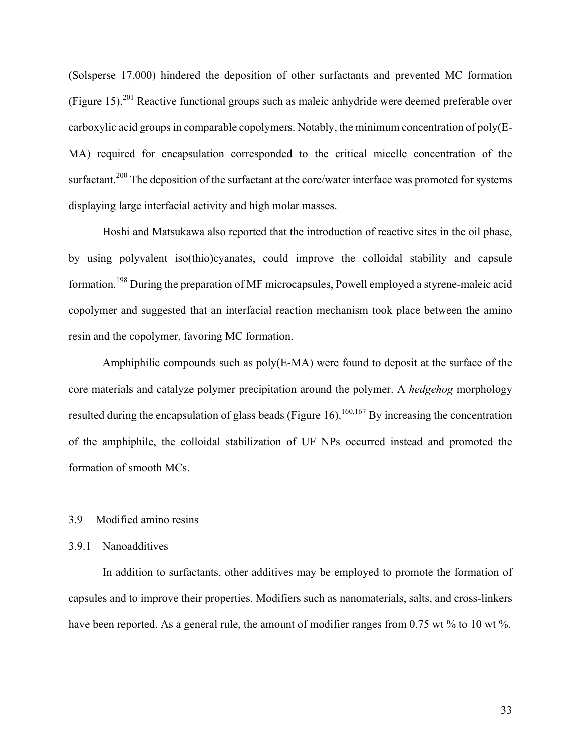(Solsperse 17,000) hindered the deposition of other surfactants and prevented MC formation (Figure 15).[201] Reactive functional groups such as maleic anhydride were deemed preferable over carboxylic acid groups in comparable copolymers. Notably, the minimum concentration of poly(E-MA) required for encapsulation corresponded to the critical micelle concentration of the surfactant.[200] The deposition of the surfactant at the core/water interface was promoted for systems displaying large interfacial activity and high molar masses.

Hoshi and Matsukawa also reported that the introduction of reactive sites in the oil phase, by using polyvalent iso(thio)cyanates, could improve the colloidal stability and capsule formation.[198] During the preparation of MF microcapsules, Powell employed a styrene-maleic acid copolymer and suggested that an interfacial reaction mechanism took place between the amino resin and the copolymer, favoring MC formation.

Amphiphilic compounds such as poly(E-MA) were found to deposit at the surface of the core materials and catalyze polymer precipitation around the polymer. A *hedgehog* morphology resulted during the encapsulation of glass beads (Figure 16).[160,167] By increasing the concentration of the amphiphile, the colloidal stabilization of UF NPs occurred instead and promoted the formation of smooth MCs.

### 3.9 Modified amino resins

#### 3.9.1 Nanoadditives

In addition to surfactants, other additives may be employed to promote the formation of capsules and to improve their properties. Modifiers such as nanomaterials, salts, and cross-linkers have been reported. As a general rule, the amount of modifier ranges from 0.75 wt % to 10 wt %.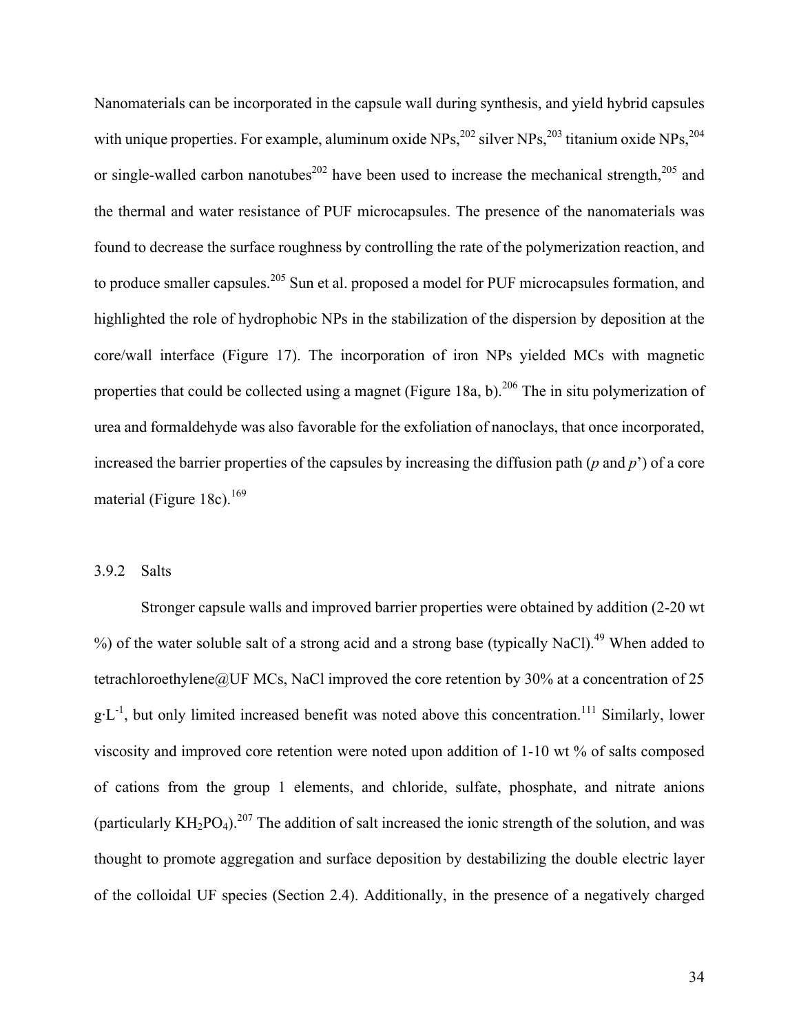Nanomaterials can be incorporated in the capsule wall during synthesis, and yield hybrid capsules with unique properties. For example, aluminum oxide NPs,[202] silver NPs,[203] titanium oxide NPs,[204] or single-walled carbon nanotubes[202] have been used to increase the mechanical strength,[205] and the thermal and water resistance of PUF microcapsules. The presence of the nanomaterials was found to decrease the surface roughness by controlling the rate of the polymerization reaction, and to produce smaller capsules.[205] Sun et al. proposed a model for PUF microcapsules formation, and highlighted the role of hydrophobic NPs in the stabilization of the dispersion by deposition at the core/wall interface (Figure 17). The incorporation of iron NPs yielded MCs with magnetic properties that could be collected using a magnet (Figure 18a, b).[206] The in situ polymerization of urea and formaldehyde was also favorable for the exfoliation of nanoclays, that once incorporated, increased the barrier properties of the capsules by increasing the diffusion path (*p* and *p*') of a core material (Figure 18c).[169]

### 3.9.2 Salts

Stronger capsule walls and improved barrier properties were obtained by addition (2-20 wt %) of the water soluble salt of a strong acid and a strong base (typically NaCl).[49] When added to tetrachloroethylene@UF MCs, NaCl improved the core retention by 30% at a concentration of 25 $g \cdot L^{-1}$, but only limited increased benefit was noted above this concentration.[111] Similarly, lower viscosity and improved core retention were noted upon addition of 1-10 wt % of salts composed of cations from the group 1 elements, and chloride, sulfate, phosphate, and nitrate anions (particularly $KH_2PO_4$).[207] The addition of salt increased the ionic strength of the solution, and was thought to promote aggregation and surface deposition by destabilizing the double electric layer of the colloidal UF species (Section 2.4). Additionally, in the presence of a negatively charged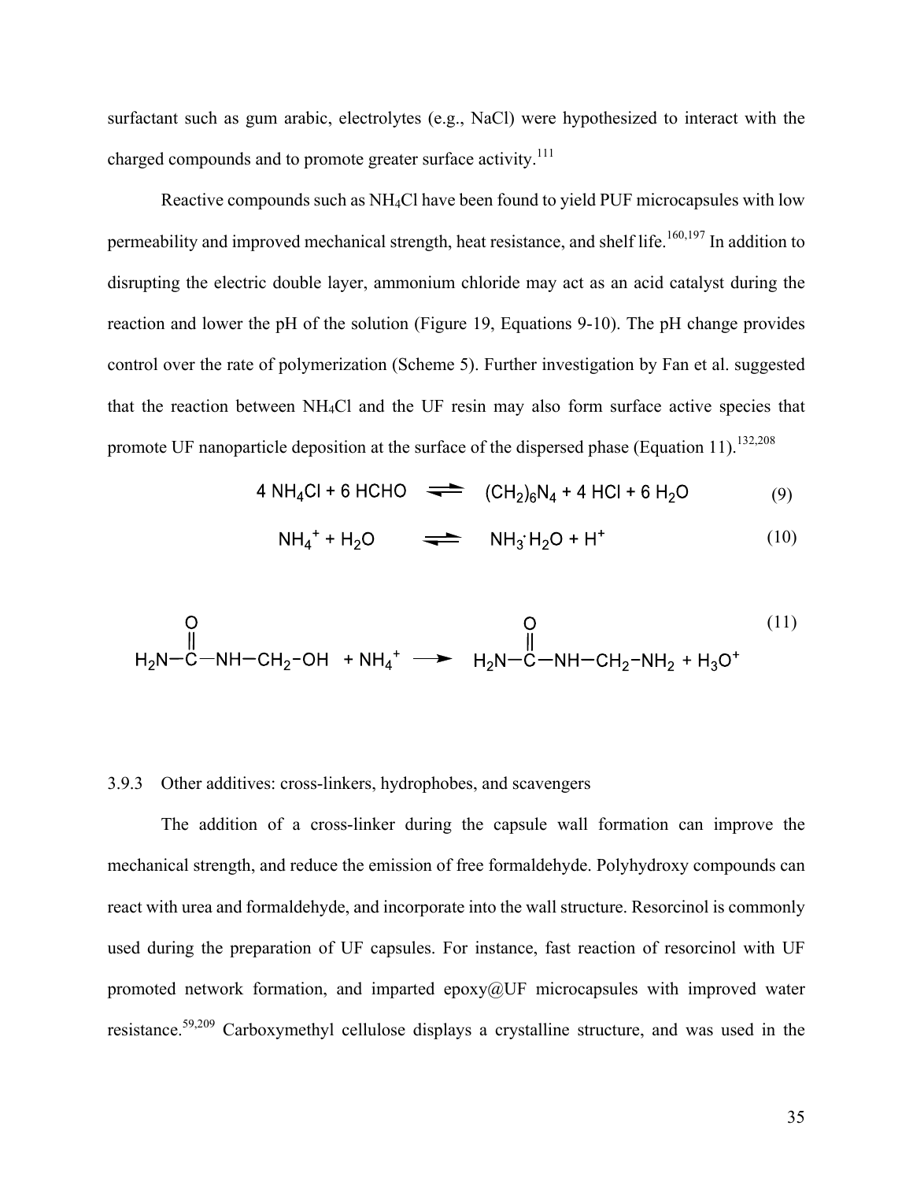surfactant such as gum arabic, electrolytes (e.g., NaCl) were hypothesized to interact with the charged compounds and to promote greater surface activity.[111]

Reactive compounds such as $NH_4Cl$ have been found to yield PUF microcapsules with low permeability and improved mechanical strength, heat resistance, and shelf life.[160,197] In addition to disrupting the electric double layer, ammonium chloride may act as an acid catalyst during the reaction and lower the pH of the solution (Figure 19, Equations 9-10). The pH change provides control over the rate of polymerization (Scheme 5). Further investigation by Fan et al. suggested that the reaction between $NH_4Cl$ and the UF resin may also form surface active species that promote UF nanoparticle deposition at the surface of the dispersed phase (Equation 11).[132,208]

$$4\ NH_4Cl + 6\ HCHO \rightleftharpoons (CH_2)_6N_4 + 4\ HCl + 6\ H_2O \tag{9}$$

$$NH_4^+ + H_2O \rightleftharpoons NH_3 \cdot H_2O + H^+ \tag{10}$$

$$H_2N-\overset{\displaystyle O}{\overset{\|}{C}}-NH-CH_2-OH + NH_4^+ \longrightarrow H_2N-\overset{\displaystyle O}{\overset{\|}{C}}-NH-CH_2-NH_2 + H_3O^+ \tag{11}$$

### 3.9.3 Other additives: cross-linkers, hydrophobes, and scavengers

The addition of a cross-linker during the capsule wall formation can improve the mechanical strength, and reduce the emission of free formaldehyde. Polyhydroxy compounds can react with urea and formaldehyde, and incorporate into the wall structure. Resorcinol is commonly used during the preparation of UF capsules. For instance, fast reaction of resorcinol with UF promoted network formation, and imparted epoxy@UF microcapsules with improved water resistance.[59,209] Carboxymethyl cellulose displays a crystalline structure, and was used in the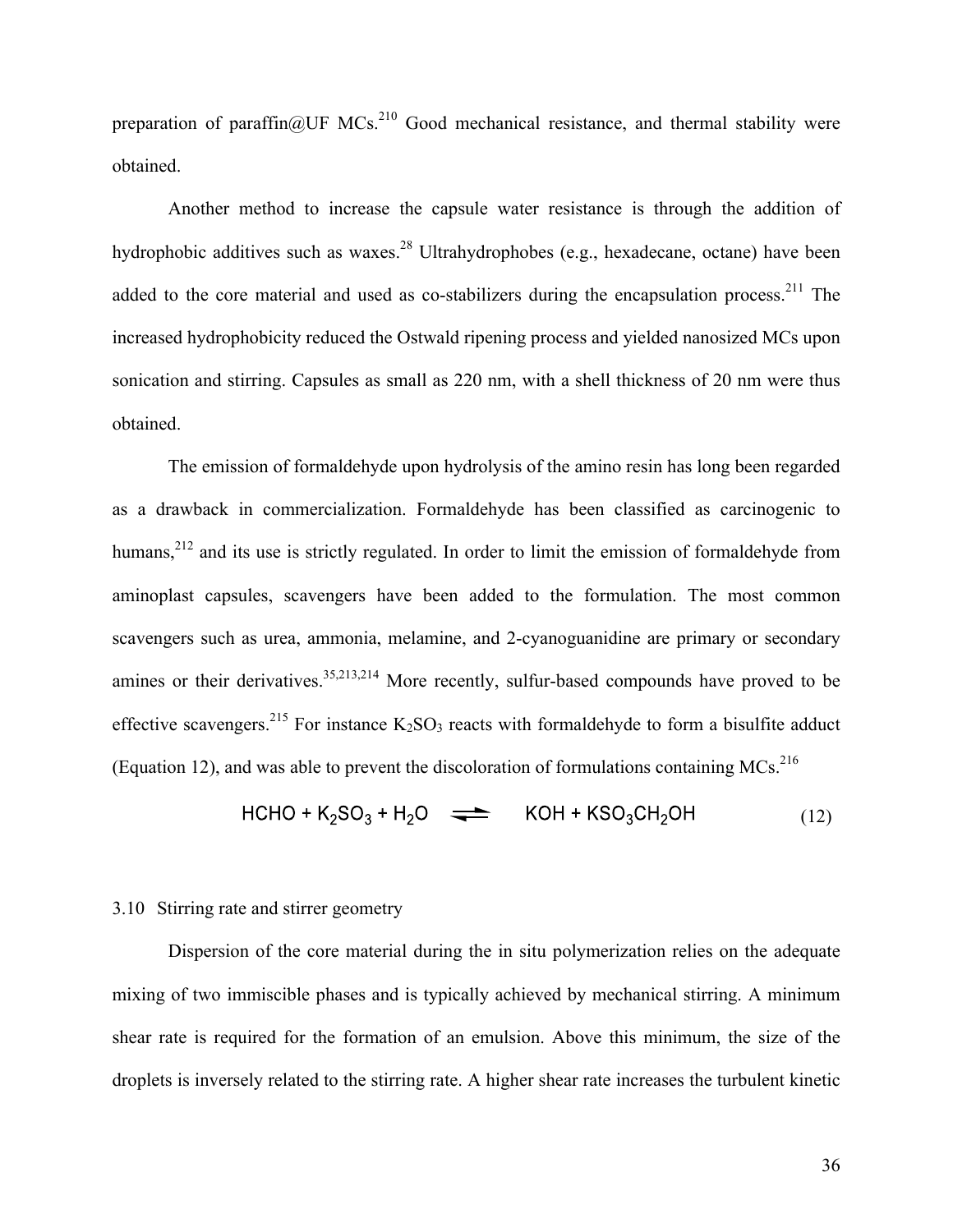preparation of paraffin@UF MCs.[210] Good mechanical resistance, and thermal stability were obtained.

Another method to increase the capsule water resistance is through the addition of hydrophobic additives such as waxes.[28] Ultrahydrophobes (e.g., hexadecane, octane) have been added to the core material and used as co-stabilizers during the encapsulation process.[211] The increased hydrophobicity reduced the Ostwald ripening process and yielded nanosized MCs upon sonication and stirring. Capsules as small as 220 nm, with a shell thickness of 20 nm were thus obtained.

The emission of formaldehyde upon hydrolysis of the amino resin has long been regarded as a drawback in commercialization. Formaldehyde has been classified as carcinogenic to humans,[212] and its use is strictly regulated. In order to limit the emission of formaldehyde from aminoplast capsules, scavengers have been added to the formulation. The most common scavengers such as urea, ammonia, melamine, and 2-cyanoguanidine are primary or secondary amines or their derivatives.[35,213,214] More recently, sulfur-based compounds have proved to be effective scavengers.[215] For instance $K_2SO_3$ reacts with formaldehyde to form a bisulfite adduct (Equation 12), and was able to prevent the discoloration of formulations containing MCs.[216]

$$HCHO + K_2SO_3 + H_2O \rightleftharpoons KOH + KSO_3CH_2OH \quad (12)$$

### 3.10 Stirring rate and stirrer geometry

Dispersion of the core material during the in situ polymerization relies on the adequate mixing of two immiscible phases and is typically achieved by mechanical stirring. A minimum shear rate is required for the formation of an emulsion. Above this minimum, the size of the droplets is inversely related to the stirring rate. A higher shear rate increases the turbulent kinetic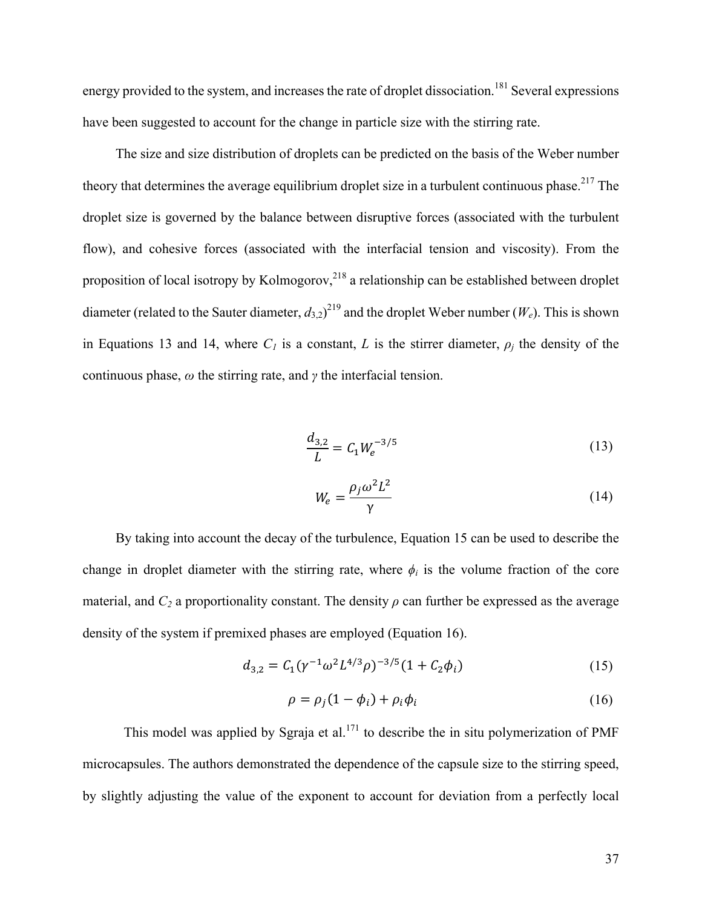energy provided to the system, and increases the rate of droplet dissociation.[181] Several expressions have been suggested to account for the change in particle size with the stirring rate.

The size and size distribution of droplets can be predicted on the basis of the Weber number theory that determines the average equilibrium droplet size in a turbulent continuous phase.[217] The droplet size is governed by the balance between disruptive forces (associated with the turbulent flow), and cohesive forces (associated with the interfacial tension and viscosity). From the proposition of local isotropy by Kolmogorov,[218] a relationship can be established between droplet diameter (related to the Sauter diameter, $d_{3,2}$)[219] and the droplet Weber number ($W_e$). This is shown in Equations 13 and 14, where $C_1$ is a constant, $L$ is the stirrer diameter, $\rho_j$ the density of the continuous phase, $\omega$ the stirring rate, and $\gamma$ the interfacial tension.

$$\frac{d_{3,2}}{L} = C_1 W_e^{-3/5} \tag{13}$$

$$W_e = \frac{\rho_j \omega^2 L^2}{\gamma} \tag{14}$$

By taking into account the decay of the turbulence, Equation 15 can be used to describe the change in droplet diameter with the stirring rate, where $\phi_i$ is the volume fraction of the core material, and $C_2$ a proportionality constant. The density $\rho$ can further be expressed as the average density of the system if premixed phases are employed (Equation 16).

$$d_{3,2} = C_1(\gamma^{-1}\omega^2 L^{4/3}\rho)^{-3/5}(1 + C_2\phi_i) \tag{15}$$

$$\rho = \rho_j(1 - \phi_i) + \rho_i\phi_i \tag{16}$$

This model was applied by Sgraja et al.[171] to describe the in situ polymerization of PMF microcapsules. The authors demonstrated the dependence of the capsule size to the stirring speed, by slightly adjusting the value of the exponent to account for deviation from a perfectly local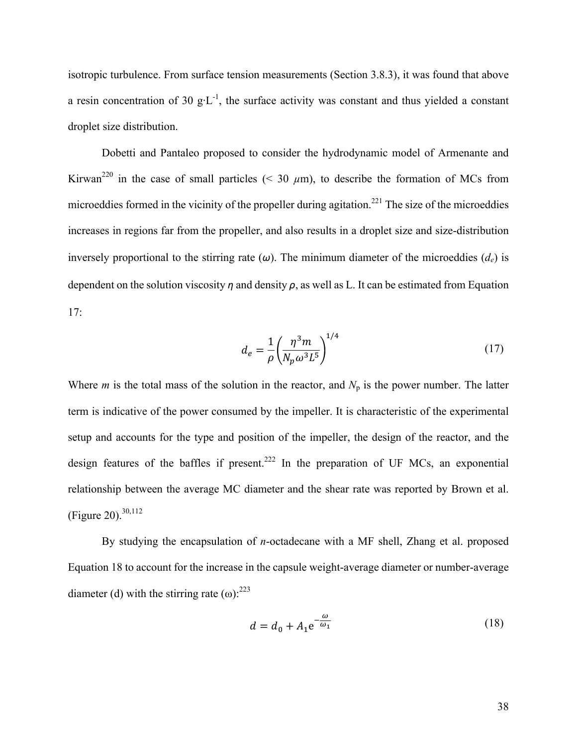isotropic turbulence. From surface tension measurements (Section 3.8.3), it was found that above a resin concentration of 30 g·L$^{-1}$, the surface activity was constant and thus yielded a constant droplet size distribution.

Dobetti and Pantaleo proposed to consider the hydrodynamic model of Armenante and Kirwan[220] in the case of small particles (< 30 $\mu$m), to describe the formation of MCs from microeddies formed in the vicinity of the propeller during agitation.[221] The size of the microeddies increases in regions far from the propeller, and also results in a droplet size and size-distribution inversely proportional to the stirring rate ($\omega$). The minimum diameter of the microeddies ($d_e$) is dependent on the solution viscosity $\eta$ and density $\rho$, as well as L. It can be estimated from Equation 17:

$$d_e = \frac{1}{\rho}\left(\frac{\eta^3 m}{N_p \omega^3 L^5}\right)^{1/4} \tag{17}$$

Where $m$ is the total mass of the solution in the reactor, and $N_\mathrm{p}$ is the power number. The latter term is indicative of the power consumed by the impeller. It is characteristic of the experimental setup and accounts for the type and position of the impeller, the design of the reactor, and the design features of the baffles if present.[222] In the preparation of UF MCs, an exponential relationship between the average MC diameter and the shear rate was reported by Brown et al. (Figure 20).[30,112]

By studying the encapsulation of *n*-octadecane with a MF shell, Zhang et al. proposed Equation 18 to account for the increase in the capsule weight-average diameter or number-average diameter (d) with the stirring rate (ω):[223]

$$d = d_0 + A_1 \mathrm{e}^{-\frac{\omega}{\omega_1}} \tag{18}$$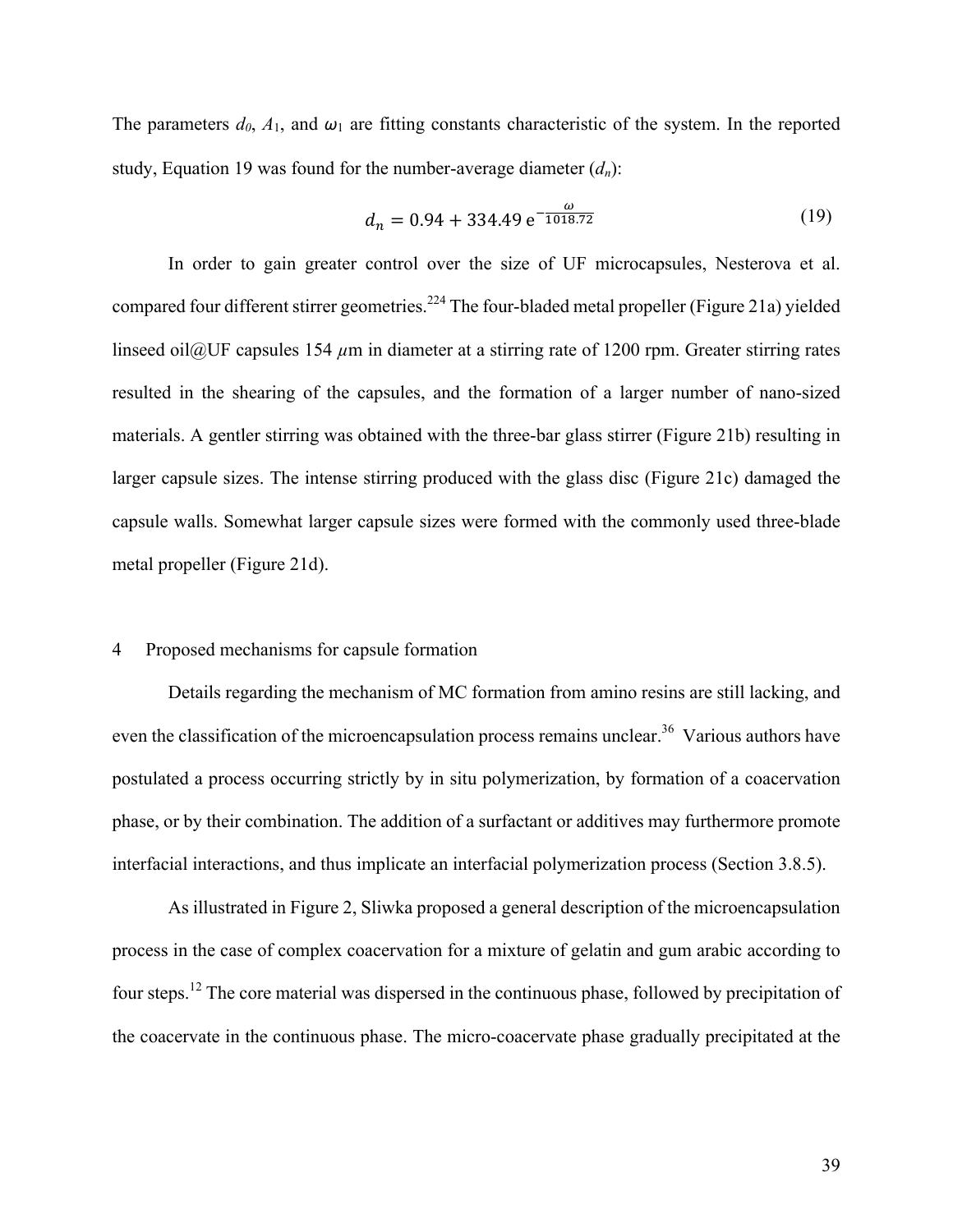The parameters $d_0$, $A_1$, and $\omega_1$ are fitting constants characteristic of the system. In the reported study, Equation 19 was found for the number-average diameter ($d_n$):

$$d_n = 0.94 + 334.49\, e^{-\frac{\omega}{1018.72}} \tag{19}$$

In order to gain greater control over the size of UF microcapsules, Nesterova et al. compared four different stirrer geometries.[224] The four-bladed metal propeller (Figure 21a) yielded linseed oil@UF capsules 154 $\mu$m in diameter at a stirring rate of 1200 rpm. Greater stirring rates resulted in the shearing of the capsules, and the formation of a larger number of nano-sized materials. A gentler stirring was obtained with the three-bar glass stirrer (Figure 21b) resulting in larger capsule sizes. The intense stirring produced with the glass disc (Figure 21c) damaged the capsule walls. Somewhat larger capsule sizes were formed with the commonly used three-blade metal propeller (Figure 21d).

# 4 Proposed mechanisms for capsule formation

Details regarding the mechanism of MC formation from amino resins are still lacking, and even the classification of the microencapsulation process remains unclear.[36] Various authors have postulated a process occurring strictly by in situ polymerization, by formation of a coacervation phase, or by their combination. The addition of a surfactant or additives may furthermore promote interfacial interactions, and thus implicate an interfacial polymerization process (Section 3.8.5).

As illustrated in Figure 2, Sliwka proposed a general description of the microencapsulation process in the case of complex coacervation for a mixture of gelatin and gum arabic according to four steps.[12] The core material was dispersed in the continuous phase, followed by precipitation of the coacervate in the continuous phase. The micro-coacervate phase gradually precipitated at the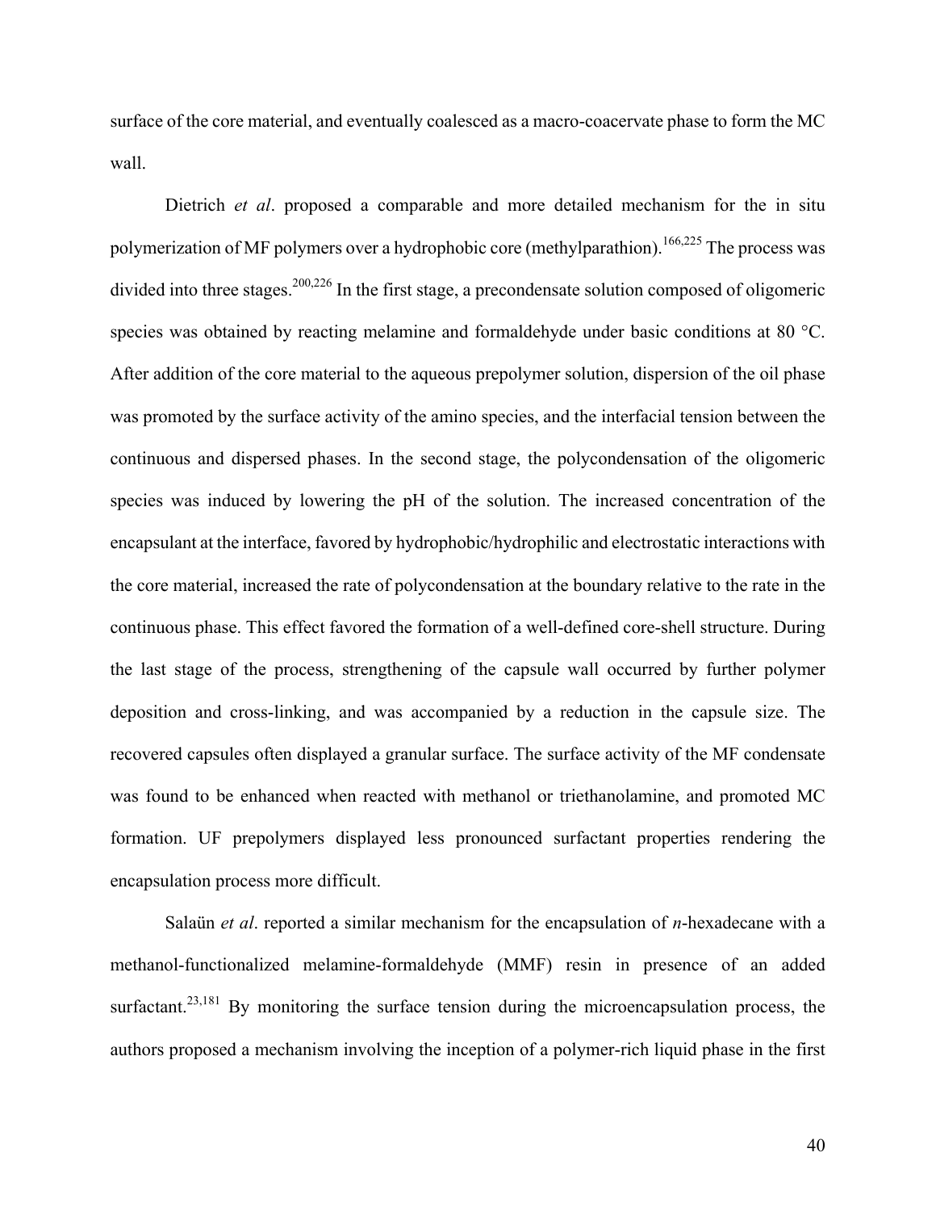surface of the core material, and eventually coalesced as a macro-coacervate phase to form the MC wall.

Dietrich *et al*. proposed a comparable and more detailed mechanism for the in situ polymerization of MF polymers over a hydrophobic core (methylparathion).[166,225] The process was divided into three stages.[200,226] In the first stage, a precondensate solution composed of oligomeric species was obtained by reacting melamine and formaldehyde under basic conditions at 80 °C. After addition of the core material to the aqueous prepolymer solution, dispersion of the oil phase was promoted by the surface activity of the amino species, and the interfacial tension between the continuous and dispersed phases. In the second stage, the polycondensation of the oligomeric species was induced by lowering the pH of the solution. The increased concentration of the encapsulant at the interface, favored by hydrophobic/hydrophilic and electrostatic interactions with the core material, increased the rate of polycondensation at the boundary relative to the rate in the continuous phase. This effect favored the formation of a well-defined core-shell structure. During the last stage of the process, strengthening of the capsule wall occurred by further polymer deposition and cross-linking, and was accompanied by a reduction in the capsule size. The recovered capsules often displayed a granular surface. The surface activity of the MF condensate was found to be enhanced when reacted with methanol or triethanolamine, and promoted MC formation. UF prepolymers displayed less pronounced surfactant properties rendering the encapsulation process more difficult.

Salaün *et al*. reported a similar mechanism for the encapsulation of *n*-hexadecane with a methanol-functionalized melamine-formaldehyde (MMF) resin in presence of an added surfactant.[23,181] By monitoring the surface tension during the microencapsulation process, the authors proposed a mechanism involving the inception of a polymer-rich liquid phase in the first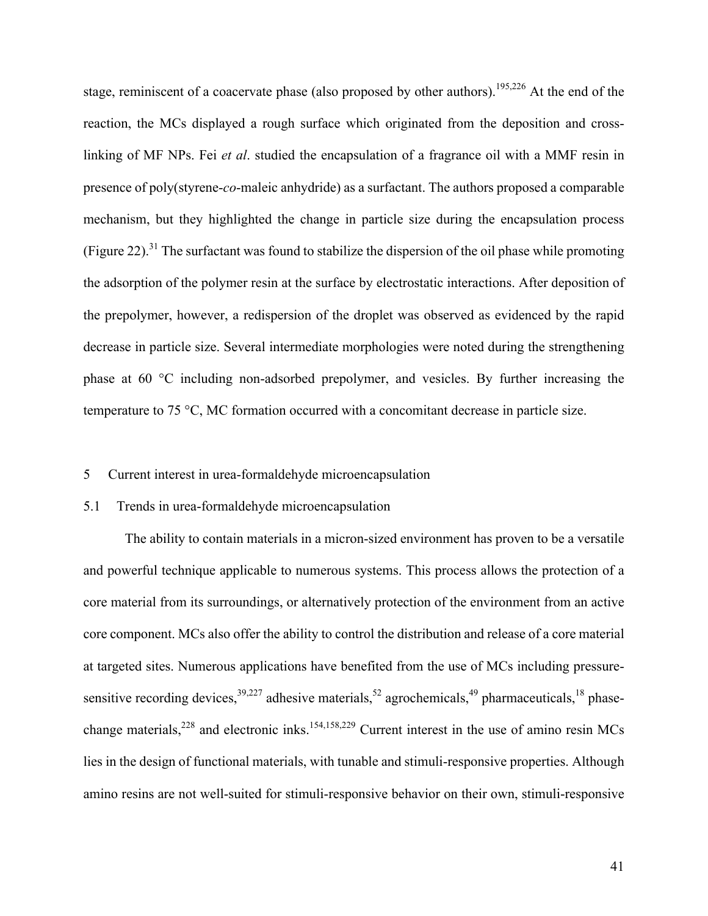stage, reminiscent of a coacervate phase (also proposed by other authors).[195,226] At the end of the reaction, the MCs displayed a rough surface which originated from the deposition and cross-linking of MF NPs. Fei *et al*. studied the encapsulation of a fragrance oil with a MMF resin in presence of poly(styrene-*co*-maleic anhydride) as a surfactant. The authors proposed a comparable mechanism, but they highlighted the change in particle size during the encapsulation process (Figure 22).[31] The surfactant was found to stabilize the dispersion of the oil phase while promoting the adsorption of the polymer resin at the surface by electrostatic interactions. After deposition of the prepolymer, however, a redispersion of the droplet was observed as evidenced by the rapid decrease in particle size. Several intermediate morphologies were noted during the strengthening phase at 60 °C including non-adsorbed prepolymer, and vesicles. By further increasing the temperature to 75 °C, MC formation occurred with a concomitant decrease in particle size.

## 5 Current interest in urea-formaldehyde microencapsulation

### 5.1 Trends in urea-formaldehyde microencapsulation

The ability to contain materials in a micron-sized environment has proven to be a versatile and powerful technique applicable to numerous systems. This process allows the protection of a core material from its surroundings, or alternatively protection of the environment from an active core component. MCs also offer the ability to control the distribution and release of a core material at targeted sites. Numerous applications have benefited from the use of MCs including pressure-sensitive recording devices,[39,227] adhesive materials,[52] agrochemicals,[49] pharmaceuticals,[18] phase-change materials,[228] and electronic inks.[154,158,229] Current interest in the use of amino resin MCs lies in the design of functional materials, with tunable and stimuli-responsive properties. Although amino resins are not well-suited for stimuli-responsive behavior on their own, stimuli-responsive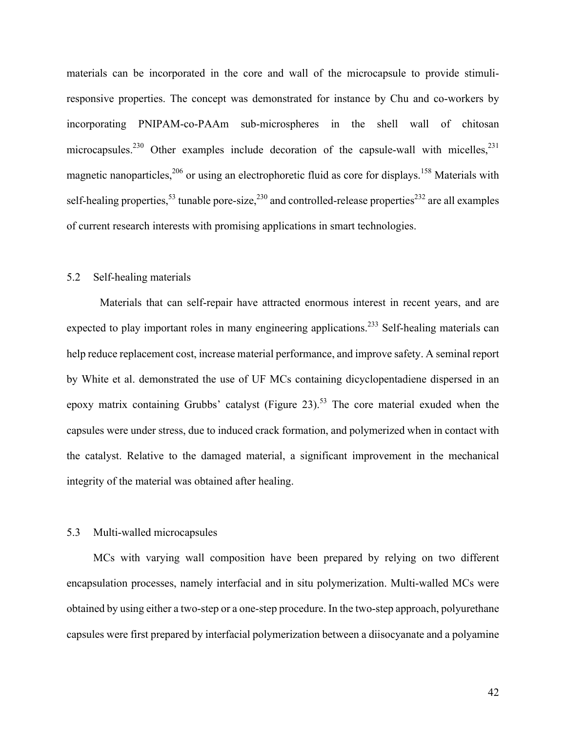materials can be incorporated in the core and wall of the microcapsule to provide stimuli-responsive properties. The concept was demonstrated for instance by Chu and co-workers by incorporating PNIPAM-co-PAAm sub-microspheres in the shell wall of chitosan microcapsules.[230] Other examples include decoration of the capsule-wall with micelles,[231] magnetic nanoparticles,[206] or using an electrophoretic fluid as core for displays.[158] Materials with self-healing properties,[53] tunable pore-size,[230] and controlled-release properties[232] are all examples of current research interests with promising applications in smart technologies.

## 5.2 Self-healing materials

Materials that can self-repair have attracted enormous interest in recent years, and are expected to play important roles in many engineering applications.[233] Self-healing materials can help reduce replacement cost, increase material performance, and improve safety. A seminal report by White et al. demonstrated the use of UF MCs containing dicyclopentadiene dispersed in an epoxy matrix containing Grubbs' catalyst (Figure 23).[53] The core material exuded when the capsules were under stress, due to induced crack formation, and polymerized when in contact with the catalyst. Relative to the damaged material, a significant improvement in the mechanical integrity of the material was obtained after healing.

## 5.3 Multi-walled microcapsules

MCs with varying wall composition have been prepared by relying on two different encapsulation processes, namely interfacial and in situ polymerization. Multi-walled MCs were obtained by using either a two-step or a one-step procedure. In the two-step approach, polyurethane capsules were first prepared by interfacial polymerization between a diisocyanate and a polyamine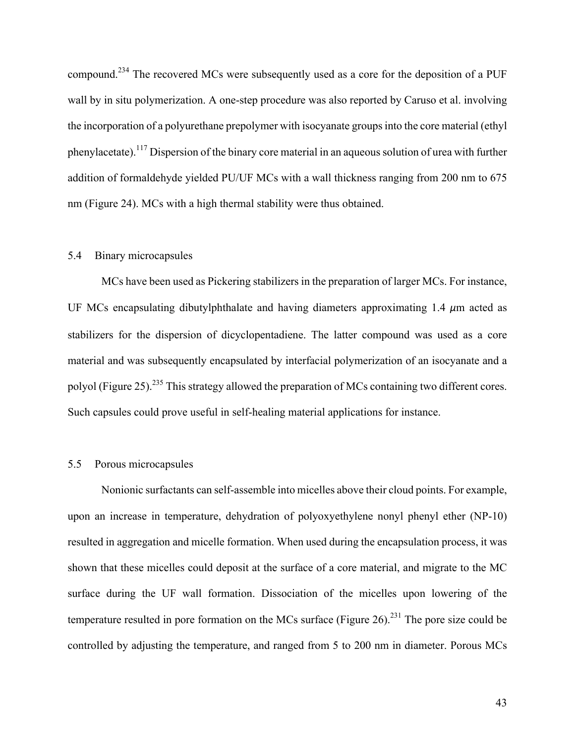compound.[234] The recovered MCs were subsequently used as a core for the deposition of a PUF wall by in situ polymerization. A one-step procedure was also reported by Caruso et al. involving the incorporation of a polyurethane prepolymer with isocyanate groups into the core material (ethyl phenylacetate).[117] Dispersion of the binary core material in an aqueous solution of urea with further addition of formaldehyde yielded PU/UF MCs with a wall thickness ranging from 200 nm to 675 nm (Figure 24). MCs with a high thermal stability were thus obtained.

### 5.4 Binary microcapsules

MCs have been used as Pickering stabilizers in the preparation of larger MCs. For instance, UF MCs encapsulating dibutylphthalate and having diameters approximating 1.4 $\mu$m acted as stabilizers for the dispersion of dicyclopentadiene. The latter compound was used as a core material and was subsequently encapsulated by interfacial polymerization of an isocyanate and a polyol (Figure 25).[235] This strategy allowed the preparation of MCs containing two different cores. Such capsules could prove useful in self-healing material applications for instance.

### 5.5 Porous microcapsules

Nonionic surfactants can self-assemble into micelles above their cloud points. For example, upon an increase in temperature, dehydration of polyoxyethylene nonyl phenyl ether (NP-10) resulted in aggregation and micelle formation. When used during the encapsulation process, it was shown that these micelles could deposit at the surface of a core material, and migrate to the MC surface during the UF wall formation. Dissociation of the micelles upon lowering of the temperature resulted in pore formation on the MCs surface (Figure 26).[231] The pore size could be controlled by adjusting the temperature, and ranged from 5 to 200 nm in diameter. Porous MCs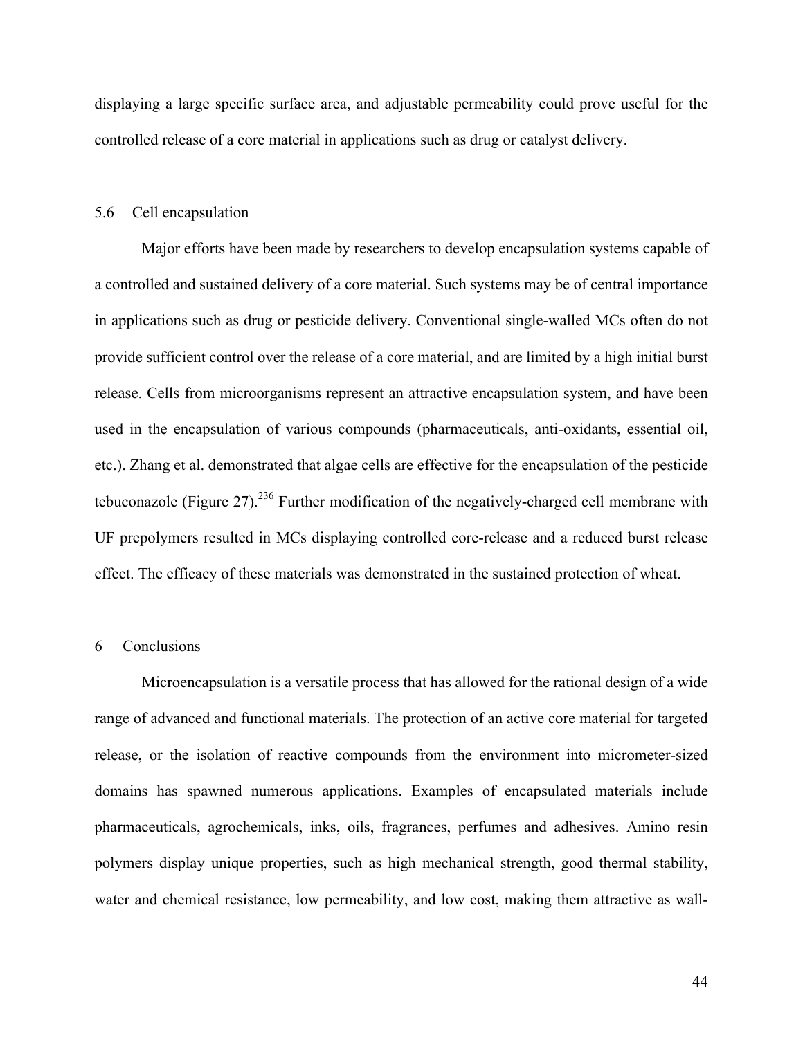displaying a large specific surface area, and adjustable permeability could prove useful for the controlled release of a core material in applications such as drug or catalyst delivery.

## 5.6 Cell encapsulation

Major efforts have been made by researchers to develop encapsulation systems capable of a controlled and sustained delivery of a core material. Such systems may be of central importance in applications such as drug or pesticide delivery. Conventional single-walled MCs often do not provide sufficient control over the release of a core material, and are limited by a high initial burst release. Cells from microorganisms represent an attractive encapsulation system, and have been used in the encapsulation of various compounds (pharmaceuticals, anti-oxidants, essential oil, etc.). Zhang et al. demonstrated that algae cells are effective for the encapsulation of the pesticide tebuconazole (Figure 27).[236] Further modification of the negatively-charged cell membrane with UF prepolymers resulted in MCs displaying controlled core-release and a reduced burst release effect. The efficacy of these materials was demonstrated in the sustained protection of wheat.

# 6 Conclusions

Microencapsulation is a versatile process that has allowed for the rational design of a wide range of advanced and functional materials. The protection of an active core material for targeted release, or the isolation of reactive compounds from the environment into micrometer-sized domains has spawned numerous applications. Examples of encapsulated materials include pharmaceuticals, agrochemicals, inks, oils, fragrances, perfumes and adhesives. Amino resin polymers display unique properties, such as high mechanical strength, good thermal stability, water and chemical resistance, low permeability, and low cost, making them attractive as wall-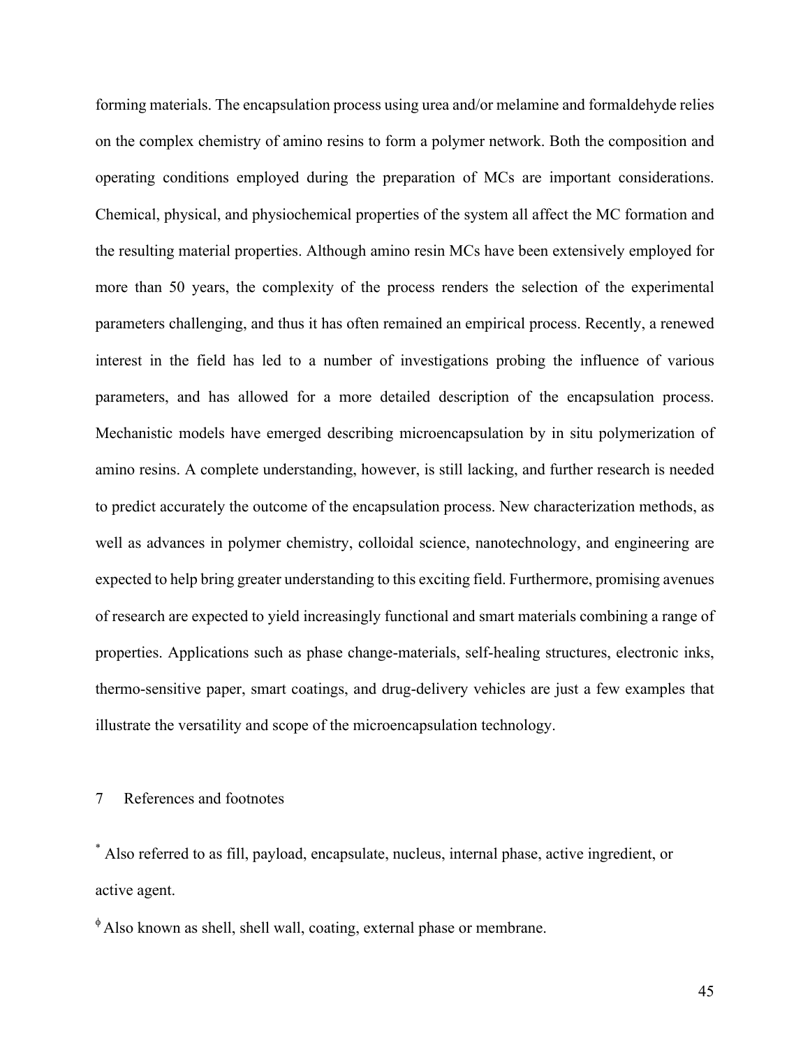forming materials. The encapsulation process using urea and/or melamine and formaldehyde relies on the complex chemistry of amino resins to form a polymer network. Both the composition and operating conditions employed during the preparation of MCs are important considerations. Chemical, physical, and physiochemical properties of the system all affect the MC formation and the resulting material properties. Although amino resin MCs have been extensively employed for more than 50 years, the complexity of the process renders the selection of the experimental parameters challenging, and thus it has often remained an empirical process. Recently, a renewed interest in the field has led to a number of investigations probing the influence of various parameters, and has allowed for a more detailed description of the encapsulation process. Mechanistic models have emerged describing microencapsulation by in situ polymerization of amino resins. A complete understanding, however, is still lacking, and further research is needed to predict accurately the outcome of the encapsulation process. New characterization methods, as well as advances in polymer chemistry, colloidal science, nanotechnology, and engineering are expected to help bring greater understanding to this exciting field. Furthermore, promising avenues of research are expected to yield increasingly functional and smart materials combining a range of properties. Applications such as phase change-materials, self-healing structures, electronic inks, thermo-sensitive paper, smart coatings, and drug-delivery vehicles are just a few examples that illustrate the versatility and scope of the microencapsulation technology.

# 7 References and footnotes

[*] Also referred to as fill, payload, encapsulate, nucleus, internal phase, active ingredient, or active agent.

[ϕ] Also known as shell, shell wall, coating, external phase or membrane.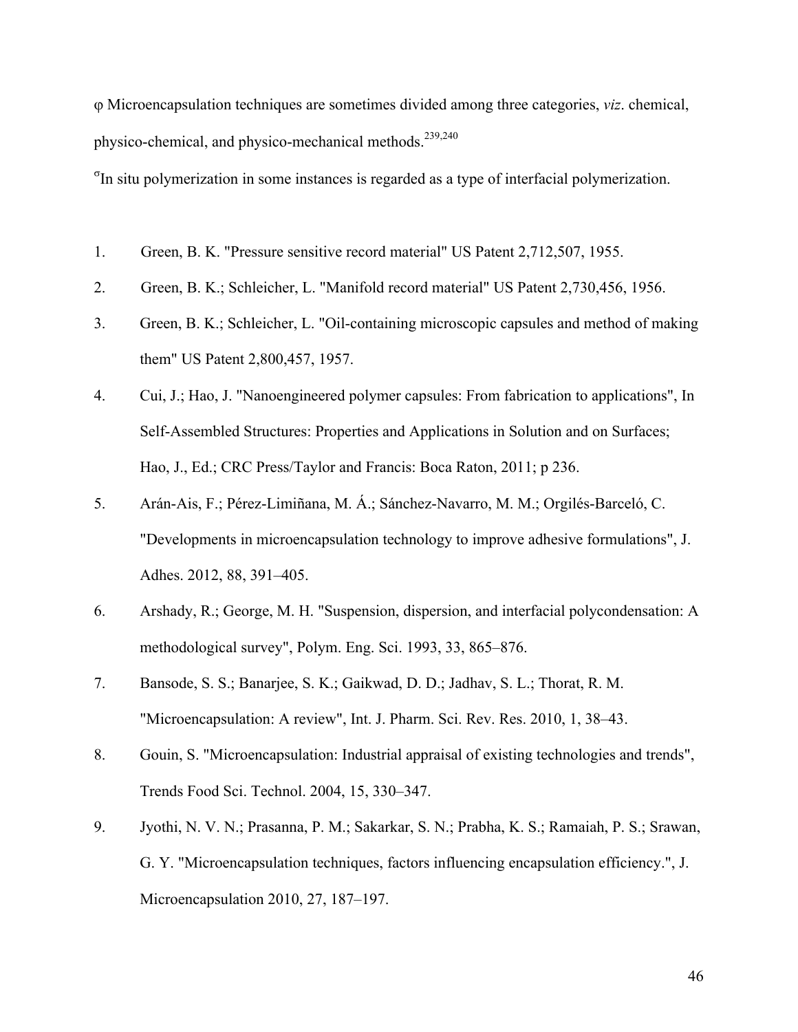φ Microencapsulation techniques are sometimes divided among three categories, *viz*. chemical, physico-chemical, and physico-mechanical methods.[239,240]

σ In situ polymerization in some instances is regarded as a type of interfacial polymerization.

1. Green, B. K. "Pressure sensitive record material" US Patent 2,712,507, 1955.
2. Green, B. K.; Schleicher, L. "Manifold record material" US Patent 2,730,456, 1956.
3. Green, B. K.; Schleicher, L. "Oil-containing microscopic capsules and method of making them" US Patent 2,800,457, 1957.
4. Cui, J.; Hao, J. "Nanoengineered polymer capsules: From fabrication to applications", In Self-Assembled Structures: Properties and Applications in Solution and on Surfaces; Hao, J., Ed.; CRC Press/Taylor and Francis: Boca Raton, 2011; p 236.
5. Arán-Ais, F.; Pérez-Limiñana, M. Á.; Sánchez-Navarro, M. M.; Orgilés-Barceló, C. "Developments in microencapsulation technology to improve adhesive formulations", J. Adhes. 2012, 88, 391–405.
6. Arshady, R.; George, M. H. "Suspension, dispersion, and interfacial polycondensation: A methodological survey", Polym. Eng. Sci. 1993, 33, 865–876.
7. Bansode, S. S.; Banarjee, S. K.; Gaikwad, D. D.; Jadhav, S. L.; Thorat, R. M. "Microencapsulation: A review", Int. J. Pharm. Sci. Rev. Res. 2010, 1, 38–43.
8. Gouin, S. "Microencapsulation: Industrial appraisal of existing technologies and trends", Trends Food Sci. Technol. 2004, 15, 330–347.
9. Jyothi, N. V. N.; Prasanna, P. M.; Sakarkar, S. N.; Prabha, K. S.; Ramaiah, P. S.; Srawan, G. Y. "Microencapsulation techniques, factors influencing encapsulation efficiency.", J. Microencapsulation 2010, 27, 187–197.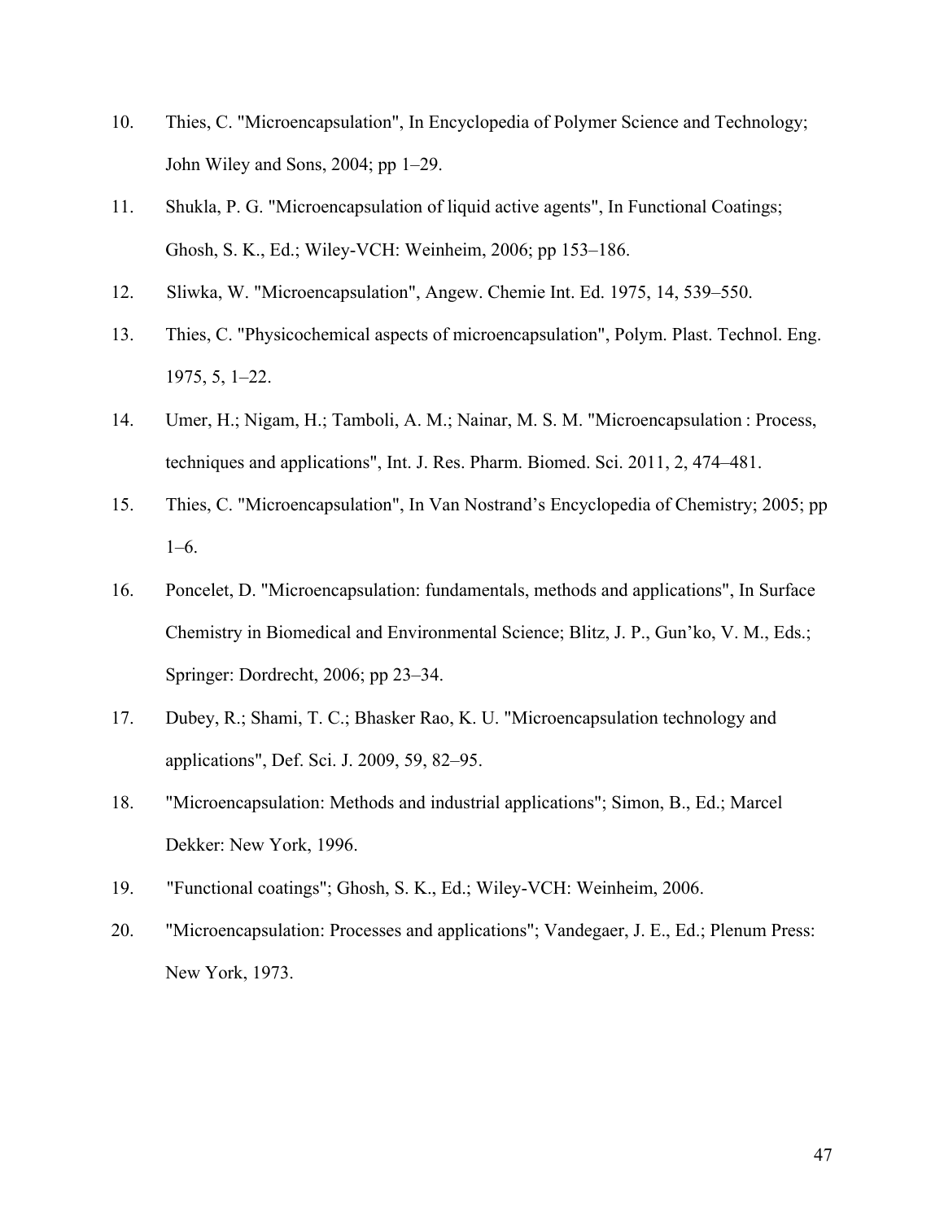10. Thies, C. "Microencapsulation", In Encyclopedia of Polymer Science and Technology; John Wiley and Sons, 2004; pp 1–29.
11. Shukla, P. G. "Microencapsulation of liquid active agents", In Functional Coatings; Ghosh, S. K., Ed.; Wiley-VCH: Weinheim, 2006; pp 153–186.
12. Sliwka, W. "Microencapsulation", Angew. Chemie Int. Ed. 1975, 14, 539–550.
13. Thies, C. "Physicochemical aspects of microencapsulation", Polym. Plast. Technol. Eng. 1975, 5, 1–22.
14. Umer, H.; Nigam, H.; Tamboli, A. M.; Nainar, M. S. M. "Microencapsulation : Process, techniques and applications", Int. J. Res. Pharm. Biomed. Sci. 2011, 2, 474–481.
15. Thies, C. "Microencapsulation", In Van Nostrand's Encyclopedia of Chemistry; 2005; pp 1–6.
16. Poncelet, D. "Microencapsulation: fundamentals, methods and applications", In Surface Chemistry in Biomedical and Environmental Science; Blitz, J. P., Gun'ko, V. M., Eds.; Springer: Dordrecht, 2006; pp 23–34.
17. Dubey, R.; Shami, T. C.; Bhasker Rao, K. U. "Microencapsulation technology and applications", Def. Sci. J. 2009, 59, 82–95.
18. "Microencapsulation: Methods and industrial applications"; Simon, B., Ed.; Marcel Dekker: New York, 1996.
19. "Functional coatings"; Ghosh, S. K., Ed.; Wiley-VCH: Weinheim, 2006.
20. "Microencapsulation: Processes and applications"; Vandegaer, J. E., Ed.; Plenum Press: New York, 1973.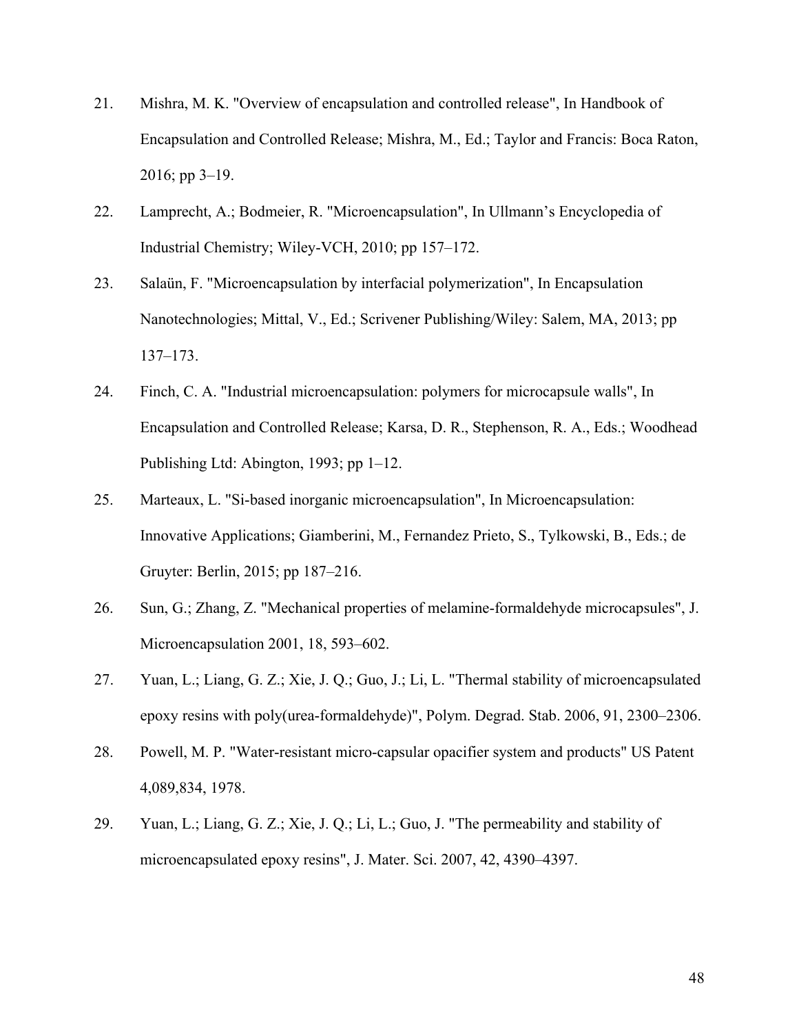21. Mishra, M. K. "Overview of encapsulation and controlled release", In Handbook of Encapsulation and Controlled Release; Mishra, M., Ed.; Taylor and Francis: Boca Raton, 2016; pp 3–19.

22. Lamprecht, A.; Bodmeier, R. "Microencapsulation", In Ullmann's Encyclopedia of Industrial Chemistry; Wiley-VCH, 2010; pp 157–172.

23. Salaün, F. "Microencapsulation by interfacial polymerization", In Encapsulation Nanotechnologies; Mittal, V., Ed.; Scrivener Publishing/Wiley: Salem, MA, 2013; pp 137–173.

24. Finch, C. A. "Industrial microencapsulation: polymers for microcapsule walls", In Encapsulation and Controlled Release; Karsa, D. R., Stephenson, R. A., Eds.; Woodhead Publishing Ltd: Abington, 1993; pp 1–12.

25. Marteaux, L. "Si-based inorganic microencapsulation", In Microencapsulation: Innovative Applications; Giamberini, M., Fernandez Prieto, S., Tylkowski, B., Eds.; de Gruyter: Berlin, 2015; pp 187–216.

26. Sun, G.; Zhang, Z. "Mechanical properties of melamine-formaldehyde microcapsules", J. Microencapsulation 2001, 18, 593–602.

27. Yuan, L.; Liang, G. Z.; Xie, J. Q.; Guo, J.; Li, L. "Thermal stability of microencapsulated epoxy resins with poly(urea-formaldehyde)", Polym. Degrad. Stab. 2006, 91, 2300–2306.

28. Powell, M. P. "Water-resistant micro-capsular opacifier system and products" US Patent 4,089,834, 1978.

29. Yuan, L.; Liang, G. Z.; Xie, J. Q.; Li, L.; Guo, J. "The permeability and stability of microencapsulated epoxy resins", J. Mater. Sci. 2007, 42, 4390–4397.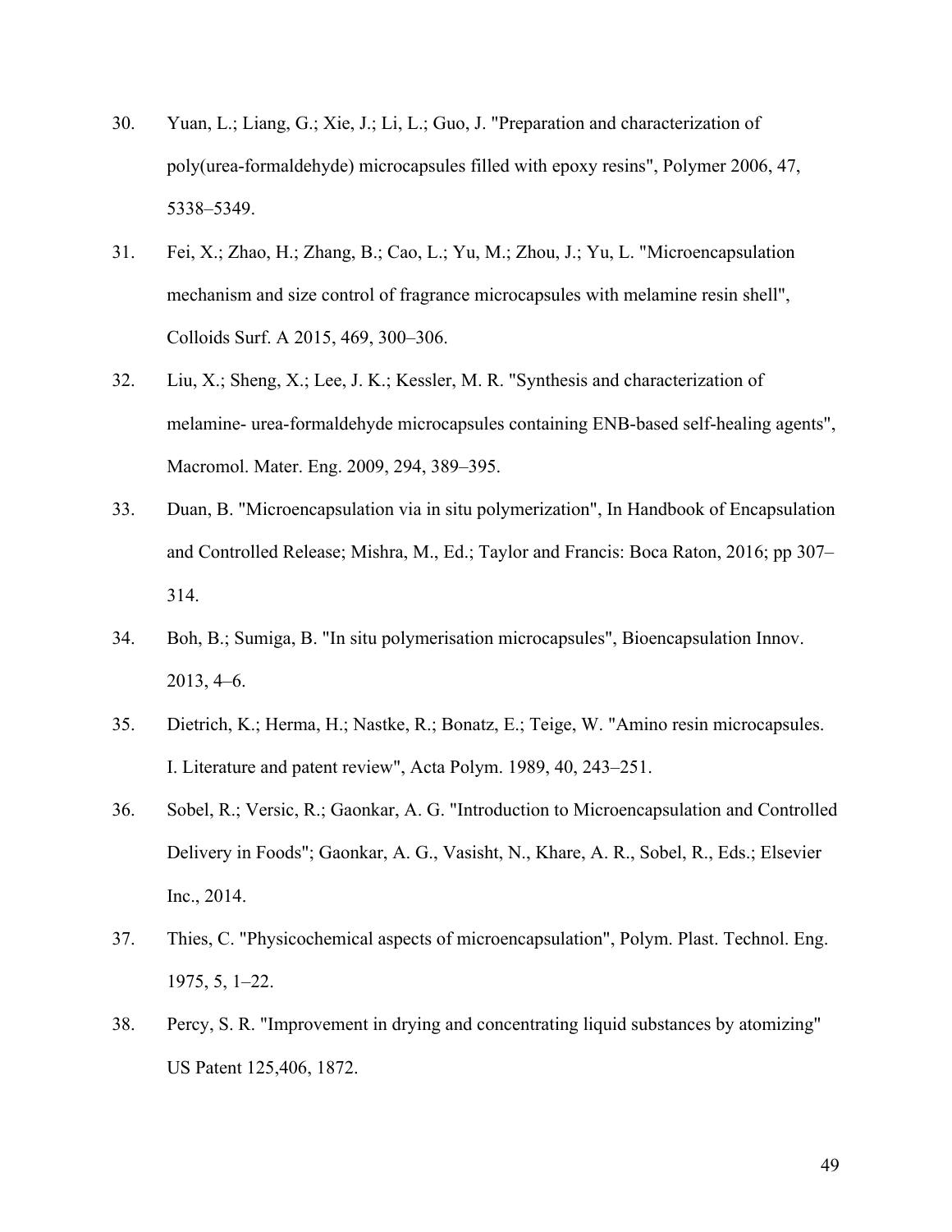30. Yuan, L.; Liang, G.; Xie, J.; Li, L.; Guo, J. "Preparation and characterization of poly(urea-formaldehyde) microcapsules filled with epoxy resins", Polymer 2006, 47, 5338–5349.

31. Fei, X.; Zhao, H.; Zhang, B.; Cao, L.; Yu, M.; Zhou, J.; Yu, L. "Microencapsulation mechanism and size control of fragrance microcapsules with melamine resin shell", Colloids Surf. A 2015, 469, 300–306.

32. Liu, X.; Sheng, X.; Lee, J. K.; Kessler, M. R. "Synthesis and characterization of melamine- urea-formaldehyde microcapsules containing ENB-based self-healing agents", Macromol. Mater. Eng. 2009, 294, 389–395.

33. Duan, B. "Microencapsulation via in situ polymerization", In Handbook of Encapsulation and Controlled Release; Mishra, M., Ed.; Taylor and Francis: Boca Raton, 2016; pp 307–314.

34. Boh, B.; Sumiga, B. "In situ polymerisation microcapsules", Bioencapsulation Innov. 2013, 4–6.

35. Dietrich, K.; Herma, H.; Nastke, R.; Bonatz, E.; Teige, W. "Amino resin microcapsules. I. Literature and patent review", Acta Polym. 1989, 40, 243–251.

36. Sobel, R.; Versic, R.; Gaonkar, A. G. "Introduction to Microencapsulation and Controlled Delivery in Foods"; Gaonkar, A. G., Vasisht, N., Khare, A. R., Sobel, R., Eds.; Elsevier Inc., 2014.

37. Thies, C. "Physicochemical aspects of microencapsulation", Polym. Plast. Technol. Eng. 1975, 5, 1–22.

38. Percy, S. R. "Improvement in drying and concentrating liquid substances by atomizing" US Patent 125,406, 1872.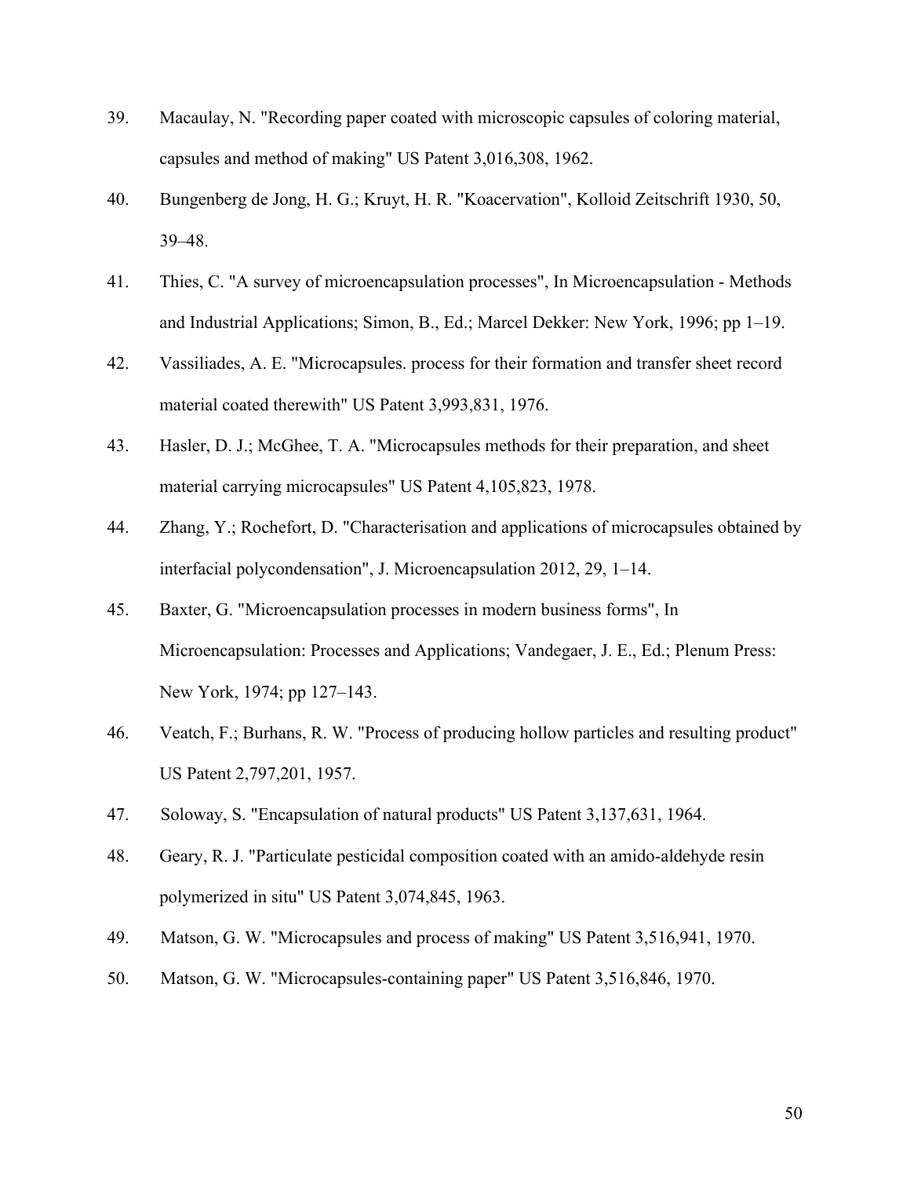39. Macaulay, N. "Recording paper coated with microscopic capsules of coloring material, capsules and method of making" US Patent 3,016,308, 1962.

40. Bungenberg de Jong, H. G.; Kruyt, H. R. "Koacervation", Kolloid Zeitschrift 1930, 50, 39–48.

41. Thies, C. "A survey of microencapsulation processes", In Microencapsulation - Methods and Industrial Applications; Simon, B., Ed.; Marcel Dekker: New York, 1996; pp 1–19.

42. Vassiliades, A. E. "Microcapsules. process for their formation and transfer sheet record material coated therewith" US Patent 3,993,831, 1976.

43. Hasler, D. J.; McGhee, T. A. "Microcapsules methods for their preparation, and sheet material carrying microcapsules" US Patent 4,105,823, 1978.

44. Zhang, Y.; Rochefort, D. "Characterisation and applications of microcapsules obtained by interfacial polycondensation", J. Microencapsulation 2012, 29, 1–14.

45. Baxter, G. "Microencapsulation processes in modern business forms", In Microencapsulation: Processes and Applications; Vandegaer, J. E., Ed.; Plenum Press: New York, 1974; pp 127–143.

46. Veatch, F.; Burhans, R. W. "Process of producing hollow particles and resulting product" US Patent 2,797,201, 1957.

47. Soloway, S. "Encapsulation of natural products" US Patent 3,137,631, 1964.

48. Geary, R. J. "Particulate pesticidal composition coated with an amido-aldehyde resin polymerized in situ" US Patent 3,074,845, 1963.

49. Matson, G. W. "Microcapsules and process of making" US Patent 3,516,941, 1970.

50. Matson, G. W. "Microcapsules-containing paper" US Patent 3,516,846, 1970.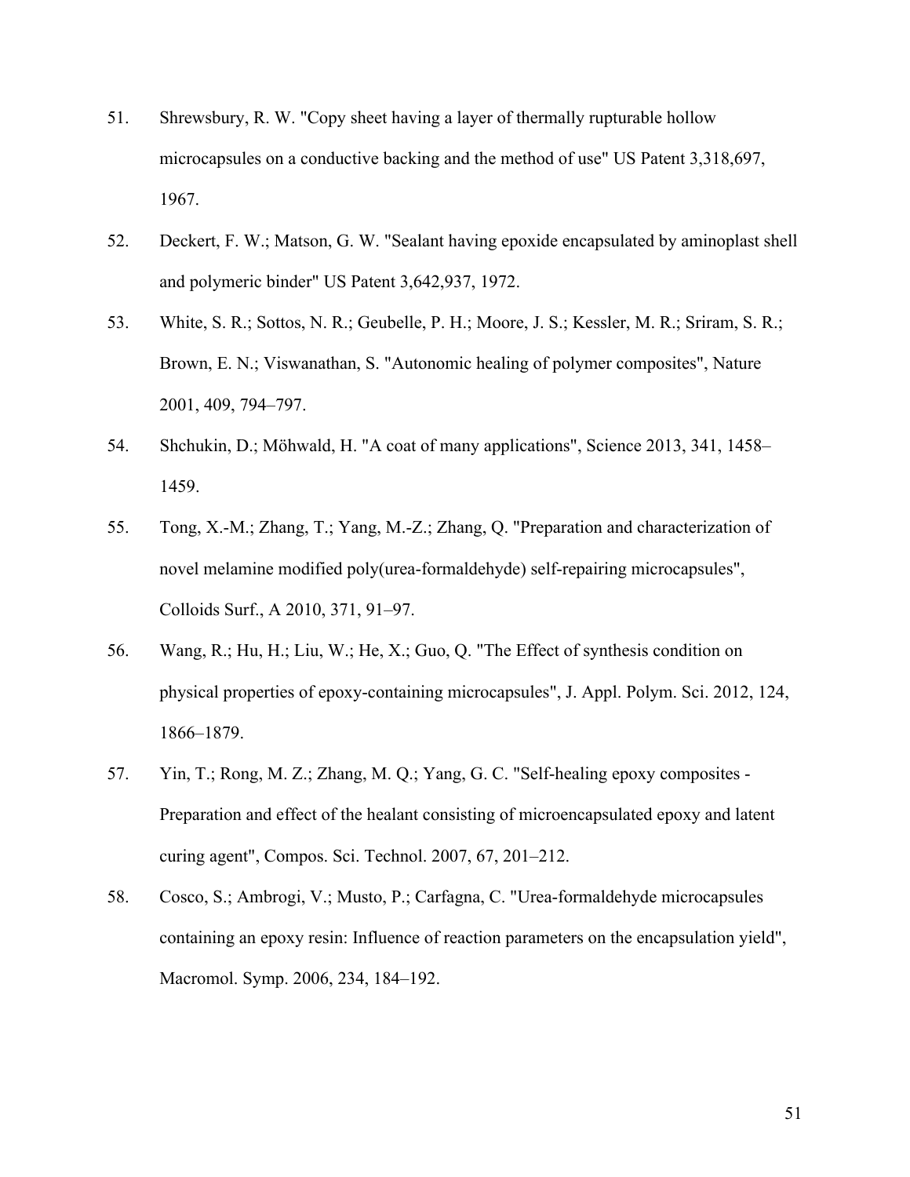51. Shrewsbury, R. W. "Copy sheet having a layer of thermally rupturable hollow microcapsules on a conductive backing and the method of use" US Patent 3,318,697, 1967.

52. Deckert, F. W.; Matson, G. W. "Sealant having epoxide encapsulated by aminoplast shell and polymeric binder" US Patent 3,642,937, 1972.

53. White, S. R.; Sottos, N. R.; Geubelle, P. H.; Moore, J. S.; Kessler, M. R.; Sriram, S. R.; Brown, E. N.; Viswanathan, S. "Autonomic healing of polymer composites", Nature 2001, 409, 794–797.

54. Shchukin, D.; Möhwald, H. "A coat of many applications", Science 2013, 341, 1458–1459.

55. Tong, X.-M.; Zhang, T.; Yang, M.-Z.; Zhang, Q. "Preparation and characterization of novel melamine modified poly(urea-formaldehyde) self-repairing microcapsules", Colloids Surf., A 2010, 371, 91–97.

56. Wang, R.; Hu, H.; Liu, W.; He, X.; Guo, Q. "The Effect of synthesis condition on physical properties of epoxy-containing microcapsules", J. Appl. Polym. Sci. 2012, 124, 1866–1879.

57. Yin, T.; Rong, M. Z.; Zhang, M. Q.; Yang, G. C. "Self-healing epoxy composites - Preparation and effect of the healant consisting of microencapsulated epoxy and latent curing agent", Compos. Sci. Technol. 2007, 67, 201–212.

58. Cosco, S.; Ambrogi, V.; Musto, P.; Carfagna, C. "Urea-formaldehyde microcapsules containing an epoxy resin: Influence of reaction parameters on the encapsulation yield", Macromol. Symp. 2006, 234, 184–192.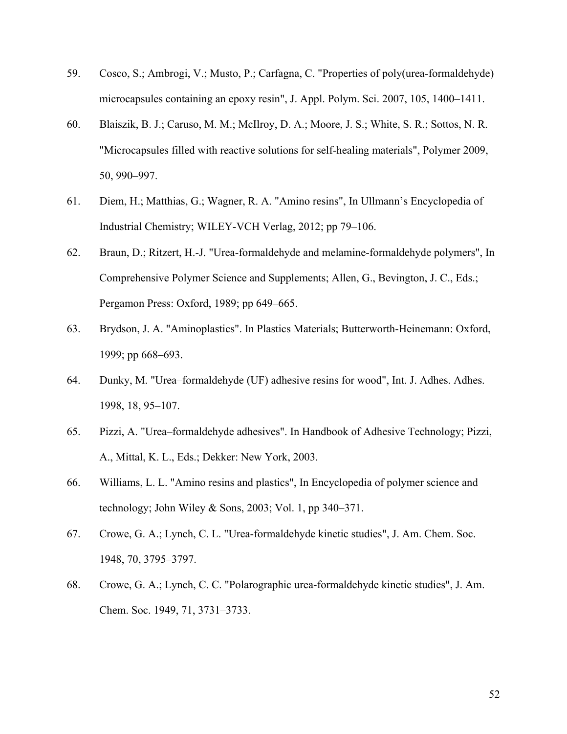59. Cosco, S.; Ambrogi, V.; Musto, P.; Carfagna, C. "Properties of poly(urea-formaldehyde) microcapsules containing an epoxy resin", J. Appl. Polym. Sci. 2007, 105, 1400–1411.

60. Blaiszik, B. J.; Caruso, M. M.; McIlroy, D. A.; Moore, J. S.; White, S. R.; Sottos, N. R. "Microcapsules filled with reactive solutions for self-healing materials", Polymer 2009, 50, 990–997.

61. Diem, H.; Matthias, G.; Wagner, R. A. "Amino resins", In Ullmann's Encyclopedia of Industrial Chemistry; WILEY-VCH Verlag, 2012; pp 79–106.

62. Braun, D.; Ritzert, H.-J. "Urea-formaldehyde and melamine-formaldehyde polymers", In Comprehensive Polymer Science and Supplements; Allen, G., Bevington, J. C., Eds.; Pergamon Press: Oxford, 1989; pp 649–665.

63. Brydson, J. A. "Aminoplastics". In Plastics Materials; Butterworth-Heinemann: Oxford, 1999; pp 668–693.

64. Dunky, M. "Urea–formaldehyde (UF) adhesive resins for wood", Int. J. Adhes. Adhes. 1998, 18, 95–107.

65. Pizzi, A. "Urea–formaldehyde adhesives". In Handbook of Adhesive Technology; Pizzi, A., Mittal, K. L., Eds.; Dekker: New York, 2003.

66. Williams, L. L. "Amino resins and plastics", In Encyclopedia of polymer science and technology; John Wiley & Sons, 2003; Vol. 1, pp 340–371.

67. Crowe, G. A.; Lynch, C. L. "Urea-formaldehyde kinetic studies", J. Am. Chem. Soc. 1948, 70, 3795–3797.

68. Crowe, G. A.; Lynch, C. C. "Polarographic urea-formaldehyde kinetic studies", J. Am. Chem. Soc. 1949, 71, 3731–3733.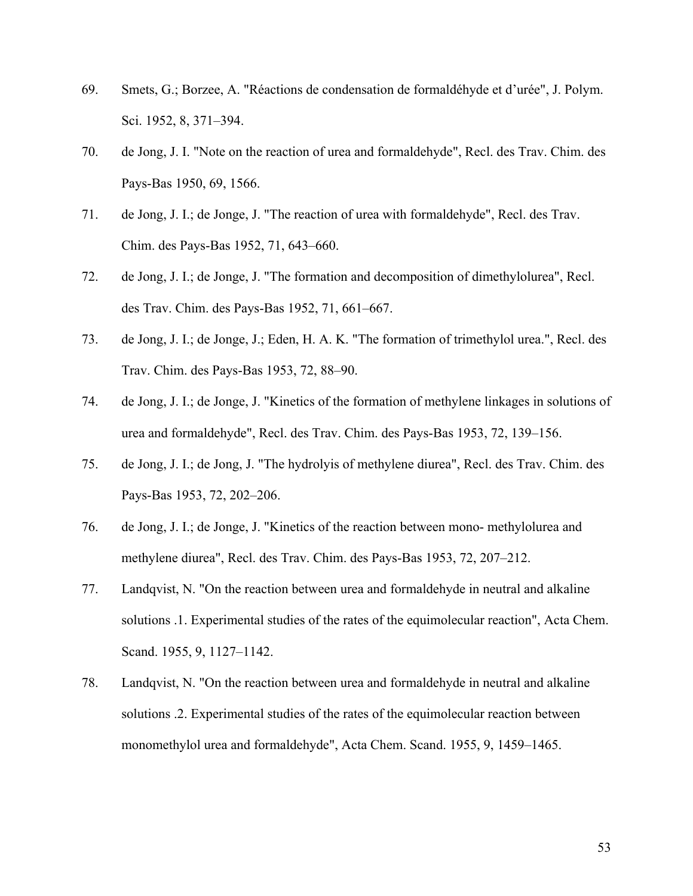69. Smets, G.; Borzee, A. "Réactions de condensation de formaldéhyde et d'urée", J. Polym. Sci. 1952, 8, 371–394.

70. de Jong, J. I. "Note on the reaction of urea and formaldehyde", Recl. des Trav. Chim. des Pays-Bas 1950, 69, 1566.

71. de Jong, J. I.; de Jonge, J. "The reaction of urea with formaldehyde", Recl. des Trav. Chim. des Pays-Bas 1952, 71, 643–660.

72. de Jong, J. I.; de Jonge, J. "The formation and decomposition of dimethylolurea", Recl. des Trav. Chim. des Pays-Bas 1952, 71, 661–667.

73. de Jong, J. I.; de Jonge, J.; Eden, H. A. K. "The formation of trimethylol urea.", Recl. des Trav. Chim. des Pays-Bas 1953, 72, 88–90.

74. de Jong, J. I.; de Jonge, J. "Kinetics of the formation of methylene linkages in solutions of urea and formaldehyde", Recl. des Trav. Chim. des Pays-Bas 1953, 72, 139–156.

75. de Jong, J. I.; de Jong, J. "The hydrolyis of methylene diurea", Recl. des Trav. Chim. des Pays-Bas 1953, 72, 202–206.

76. de Jong, J. I.; de Jonge, J. "Kinetics of the reaction between mono- methylolurea and methylene diurea", Recl. des Trav. Chim. des Pays-Bas 1953, 72, 207–212.

77. Landqvist, N. "On the reaction between urea and formaldehyde in neutral and alkaline solutions .1. Experimental studies of the rates of the equimolecular reaction", Acta Chem. Scand. 1955, 9, 1127–1142.

78. Landqvist, N. "On the reaction between urea and formaldehyde in neutral and alkaline solutions .2. Experimental studies of the rates of the equimolecular reaction between monomethylol urea and formaldehyde", Acta Chem. Scand. 1955, 9, 1459–1465.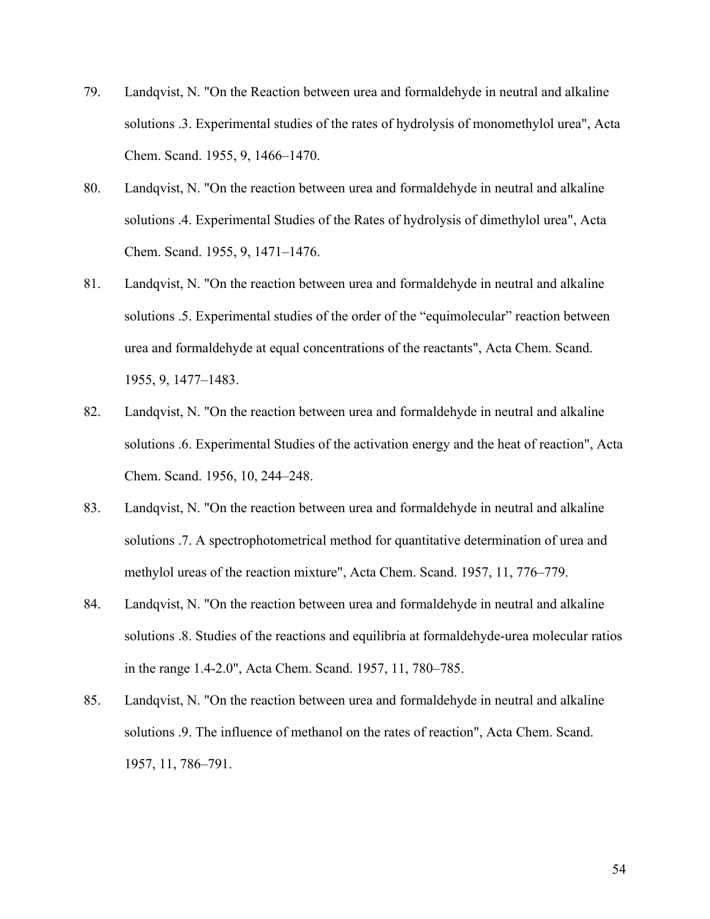79. Landqvist, N. "On the Reaction between urea and formaldehyde in neutral and alkaline solutions .3. Experimental studies of the rates of hydrolysis of monomethylol urea", Acta Chem. Scand. 1955, 9, 1466–1470.

80. Landqvist, N. "On the reaction between urea and formaldehyde in neutral and alkaline solutions .4. Experimental Studies of the Rates of hydrolysis of dimethylol urea", Acta Chem. Scand. 1955, 9, 1471–1476.

81. Landqvist, N. "On the reaction between urea and formaldehyde in neutral and alkaline solutions .5. Experimental studies of the order of the “equimolecular” reaction between urea and formaldehyde at equal concentrations of the reactants", Acta Chem. Scand. 1955, 9, 1477–1483.

82. Landqvist, N. "On the reaction between urea and formaldehyde in neutral and alkaline solutions .6. Experimental Studies of the activation energy and the heat of reaction", Acta Chem. Scand. 1956, 10, 244–248.

83. Landqvist, N. "On the reaction between urea and formaldehyde in neutral and alkaline solutions .7. A spectrophotometrical method for quantitative determination of urea and methylol ureas of the reaction mixture", Acta Chem. Scand. 1957, 11, 776–779.

84. Landqvist, N. "On the reaction between urea and formaldehyde in neutral and alkaline solutions .8. Studies of the reactions and equilibria at formaldehyde-urea molecular ratios in the range 1.4-2.0", Acta Chem. Scand. 1957, 11, 780–785.

85. Landqvist, N. "On the reaction between urea and formaldehyde in neutral and alkaline solutions .9. The influence of methanol on the rates of reaction", Acta Chem. Scand. 1957, 11, 786–791.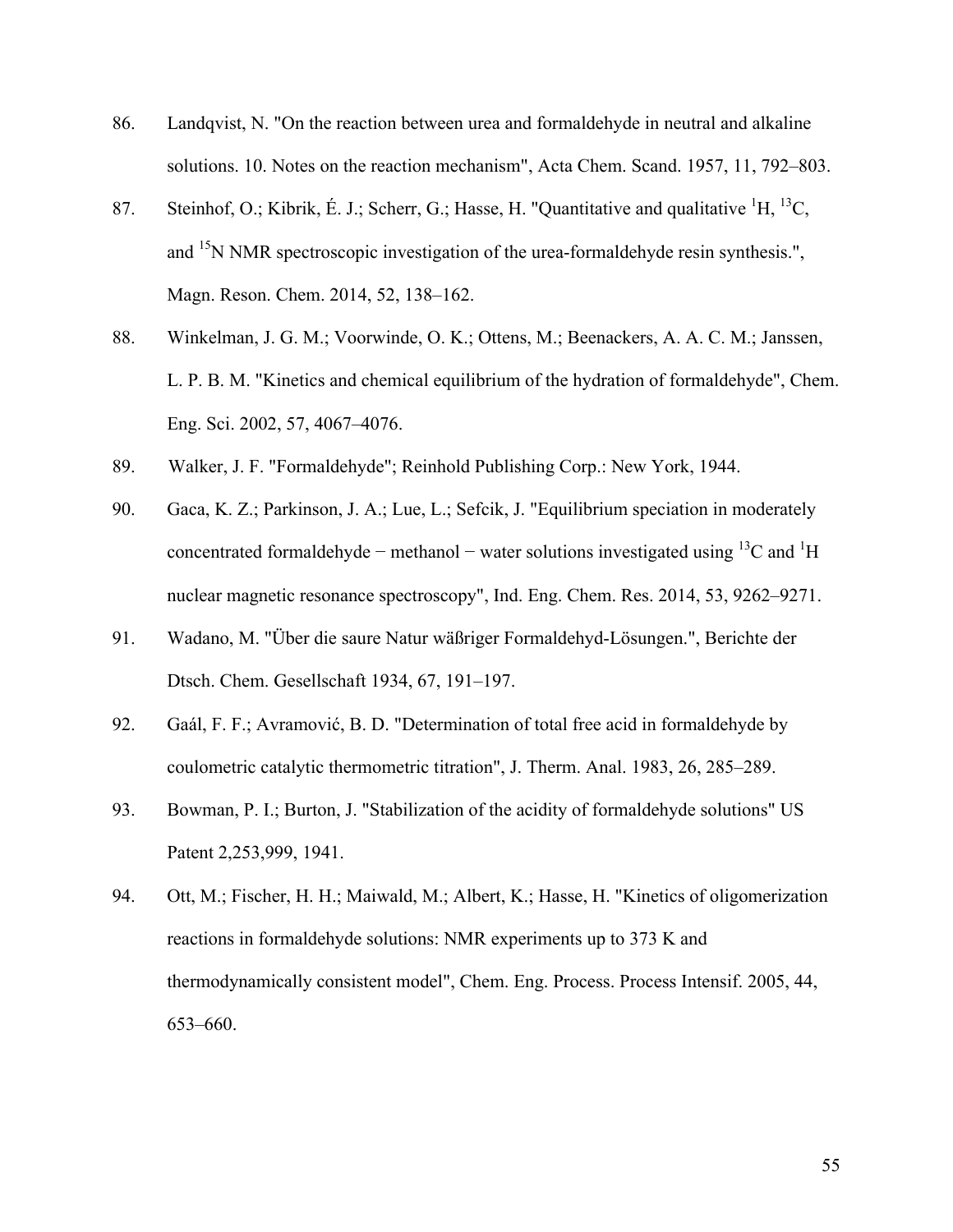86. Landqvist, N. "On the reaction between urea and formaldehyde in neutral and alkaline solutions. 10. Notes on the reaction mechanism", Acta Chem. Scand. 1957, 11, 792–803.

87. Steinhof, O.; Kibrik, É. J.; Scherr, G.; Hasse, H. "Quantitative and qualitative $^{1}H$, $^{13}C$, and $^{15}N$ NMR spectroscopic investigation of the urea-formaldehyde resin synthesis.", Magn. Reson. Chem. 2014, 52, 138–162.

88. Winkelman, J. G. M.; Voorwinde, O. K.; Ottens, M.; Beenackers, A. A. C. M.; Janssen, L. P. B. M. "Kinetics and chemical equilibrium of the hydration of formaldehyde", Chem. Eng. Sci. 2002, 57, 4067–4076.

89. Walker, J. F. "Formaldehyde"; Reinhold Publishing Corp.: New York, 1944.

90. Gaca, K. Z.; Parkinson, J. A.; Lue, L.; Sefcik, J. "Equilibrium speciation in moderately concentrated formaldehyde − methanol − water solutions investigated using $^{13}C$ and $^{1}H$ nuclear magnetic resonance spectroscopy", Ind. Eng. Chem. Res. 2014, 53, 9262–9271.

91. Wadano, M. "Über die saure Natur wäßriger Formaldehyd-Lösungen.", Berichte der Dtsch. Chem. Gesellschaft 1934, 67, 191–197.

92. Gaál, F. F.; Avramović, B. D. "Determination of total free acid in formaldehyde by coulometric catalytic thermometric titration", J. Therm. Anal. 1983, 26, 285–289.

93. Bowman, P. I.; Burton, J. "Stabilization of the acidity of formaldehyde solutions" US Patent 2,253,999, 1941.

94. Ott, M.; Fischer, H. H.; Maiwald, M.; Albert, K.; Hasse, H. "Kinetics of oligomerization reactions in formaldehyde solutions: NMR experiments up to 373 K and thermodynamically consistent model", Chem. Eng. Process. Process Intensif. 2005, 44, 653–660.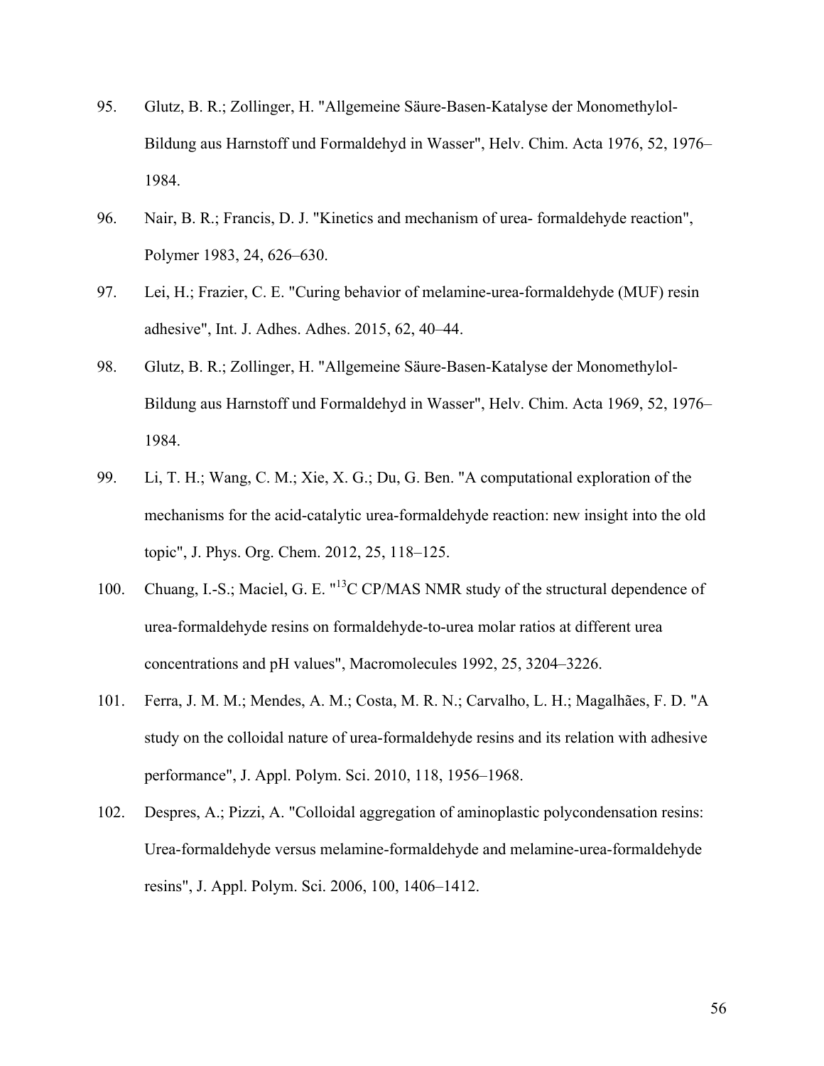95. Glutz, B. R.; Zollinger, H. "Allgemeine Säure-Basen-Katalyse der Monomethylol-Bildung aus Harnstoff und Formaldehyd in Wasser", Helv. Chim. Acta 1976, 52, 1976–1984.

96. Nair, B. R.; Francis, D. J. "Kinetics and mechanism of urea- formaldehyde reaction", Polymer 1983, 24, 626–630.

97. Lei, H.; Frazier, C. E. "Curing behavior of melamine-urea-formaldehyde (MUF) resin adhesive", Int. J. Adhes. Adhes. 2015, 62, 40–44.

98. Glutz, B. R.; Zollinger, H. "Allgemeine Säure-Basen-Katalyse der Monomethylol-Bildung aus Harnstoff und Formaldehyd in Wasser", Helv. Chim. Acta 1969, 52, 1976–1984.

99. Li, T. H.; Wang, C. M.; Xie, X. G.; Du, G. Ben. "A computational exploration of the mechanisms for the acid-catalytic urea-formaldehyde reaction: new insight into the old topic", J. Phys. Org. Chem. 2012, 25, 118–125.

100. Chuang, I.-S.; Maciel, G. E. "$^{13}C$ CP/MAS NMR study of the structural dependence of urea-formaldehyde resins on formaldehyde-to-urea molar ratios at different urea concentrations and pH values", Macromolecules 1992, 25, 3204–3226.

101. Ferra, J. M. M.; Mendes, A. M.; Costa, M. R. N.; Carvalho, L. H.; Magalhães, F. D. "A study on the colloidal nature of urea-formaldehyde resins and its relation with adhesive performance", J. Appl. Polym. Sci. 2010, 118, 1956–1968.

102. Despres, A.; Pizzi, A. "Colloidal aggregation of aminoplastic polycondensation resins: Urea-formaldehyde versus melamine-formaldehyde and melamine-urea-formaldehyde resins", J. Appl. Polym. Sci. 2006, 100, 1406–1412.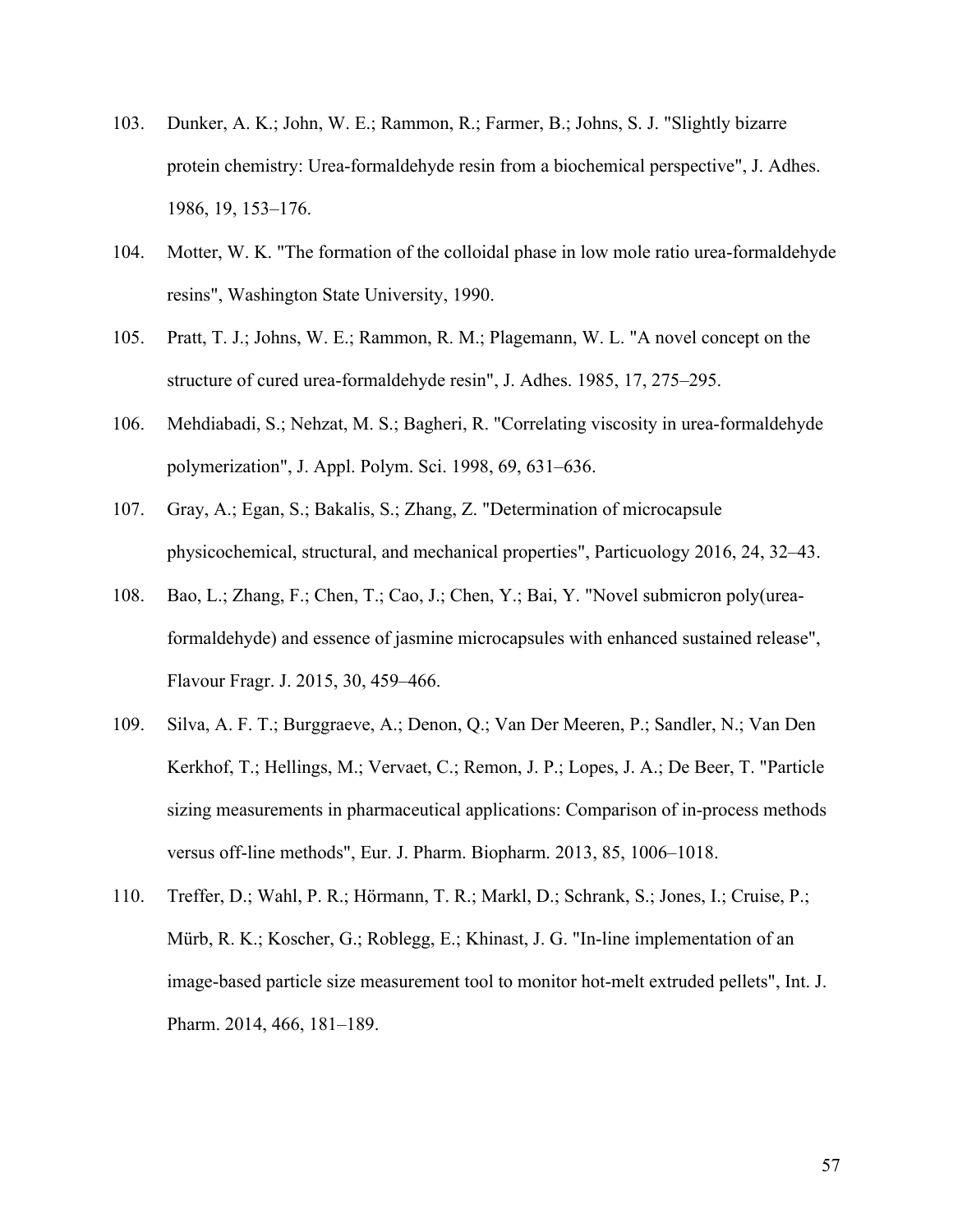103. Dunker, A. K.; John, W. E.; Rammon, R.; Farmer, B.; Johns, S. J. "Slightly bizarre protein chemistry: Urea-formaldehyde resin from a biochemical perspective", J. Adhes. 1986, 19, 153–176.

104. Motter, W. K. "The formation of the colloidal phase in low mole ratio urea-formaldehyde resins", Washington State University, 1990.

105. Pratt, T. J.; Johns, W. E.; Rammon, R. M.; Plagemann, W. L. "A novel concept on the structure of cured urea-formaldehyde resin", J. Adhes. 1985, 17, 275–295.

106. Mehdiabadi, S.; Nehzat, M. S.; Bagheri, R. "Correlating viscosity in urea-formaldehyde polymerization", J. Appl. Polym. Sci. 1998, 69, 631–636.

107. Gray, A.; Egan, S.; Bakalis, S.; Zhang, Z. "Determination of microcapsule physicochemical, structural, and mechanical properties", Particuology 2016, 24, 32–43.

108. Bao, L.; Zhang, F.; Chen, T.; Cao, J.; Chen, Y.; Bai, Y. "Novel submicron poly(urea-formaldehyde) and essence of jasmine microcapsules with enhanced sustained release", Flavour Fragr. J. 2015, 30, 459–466.

109. Silva, A. F. T.; Burggraeve, A.; Denon, Q.; Van Der Meeren, P.; Sandler, N.; Van Den Kerkhof, T.; Hellings, M.; Vervaet, C.; Remon, J. P.; Lopes, J. A.; De Beer, T. "Particle sizing measurements in pharmaceutical applications: Comparison of in-process methods versus off-line methods", Eur. J. Pharm. Biopharm. 2013, 85, 1006–1018.

110. Treffer, D.; Wahl, P. R.; Hörmann, T. R.; Markl, D.; Schrank, S.; Jones, I.; Cruise, P.; Mürb, R. K.; Koscher, G.; Roblegg, E.; Khinast, J. G. "In-line implementation of an image-based particle size measurement tool to monitor hot-melt extruded pellets", Int. J. Pharm. 2014, 466, 181–189.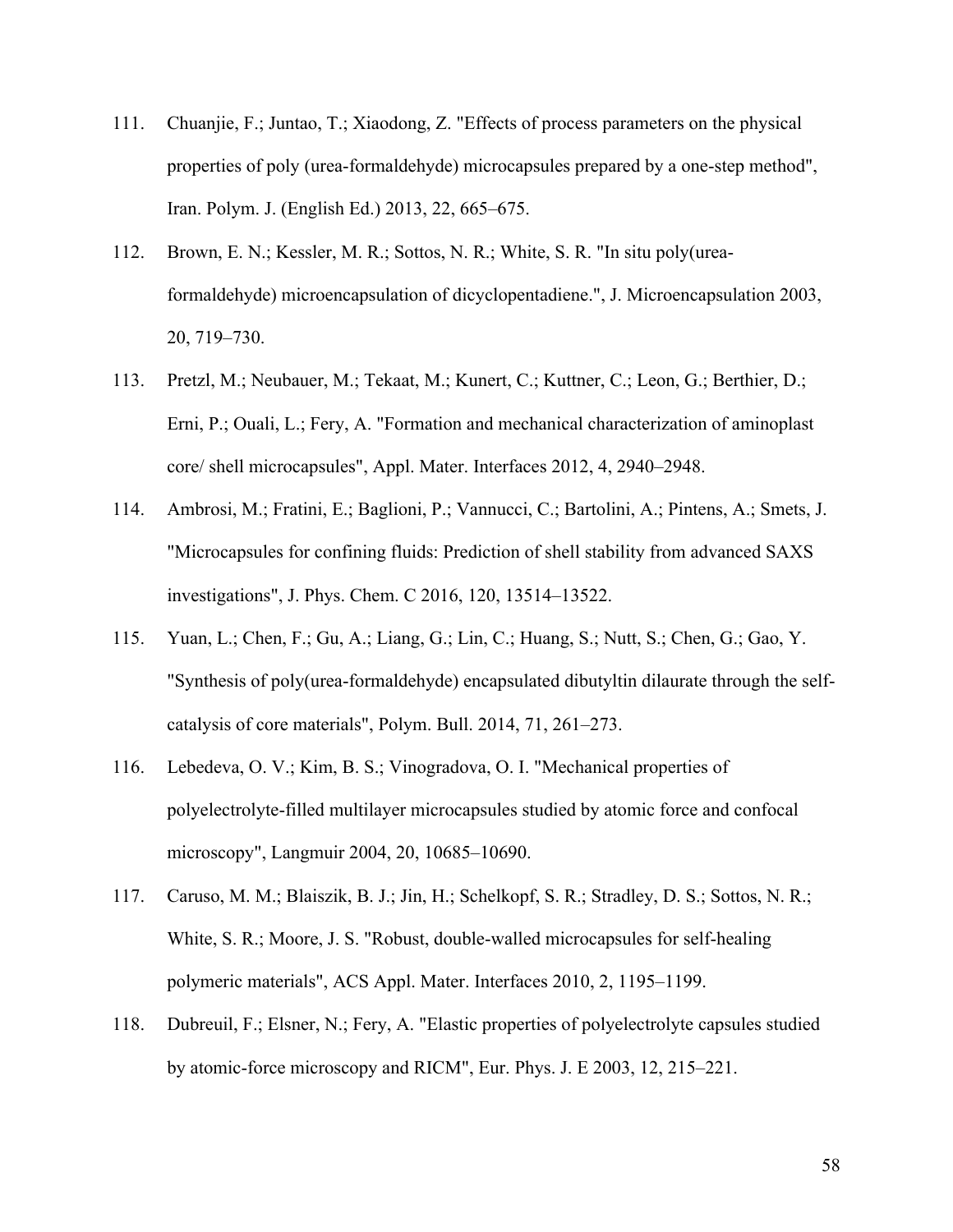111. Chuanjie, F.; Juntao, T.; Xiaodong, Z. "Effects of process parameters on the physical properties of poly (urea-formaldehyde) microcapsules prepared by a one-step method", Iran. Polym. J. (English Ed.) 2013, 22, 665–675.

112. Brown, E. N.; Kessler, M. R.; Sottos, N. R.; White, S. R. "In situ poly(urea-formaldehyde) microencapsulation of dicyclopentadiene.", J. Microencapsulation 2003, 20, 719–730.

113. Pretzl, M.; Neubauer, M.; Tekaat, M.; Kunert, C.; Kuttner, C.; Leon, G.; Berthier, D.; Erni, P.; Ouali, L.; Fery, A. "Formation and mechanical characterization of aminoplast core/ shell microcapsules", Appl. Mater. Interfaces 2012, 4, 2940–2948.

114. Ambrosi, M.; Fratini, E.; Baglioni, P.; Vannucci, C.; Bartolini, A.; Pintens, A.; Smets, J. "Microcapsules for confining fluids: Prediction of shell stability from advanced SAXS investigations", J. Phys. Chem. C 2016, 120, 13514–13522.

115. Yuan, L.; Chen, F.; Gu, A.; Liang, G.; Lin, C.; Huang, S.; Nutt, S.; Chen, G.; Gao, Y. "Synthesis of poly(urea-formaldehyde) encapsulated dibutyltin dilaurate through the self-catalysis of core materials", Polym. Bull. 2014, 71, 261–273.

116. Lebedeva, O. V.; Kim, B. S.; Vinogradova, O. I. "Mechanical properties of polyelectrolyte-filled multilayer microcapsules studied by atomic force and confocal microscopy", Langmuir 2004, 20, 10685–10690.

117. Caruso, M. M.; Blaiszik, B. J.; Jin, H.; Schelkopf, S. R.; Stradley, D. S.; Sottos, N. R.; White, S. R.; Moore, J. S. "Robust, double-walled microcapsules for self-healing polymeric materials", ACS Appl. Mater. Interfaces 2010, 2, 1195–1199.

118. Dubreuil, F.; Elsner, N.; Fery, A. "Elastic properties of polyelectrolyte capsules studied by atomic-force microscopy and RICM", Eur. Phys. J. E 2003, 12, 215–221.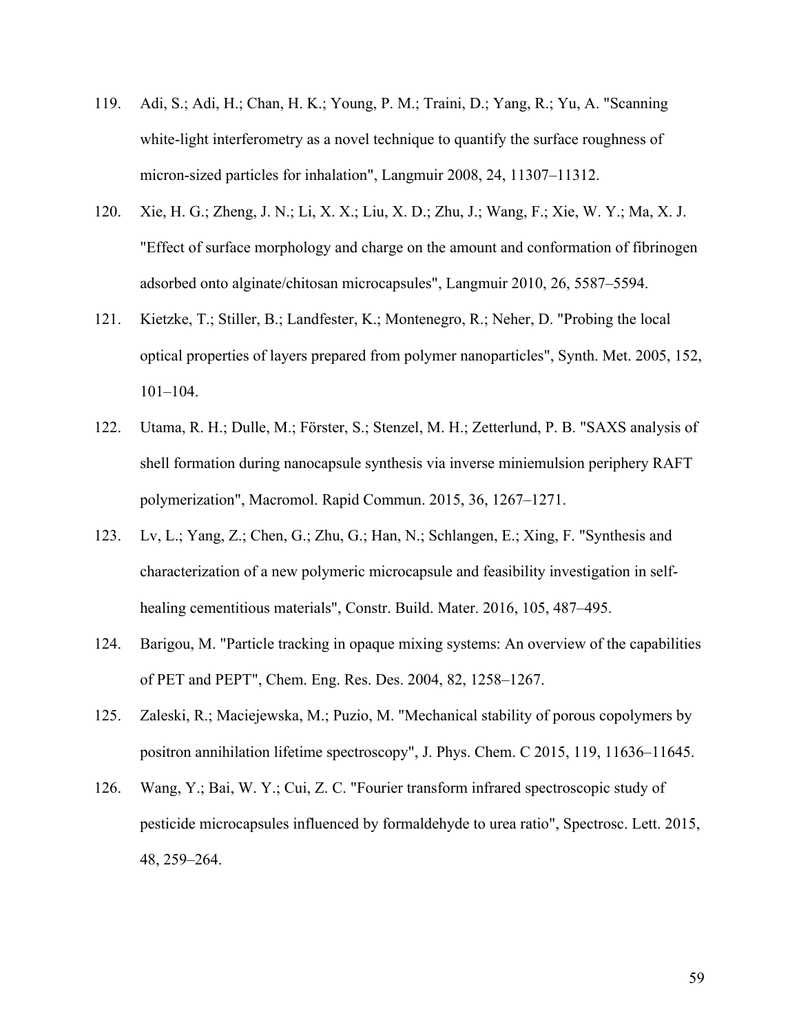119. Adi, S.; Adi, H.; Chan, H. K.; Young, P. M.; Traini, D.; Yang, R.; Yu, A. "Scanning white-light interferometry as a novel technique to quantify the surface roughness of micron-sized particles for inhalation", Langmuir 2008, 24, 11307–11312.

120. Xie, H. G.; Zheng, J. N.; Li, X. X.; Liu, X. D.; Zhu, J.; Wang, F.; Xie, W. Y.; Ma, X. J. "Effect of surface morphology and charge on the amount and conformation of fibrinogen adsorbed onto alginate/chitosan microcapsules", Langmuir 2010, 26, 5587–5594.

121. Kietzke, T.; Stiller, B.; Landfester, K.; Montenegro, R.; Neher, D. "Probing the local optical properties of layers prepared from polymer nanoparticles", Synth. Met. 2005, 152, 101–104.

122. Utama, R. H.; Dulle, M.; Förster, S.; Stenzel, M. H.; Zetterlund, P. B. "SAXS analysis of shell formation during nanocapsule synthesis via inverse miniemulsion periphery RAFT polymerization", Macromol. Rapid Commun. 2015, 36, 1267–1271.

123. Lv, L.; Yang, Z.; Chen, G.; Zhu, G.; Han, N.; Schlangen, E.; Xing, F. "Synthesis and characterization of a new polymeric microcapsule and feasibility investigation in self-healing cementitious materials", Constr. Build. Mater. 2016, 105, 487–495.

124. Barigou, M. "Particle tracking in opaque mixing systems: An overview of the capabilities of PET and PEPT", Chem. Eng. Res. Des. 2004, 82, 1258–1267.

125. Zaleski, R.; Maciejewska, M.; Puzio, M. "Mechanical stability of porous copolymers by positron annihilation lifetime spectroscopy", J. Phys. Chem. C 2015, 119, 11636–11645.

126. Wang, Y.; Bai, W. Y.; Cui, Z. C. "Fourier transform infrared spectroscopic study of pesticide microcapsules influenced by formaldehyde to urea ratio", Spectrosc. Lett. 2015, 48, 259–264.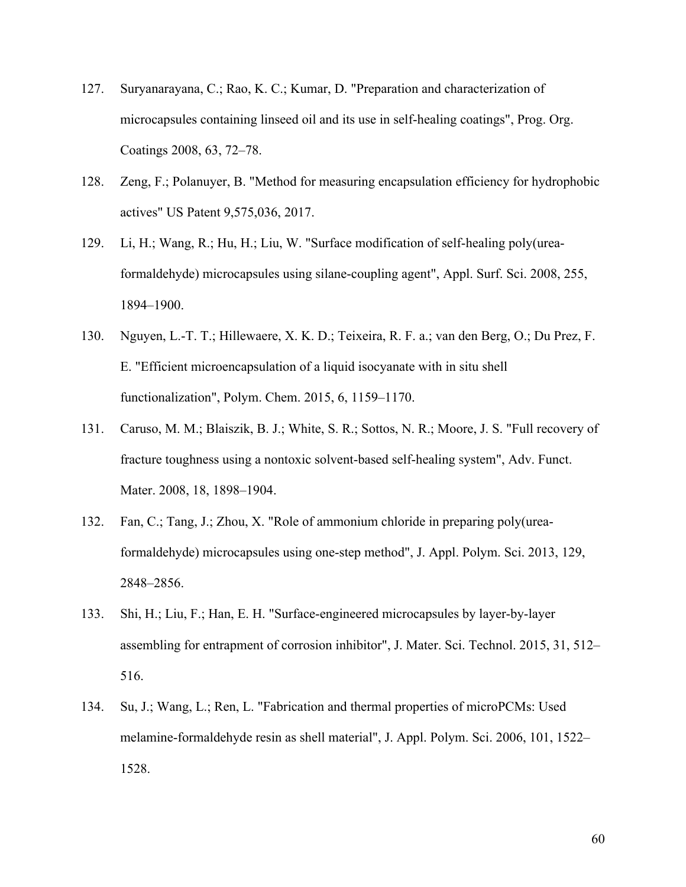127. Suryanarayana, C.; Rao, K. C.; Kumar, D. "Preparation and characterization of microcapsules containing linseed oil and its use in self-healing coatings", Prog. Org. Coatings 2008, 63, 72–78.

128. Zeng, F.; Polanuyer, B. "Method for measuring encapsulation efficiency for hydrophobic actives" US Patent 9,575,036, 2017.

129. Li, H.; Wang, R.; Hu, H.; Liu, W. "Surface modification of self-healing poly(urea-formaldehyde) microcapsules using silane-coupling agent", Appl. Surf. Sci. 2008, 255, 1894–1900.

130. Nguyen, L.-T. T.; Hillewaere, X. K. D.; Teixeira, R. F. a.; van den Berg, O.; Du Prez, F. E. "Efficient microencapsulation of a liquid isocyanate with in situ shell functionalization", Polym. Chem. 2015, 6, 1159–1170.

131. Caruso, M. M.; Blaiszik, B. J.; White, S. R.; Sottos, N. R.; Moore, J. S. "Full recovery of fracture toughness using a nontoxic solvent-based self-healing system", Adv. Funct. Mater. 2008, 18, 1898–1904.

132. Fan, C.; Tang, J.; Zhou, X. "Role of ammonium chloride in preparing poly(urea-formaldehyde) microcapsules using one-step method", J. Appl. Polym. Sci. 2013, 129, 2848–2856.

133. Shi, H.; Liu, F.; Han, E. H. "Surface-engineered microcapsules by layer-by-layer assembling for entrapment of corrosion inhibitor", J. Mater. Sci. Technol. 2015, 31, 512–516.

134. Su, J.; Wang, L.; Ren, L. "Fabrication and thermal properties of microPCMs: Used melamine-formaldehyde resin as shell material", J. Appl. Polym. Sci. 2006, 101, 1522–1528.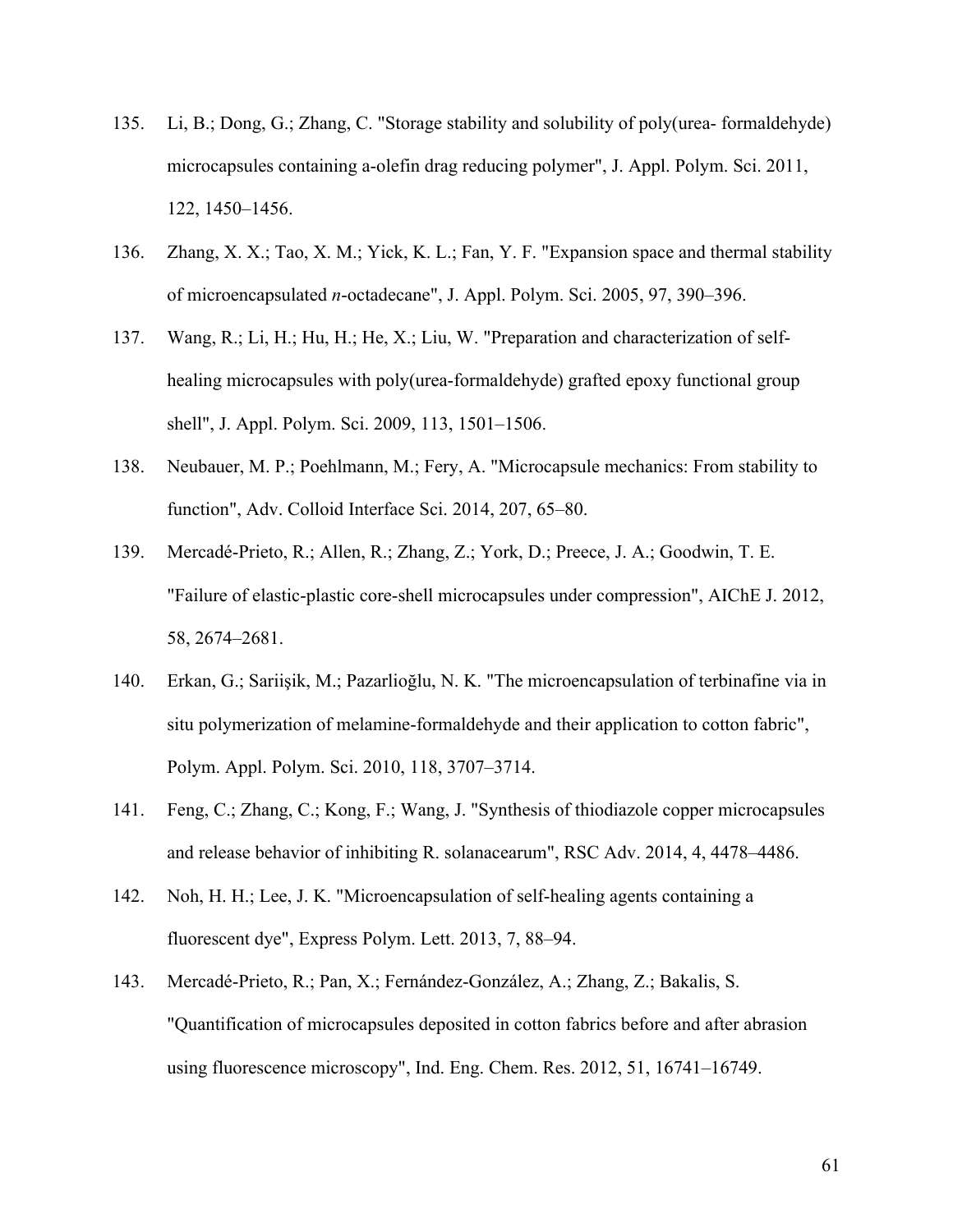135. Li, B.; Dong, G.; Zhang, C. "Storage stability and solubility of poly(urea- formaldehyde) microcapsules containing a-olefin drag reducing polymer", J. Appl. Polym. Sci. 2011, 122, 1450–1456.

136. Zhang, X. X.; Tao, X. M.; Yick, K. L.; Fan, Y. F. "Expansion space and thermal stability of microencapsulated *n*-octadecane", J. Appl. Polym. Sci. 2005, 97, 390–396.

137. Wang, R.; Li, H.; Hu, H.; He, X.; Liu, W. "Preparation and characterization of self-healing microcapsules with poly(urea-formaldehyde) grafted epoxy functional group shell", J. Appl. Polym. Sci. 2009, 113, 1501–1506.

138. Neubauer, M. P.; Poehlmann, M.; Fery, A. "Microcapsule mechanics: From stability to function", Adv. Colloid Interface Sci. 2014, 207, 65–80.

139. Mercadé-Prieto, R.; Allen, R.; Zhang, Z.; York, D.; Preece, J. A.; Goodwin, T. E. "Failure of elastic-plastic core-shell microcapsules under compression", AIChE J. 2012, 58, 2674–2681.

140. Erkan, G.; Sariişik, M.; Pazarlioğlu, N. K. "The microencapsulation of terbinafine via in situ polymerization of melamine-formaldehyde and their application to cotton fabric", Polym. Appl. Polym. Sci. 2010, 118, 3707–3714.

141. Feng, C.; Zhang, C.; Kong, F.; Wang, J. "Synthesis of thiodiazole copper microcapsules and release behavior of inhibiting R. solanacearum", RSC Adv. 2014, 4, 4478–4486.

142. Noh, H. H.; Lee, J. K. "Microencapsulation of self-healing agents containing a fluorescent dye", Express Polym. Lett. 2013, 7, 88–94.

143. Mercadé-Prieto, R.; Pan, X.; Fernández-González, A.; Zhang, Z.; Bakalis, S. "Quantification of microcapsules deposited in cotton fabrics before and after abrasion using fluorescence microscopy", Ind. Eng. Chem. Res. 2012, 51, 16741–16749.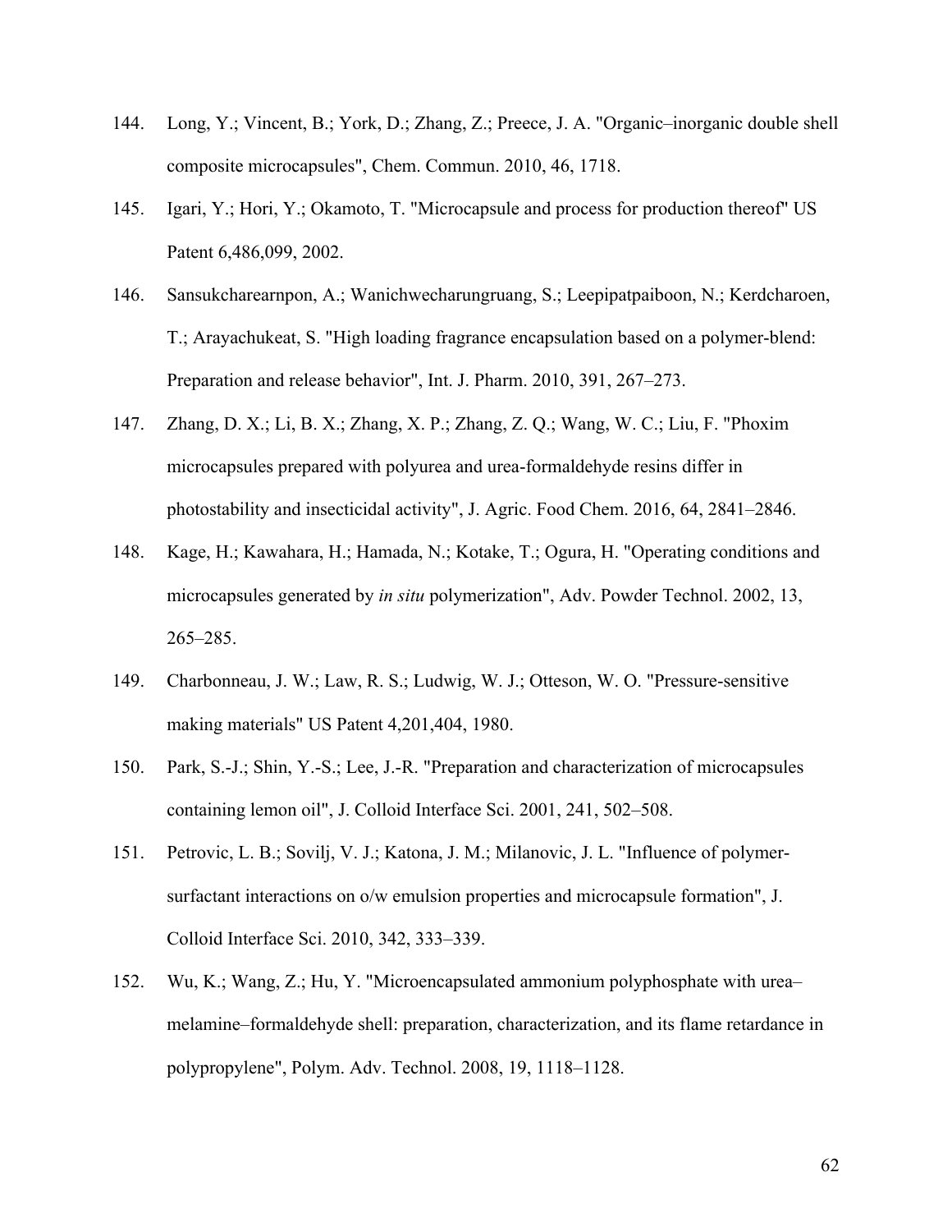144. Long, Y.; Vincent, B.; York, D.; Zhang, Z.; Preece, J. A. "Organic–inorganic double shell composite microcapsules", Chem. Commun. 2010, 46, 1718.

145. Igari, Y.; Hori, Y.; Okamoto, T. "Microcapsule and process for production thereof" US Patent 6,486,099, 2002.

146. Sansukcharearnpon, A.; Wanichwecharungruang, S.; Leepipatpaiboon, N.; Kerdcharoen, T.; Arayachukeat, S. "High loading fragrance encapsulation based on a polymer-blend: Preparation and release behavior", Int. J. Pharm. 2010, 391, 267–273.

147. Zhang, D. X.; Li, B. X.; Zhang, X. P.; Zhang, Z. Q.; Wang, W. C.; Liu, F. "Phoxim microcapsules prepared with polyurea and urea-formaldehyde resins differ in photostability and insecticidal activity", J. Agric. Food Chem. 2016, 64, 2841–2846.

148. Kage, H.; Kawahara, H.; Hamada, N.; Kotake, T.; Ogura, H. "Operating conditions and microcapsules generated by *in situ* polymerization", Adv. Powder Technol. 2002, 13, 265–285.

149. Charbonneau, J. W.; Law, R. S.; Ludwig, W. J.; Otteson, W. O. "Pressure-sensitive making materials" US Patent 4,201,404, 1980.

150. Park, S.-J.; Shin, Y.-S.; Lee, J.-R. "Preparation and characterization of microcapsules containing lemon oil", J. Colloid Interface Sci. 2001, 241, 502–508.

151. Petrovic, L. B.; Sovilj, V. J.; Katona, J. M.; Milanovic, J. L. "Influence of polymer-surfactant interactions on o/w emulsion properties and microcapsule formation", J. Colloid Interface Sci. 2010, 342, 333–339.

152. Wu, K.; Wang, Z.; Hu, Y. "Microencapsulated ammonium polyphosphate with urea–melamine–formaldehyde shell: preparation, characterization, and its flame retardance in polypropylene", Polym. Adv. Technol. 2008, 19, 1118–1128.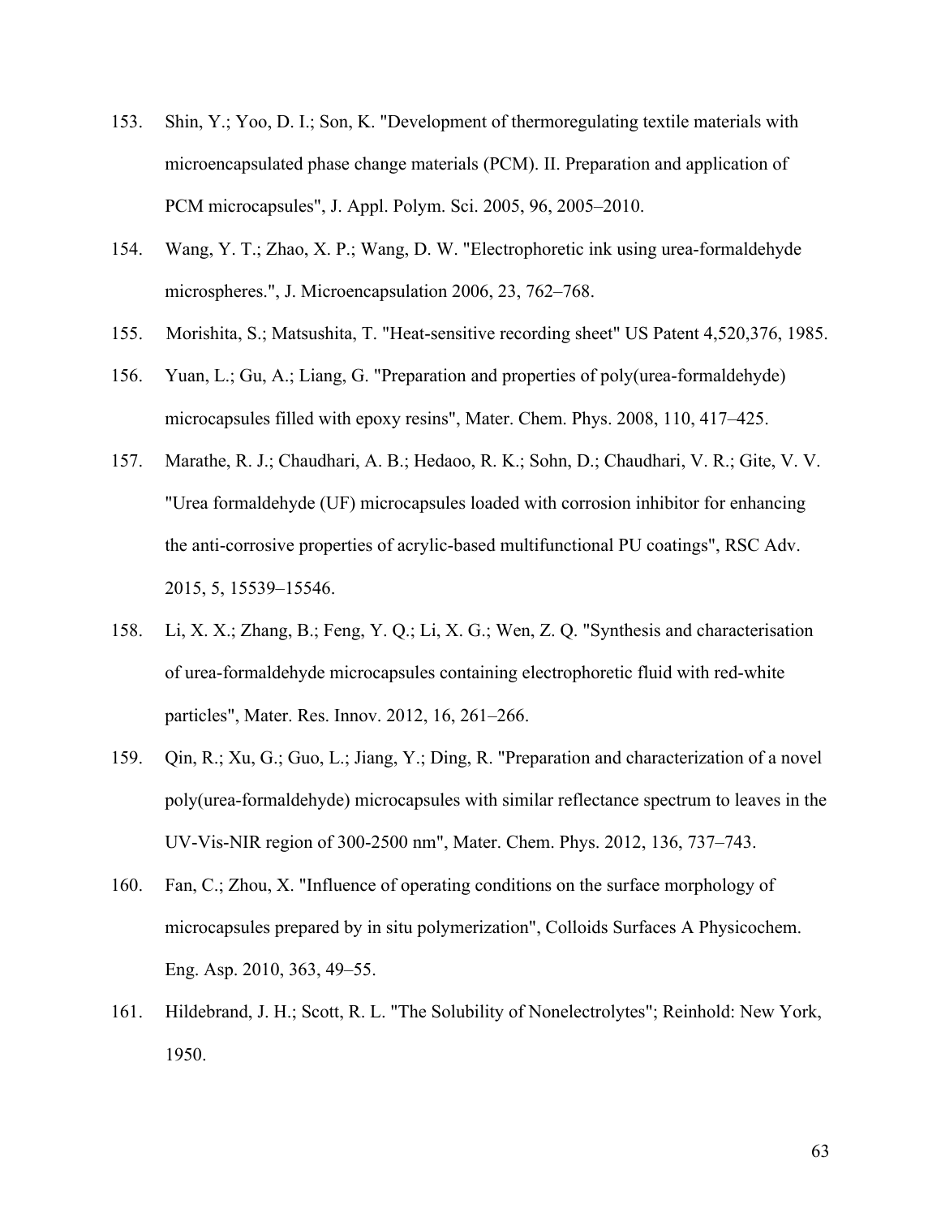153. Shin, Y.; Yoo, D. I.; Son, K. "Development of thermoregulating textile materials with microencapsulated phase change materials (PCM). II. Preparation and application of PCM microcapsules", J. Appl. Polym. Sci. 2005, 96, 2005–2010.

154. Wang, Y. T.; Zhao, X. P.; Wang, D. W. "Electrophoretic ink using urea-formaldehyde microspheres.", J. Microencapsulation 2006, 23, 762–768.

155. Morishita, S.; Matsushita, T. "Heat-sensitive recording sheet" US Patent 4,520,376, 1985.

156. Yuan, L.; Gu, A.; Liang, G. "Preparation and properties of poly(urea-formaldehyde) microcapsules filled with epoxy resins", Mater. Chem. Phys. 2008, 110, 417–425.

157. Marathe, R. J.; Chaudhari, A. B.; Hedaoo, R. K.; Sohn, D.; Chaudhari, V. R.; Gite, V. V. "Urea formaldehyde (UF) microcapsules loaded with corrosion inhibitor for enhancing the anti-corrosive properties of acrylic-based multifunctional PU coatings", RSC Adv. 2015, 5, 15539–15546.

158. Li, X. X.; Zhang, B.; Feng, Y. Q.; Li, X. G.; Wen, Z. Q. "Synthesis and characterisation of urea-formaldehyde microcapsules containing electrophoretic fluid with red-white particles", Mater. Res. Innov. 2012, 16, 261–266.

159. Qin, R.; Xu, G.; Guo, L.; Jiang, Y.; Ding, R. "Preparation and characterization of a novel poly(urea-formaldehyde) microcapsules with similar reflectance spectrum to leaves in the UV-Vis-NIR region of 300-2500 nm", Mater. Chem. Phys. 2012, 136, 737–743.

160. Fan, C.; Zhou, X. "Influence of operating conditions on the surface morphology of microcapsules prepared by in situ polymerization", Colloids Surfaces A Physicochem. Eng. Asp. 2010, 363, 49–55.

161. Hildebrand, J. H.; Scott, R. L. "The Solubility of Nonelectrolytes"; Reinhold: New York, 1950.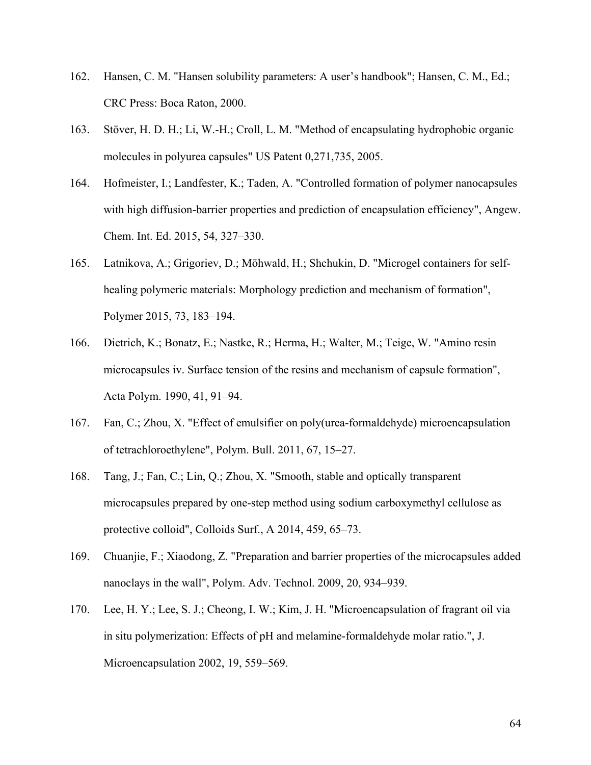162. Hansen, C. M. "Hansen solubility parameters: A user's handbook"; Hansen, C. M., Ed.; CRC Press: Boca Raton, 2000.

163. Stöver, H. D. H.; Li, W.-H.; Croll, L. M. "Method of encapsulating hydrophobic organic molecules in polyurea capsules" US Patent 0,271,735, 2005.

164. Hofmeister, I.; Landfester, K.; Taden, A. "Controlled formation of polymer nanocapsules with high diffusion-barrier properties and prediction of encapsulation efficiency", Angew. Chem. Int. Ed. 2015, 54, 327–330.

165. Latnikova, A.; Grigoriev, D.; Möhwald, H.; Shchukin, D. "Microgel containers for self-healing polymeric materials: Morphology prediction and mechanism of formation", Polymer 2015, 73, 183–194.

166. Dietrich, K.; Bonatz, E.; Nastke, R.; Herma, H.; Walter, M.; Teige, W. "Amino resin microcapsules iv. Surface tension of the resins and mechanism of capsule formation", Acta Polym. 1990, 41, 91–94.

167. Fan, C.; Zhou, X. "Effect of emulsifier on poly(urea-formaldehyde) microencapsulation of tetrachloroethylene", Polym. Bull. 2011, 67, 15–27.

168. Tang, J.; Fan, C.; Lin, Q.; Zhou, X. "Smooth, stable and optically transparent microcapsules prepared by one-step method using sodium carboxymethyl cellulose as protective colloid", Colloids Surf., A 2014, 459, 65–73.

169. Chuanjie, F.; Xiaodong, Z. "Preparation and barrier properties of the microcapsules added nanoclays in the wall", Polym. Adv. Technol. 2009, 20, 934–939.

170. Lee, H. Y.; Lee, S. J.; Cheong, I. W.; Kim, J. H. "Microencapsulation of fragrant oil via in situ polymerization: Effects of pH and melamine-formaldehyde molar ratio.", J. Microencapsulation 2002, 19, 559–569.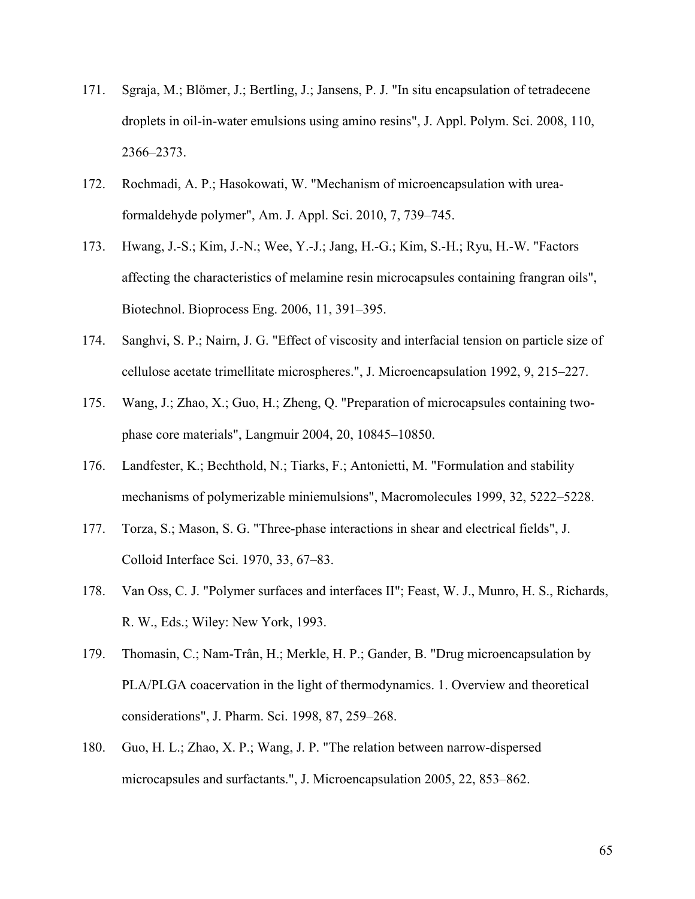171. Sgraja, M.; Blömer, J.; Bertling, J.; Jansens, P. J. "In situ encapsulation of tetradecene droplets in oil-in-water emulsions using amino resins", J. Appl. Polym. Sci. 2008, 110, 2366–2373.

172. Rochmadi, A. P.; Hasokowati, W. "Mechanism of microencapsulation with urea-formaldehyde polymer", Am. J. Appl. Sci. 2010, 7, 739–745.

173. Hwang, J.-S.; Kim, J.-N.; Wee, Y.-J.; Jang, H.-G.; Kim, S.-H.; Ryu, H.-W. "Factors affecting the characteristics of melamine resin microcapsules containing frangran oils", Biotechnol. Bioprocess Eng. 2006, 11, 391–395.

174. Sanghvi, S. P.; Nairn, J. G. "Effect of viscosity and interfacial tension on particle size of cellulose acetate trimellitate microspheres.", J. Microencapsulation 1992, 9, 215–227.

175. Wang, J.; Zhao, X.; Guo, H.; Zheng, Q. "Preparation of microcapsules containing two-phase core materials", Langmuir 2004, 20, 10845–10850.

176. Landfester, K.; Bechthold, N.; Tiarks, F.; Antonietti, M. "Formulation and stability mechanisms of polymerizable miniemulsions", Macromolecules 1999, 32, 5222–5228.

177. Torza, S.; Mason, S. G. "Three-phase interactions in shear and electrical fields", J. Colloid Interface Sci. 1970, 33, 67–83.

178. Van Oss, C. J. "Polymer surfaces and interfaces II"; Feast, W. J., Munro, H. S., Richards, R. W., Eds.; Wiley: New York, 1993.

179. Thomasin, C.; Nam-Trân, H.; Merkle, H. P.; Gander, B. "Drug microencapsulation by PLA/PLGA coacervation in the light of thermodynamics. 1. Overview and theoretical considerations", J. Pharm. Sci. 1998, 87, 259–268.

180. Guo, H. L.; Zhao, X. P.; Wang, J. P. "The relation between narrow-dispersed microcapsules and surfactants.", J. Microencapsulation 2005, 22, 853–862.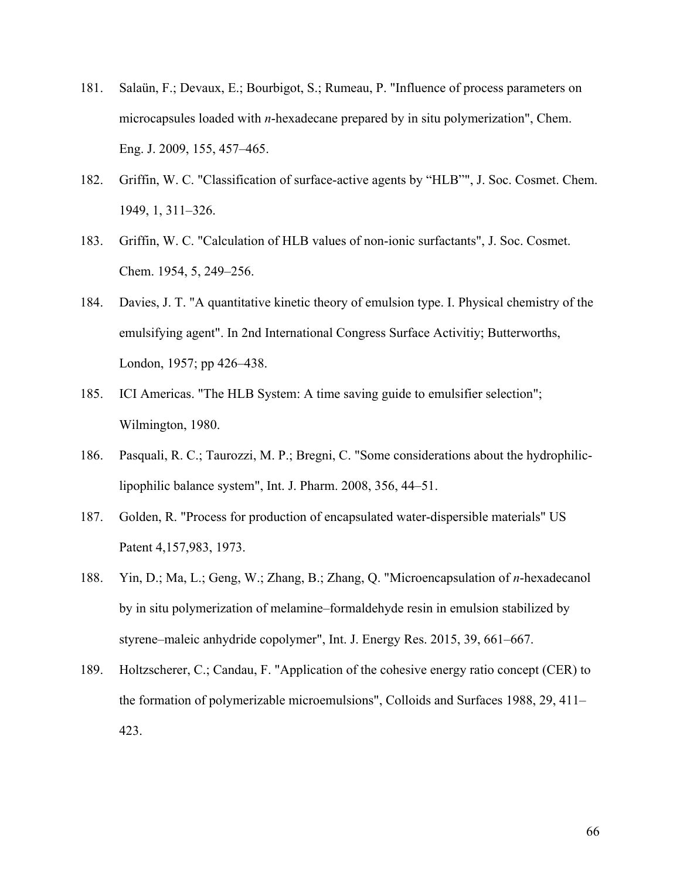181. Salaün, F.; Devaux, E.; Bourbigot, S.; Rumeau, P. "Influence of process parameters on microcapsules loaded with *n*-hexadecane prepared by in situ polymerization", Chem. Eng. J. 2009, 155, 457–465.

182. Griffin, W. C. "Classification of surface-active agents by "HLB"", J. Soc. Cosmet. Chem. 1949, 1, 311–326.

183. Griffin, W. C. "Calculation of HLB values of non-ionic surfactants", J. Soc. Cosmet. Chem. 1954, 5, 249–256.

184. Davies, J. T. "A quantitative kinetic theory of emulsion type. I. Physical chemistry of the emulsifying agent". In 2nd International Congress Surface Activitiy; Butterworths, London, 1957; pp 426–438.

185. ICI Americas. "The HLB System: A time saving guide to emulsifier selection"; Wilmington, 1980.

186. Pasquali, R. C.; Taurozzi, M. P.; Bregni, C. "Some considerations about the hydrophilic-lipophilic balance system", Int. J. Pharm. 2008, 356, 44–51.

187. Golden, R. "Process for production of encapsulated water-dispersible materials" US Patent 4,157,983, 1973.

188. Yin, D.; Ma, L.; Geng, W.; Zhang, B.; Zhang, Q. "Microencapsulation of *n*-hexadecanol by in situ polymerization of melamine–formaldehyde resin in emulsion stabilized by styrene–maleic anhydride copolymer", Int. J. Energy Res. 2015, 39, 661–667.

189. Holtzscherer, C.; Candau, F. "Application of the cohesive energy ratio concept (CER) to the formation of polymerizable microemulsions", Colloids and Surfaces 1988, 29, 411–423.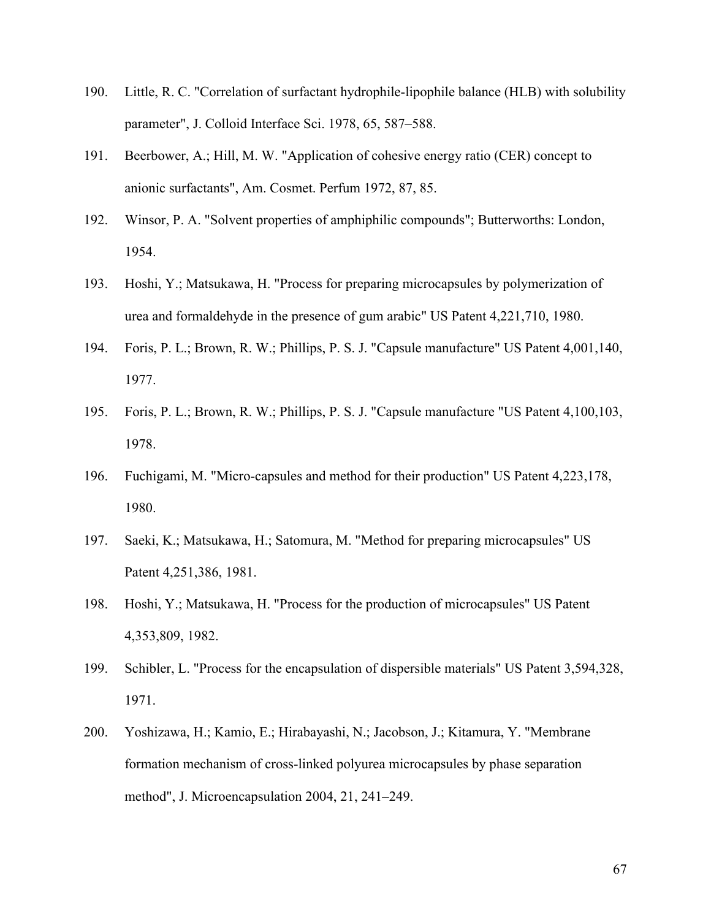190. Little, R. C. "Correlation of surfactant hydrophile-lipophile balance (HLB) with solubility parameter", J. Colloid Interface Sci. 1978, 65, 587–588.

191. Beerbower, A.; Hill, M. W. "Application of cohesive energy ratio (CER) concept to anionic surfactants", Am. Cosmet. Perfum 1972, 87, 85.

192. Winsor, P. A. "Solvent properties of amphiphilic compounds"; Butterworths: London, 1954.

193. Hoshi, Y.; Matsukawa, H. "Process for preparing microcapsules by polymerization of urea and formaldehyde in the presence of gum arabic" US Patent 4,221,710, 1980.

194. Foris, P. L.; Brown, R. W.; Phillips, P. S. J. "Capsule manufacture" US Patent 4,001,140, 1977.

195. Foris, P. L.; Brown, R. W.; Phillips, P. S. J. "Capsule manufacture "US Patent 4,100,103, 1978.

196. Fuchigami, M. "Micro-capsules and method for their production" US Patent 4,223,178, 1980.

197. Saeki, K.; Matsukawa, H.; Satomura, M. "Method for preparing microcapsules" US Patent 4,251,386, 1981.

198. Hoshi, Y.; Matsukawa, H. "Process for the production of microcapsules" US Patent 4,353,809, 1982.

199. Schibler, L. "Process for the encapsulation of dispersible materials" US Patent 3,594,328, 1971.

200. Yoshizawa, H.; Kamio, E.; Hirabayashi, N.; Jacobson, J.; Kitamura, Y. "Membrane formation mechanism of cross-linked polyurea microcapsules by phase separation method", J. Microencapsulation 2004, 21, 241–249.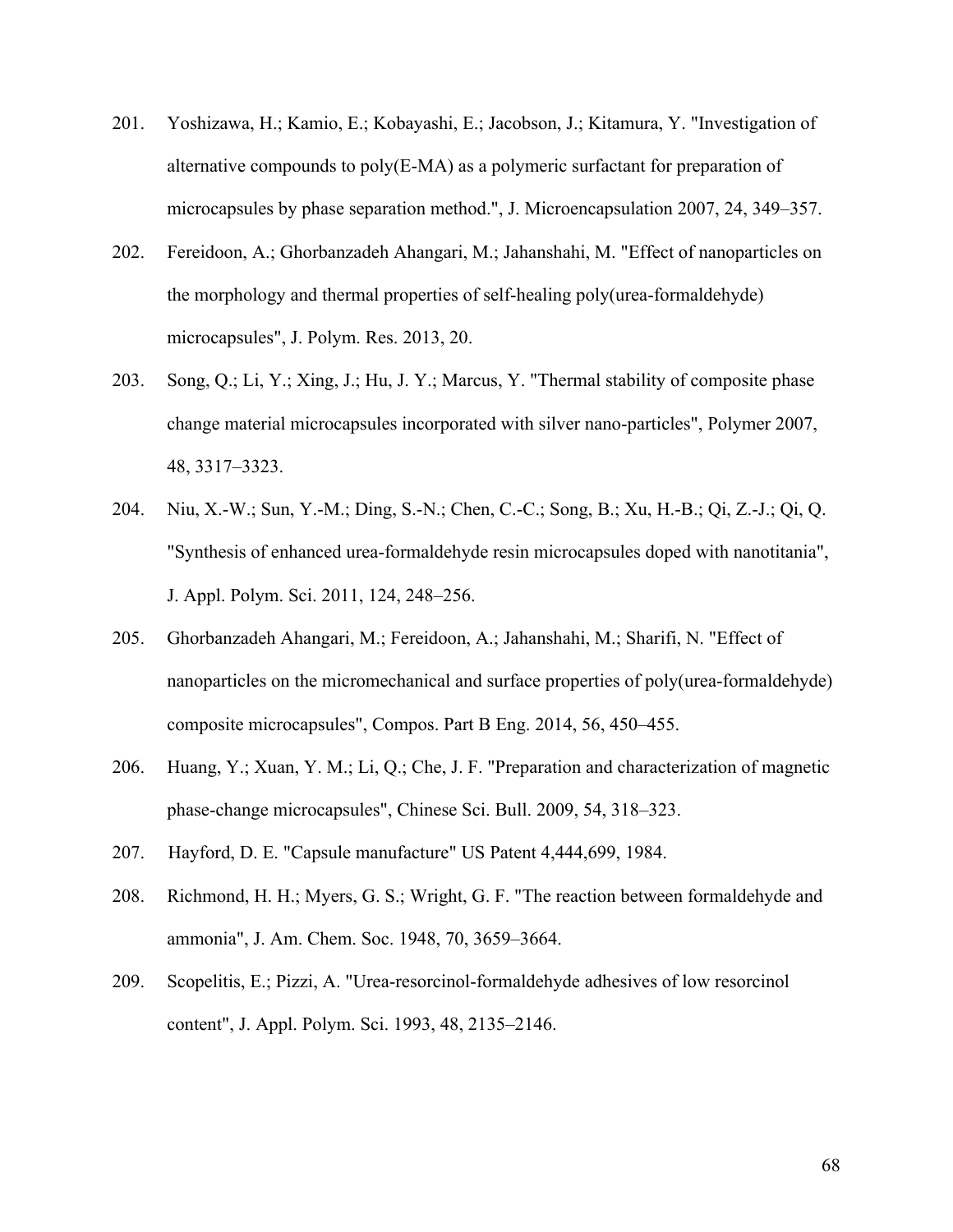201. Yoshizawa, H.; Kamio, E.; Kobayashi, E.; Jacobson, J.; Kitamura, Y. "Investigation of alternative compounds to poly(E-MA) as a polymeric surfactant for preparation of microcapsules by phase separation method.", J. Microencapsulation 2007, 24, 349–357.
202. Fereidoon, A.; Ghorbanzadeh Ahangari, M.; Jahanshahi, M. "Effect of nanoparticles on the morphology and thermal properties of self-healing poly(urea-formaldehyde) microcapsules", J. Polym. Res. 2013, 20.
203. Song, Q.; Li, Y.; Xing, J.; Hu, J. Y.; Marcus, Y. "Thermal stability of composite phase change material microcapsules incorporated with silver nano-particles", Polymer 2007, 48, 3317–3323.
204. Niu, X.-W.; Sun, Y.-M.; Ding, S.-N.; Chen, C.-C.; Song, B.; Xu, H.-B.; Qi, Z.-J.; Qi, Q. "Synthesis of enhanced urea-formaldehyde resin microcapsules doped with nanotitania", J. Appl. Polym. Sci. 2011, 124, 248–256.
205. Ghorbanzadeh Ahangari, M.; Fereidoon, A.; Jahanshahi, M.; Sharifi, N. "Effect of nanoparticles on the micromechanical and surface properties of poly(urea-formaldehyde) composite microcapsules", Compos. Part B Eng. 2014, 56, 450–455.
206. Huang, Y.; Xuan, Y. M.; Li, Q.; Che, J. F. "Preparation and characterization of magnetic phase-change microcapsules", Chinese Sci. Bull. 2009, 54, 318–323.
207. Hayford, D. E. "Capsule manufacture" US Patent 4,444,699, 1984.
208. Richmond, H. H.; Myers, G. S.; Wright, G. F. "The reaction between formaldehyde and ammonia", J. Am. Chem. Soc. 1948, 70, 3659–3664.
209. Scopelitis, E.; Pizzi, A. "Urea-resorcinol-formaldehyde adhesives of low resorcinol content", J. Appl. Polym. Sci. 1993, 48, 2135–2146.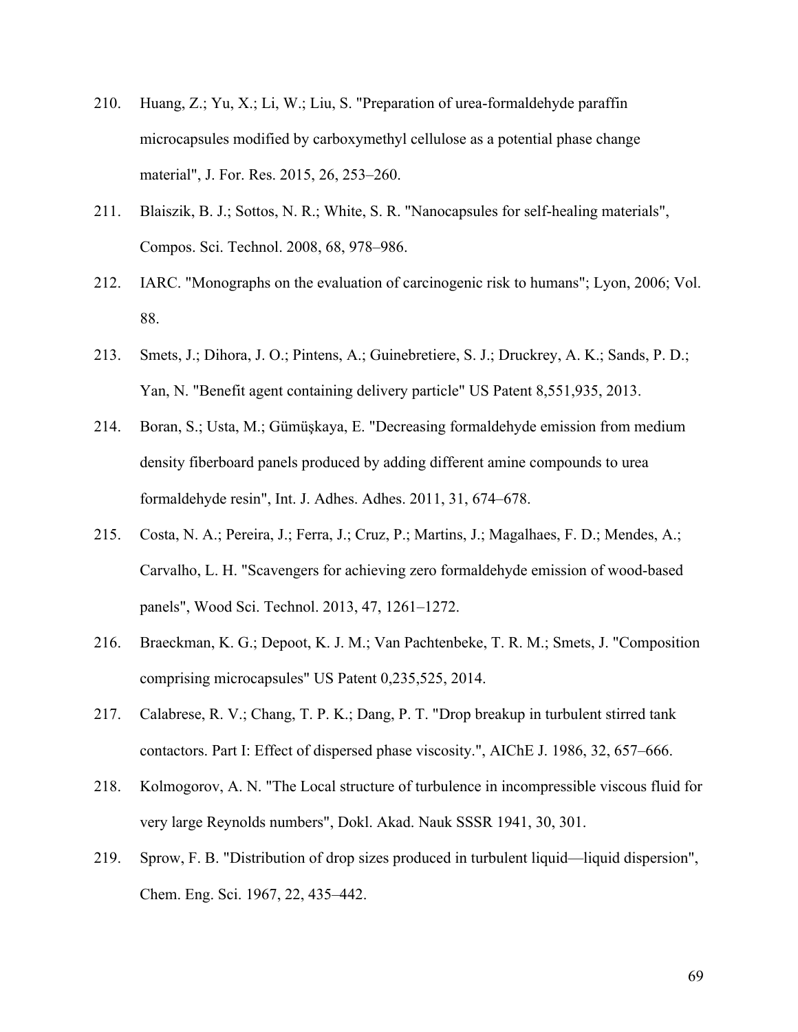210. Huang, Z.; Yu, X.; Li, W.; Liu, S. "Preparation of urea-formaldehyde paraffin microcapsules modified by carboxymethyl cellulose as a potential phase change material", J. For. Res. 2015, 26, 253–260.

211. Blaiszik, B. J.; Sottos, N. R.; White, S. R. "Nanocapsules for self-healing materials", Compos. Sci. Technol. 2008, 68, 978–986.

212. IARC. "Monographs on the evaluation of carcinogenic risk to humans"; Lyon, 2006; Vol. 88.

213. Smets, J.; Dihora, J. O.; Pintens, A.; Guinebretiere, S. J.; Druckrey, A. K.; Sands, P. D.; Yan, N. "Benefit agent containing delivery particle" US Patent 8,551,935, 2013.

214. Boran, S.; Usta, M.; Gümüşkaya, E. "Decreasing formaldehyde emission from medium density fiberboard panels produced by adding different amine compounds to urea formaldehyde resin", Int. J. Adhes. Adhes. 2011, 31, 674–678.

215. Costa, N. A.; Pereira, J.; Ferra, J.; Cruz, P.; Martins, J.; Magalhaes, F. D.; Mendes, A.; Carvalho, L. H. "Scavengers for achieving zero formaldehyde emission of wood-based panels", Wood Sci. Technol. 2013, 47, 1261–1272.

216. Braeckman, K. G.; Depoot, K. J. M.; Van Pachtenbeke, T. R. M.; Smets, J. "Composition comprising microcapsules" US Patent 0,235,525, 2014.

217. Calabrese, R. V.; Chang, T. P. K.; Dang, P. T. "Drop breakup in turbulent stirred tank contactors. Part I: Effect of dispersed phase viscosity.", AIChE J. 1986, 32, 657–666.

218. Kolmogorov, A. N. "The Local structure of turbulence in incompressible viscous fluid for very large Reynolds numbers", Dokl. Akad. Nauk SSSR 1941, 30, 301.

219. Sprow, F. B. "Distribution of drop sizes produced in turbulent liquid—liquid dispersion", Chem. Eng. Sci. 1967, 22, 435–442.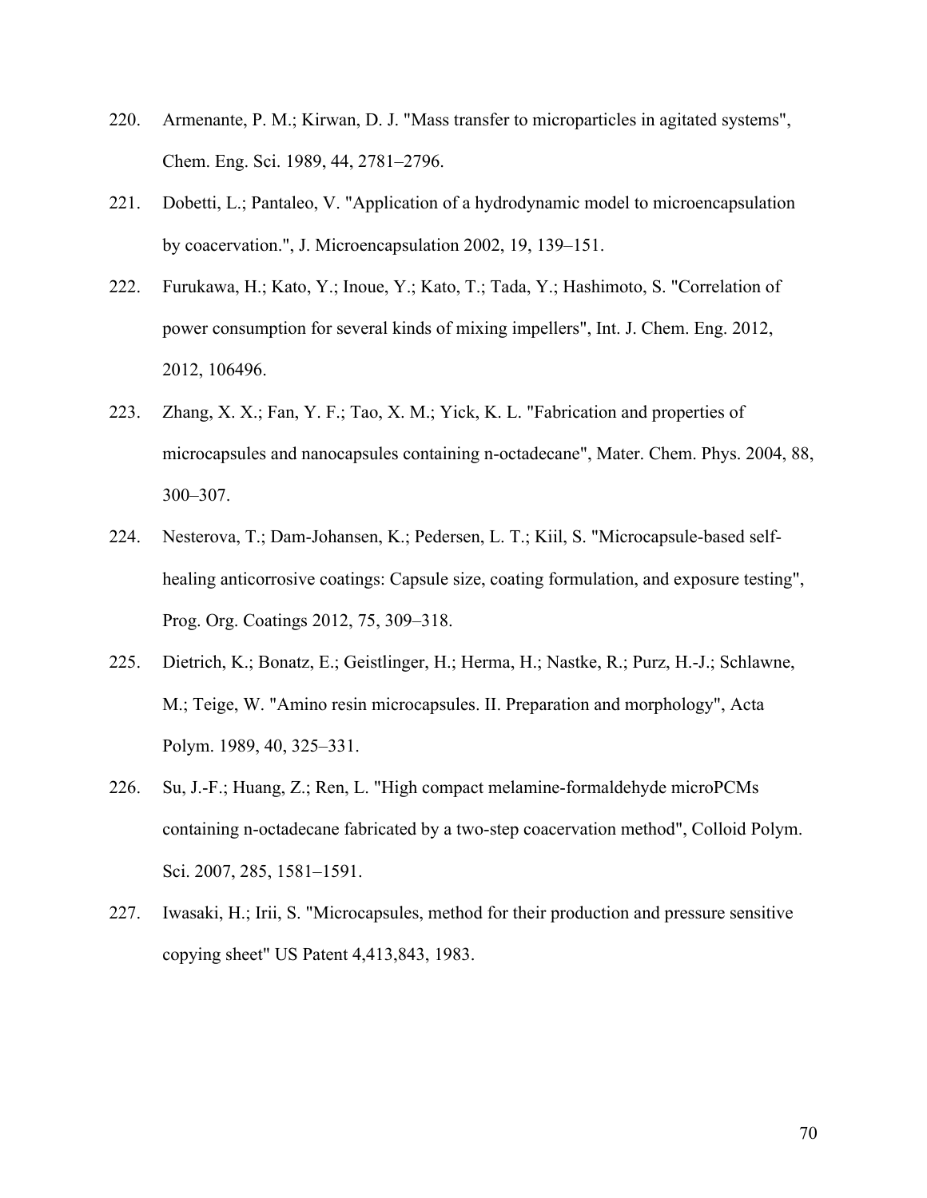220. Armenante, P. M.; Kirwan, D. J. "Mass transfer to microparticles in agitated systems", Chem. Eng. Sci. 1989, 44, 2781–2796.

221. Dobetti, L.; Pantaleo, V. "Application of a hydrodynamic model to microencapsulation by coacervation.", J. Microencapsulation 2002, 19, 139–151.

222. Furukawa, H.; Kato, Y.; Inoue, Y.; Kato, T.; Tada, Y.; Hashimoto, S. "Correlation of power consumption for several kinds of mixing impellers", Int. J. Chem. Eng. 2012, 2012, 106496.

223. Zhang, X. X.; Fan, Y. F.; Tao, X. M.; Yick, K. L. "Fabrication and properties of microcapsules and nanocapsules containing n-octadecane", Mater. Chem. Phys. 2004, 88, 300–307.

224. Nesterova, T.; Dam-Johansen, K.; Pedersen, L. T.; Kiil, S. "Microcapsule-based self-healing anticorrosive coatings: Capsule size, coating formulation, and exposure testing", Prog. Org. Coatings 2012, 75, 309–318.

225. Dietrich, K.; Bonatz, E.; Geistlinger, H.; Herma, H.; Nastke, R.; Purz, H.-J.; Schlawne, M.; Teige, W. "Amino resin microcapsules. II. Preparation and morphology", Acta Polym. 1989, 40, 325–331.

226. Su, J.-F.; Huang, Z.; Ren, L. "High compact melamine-formaldehyde microPCMs containing n-octadecane fabricated by a two-step coacervation method", Colloid Polym. Sci. 2007, 285, 1581–1591.

227. Iwasaki, H.; Irii, S. "Microcapsules, method for their production and pressure sensitive copying sheet" US Patent 4,413,843, 1983.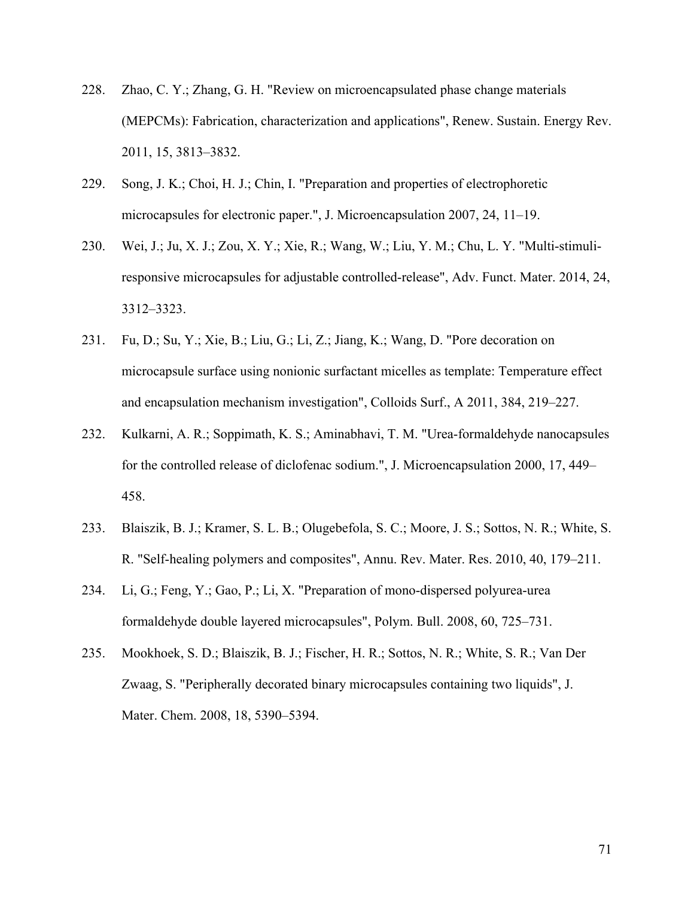228. Zhao, C. Y.; Zhang, G. H. "Review on microencapsulated phase change materials (MEPCMs): Fabrication, characterization and applications", Renew. Sustain. Energy Rev. 2011, 15, 3813–3832.

229. Song, J. K.; Choi, H. J.; Chin, I. "Preparation and properties of electrophoretic microcapsules for electronic paper.", J. Microencapsulation 2007, 24, 11–19.

230. Wei, J.; Ju, X. J.; Zou, X. Y.; Xie, R.; Wang, W.; Liu, Y. M.; Chu, L. Y. "Multi-stimuli-responsive microcapsules for adjustable controlled-release", Adv. Funct. Mater. 2014, 24, 3312–3323.

231. Fu, D.; Su, Y.; Xie, B.; Liu, G.; Li, Z.; Jiang, K.; Wang, D. "Pore decoration on microcapsule surface using nonionic surfactant micelles as template: Temperature effect and encapsulation mechanism investigation", Colloids Surf., A 2011, 384, 219–227.

232. Kulkarni, A. R.; Soppimath, K. S.; Aminabhavi, T. M. "Urea-formaldehyde nanocapsules for the controlled release of diclofenac sodium.", J. Microencapsulation 2000, 17, 449–458.

233. Blaiszik, B. J.; Kramer, S. L. B.; Olugebefola, S. C.; Moore, J. S.; Sottos, N. R.; White, S. R. "Self-healing polymers and composites", Annu. Rev. Mater. Res. 2010, 40, 179–211.

234. Li, G.; Feng, Y.; Gao, P.; Li, X. "Preparation of mono-dispersed polyurea-urea formaldehyde double layered microcapsules", Polym. Bull. 2008, 60, 725–731.

235. Mookhoek, S. D.; Blaiszik, B. J.; Fischer, H. R.; Sottos, N. R.; White, S. R.; Van Der Zwaag, S. "Peripherally decorated binary microcapsules containing two liquids", J. Mater. Chem. 2008, 18, 5390–5394.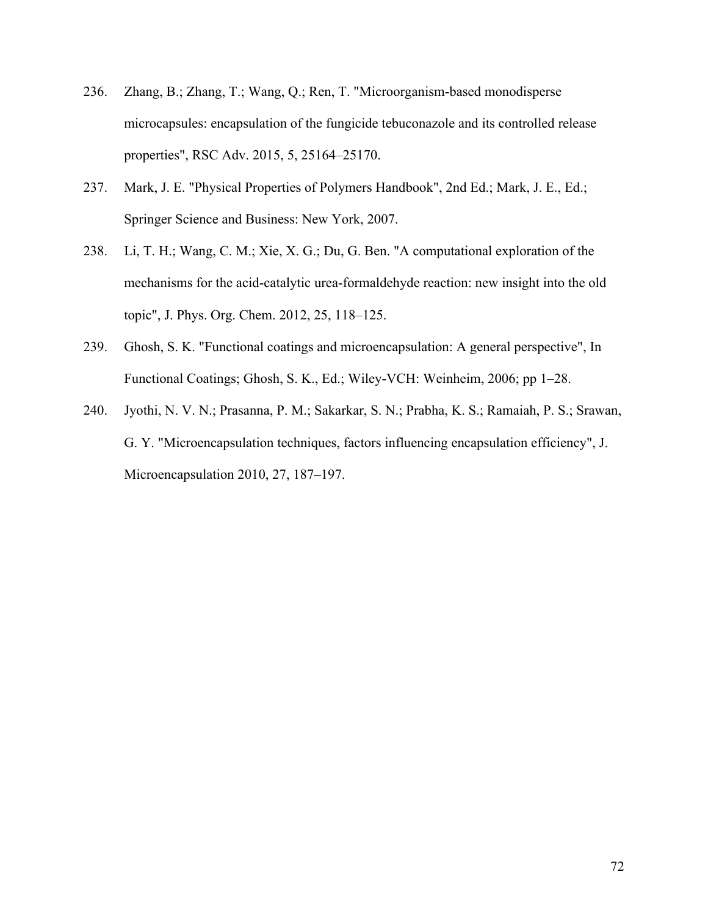236. Zhang, B.; Zhang, T.; Wang, Q.; Ren, T. "Microorganism-based monodisperse microcapsules: encapsulation of the fungicide tebuconazole and its controlled release properties", RSC Adv. 2015, 5, 25164–25170.

237. Mark, J. E. "Physical Properties of Polymers Handbook", 2nd Ed.; Mark, J. E., Ed.; Springer Science and Business: New York, 2007.

238. Li, T. H.; Wang, C. M.; Xie, X. G.; Du, G. Ben. "A computational exploration of the mechanisms for the acid-catalytic urea-formaldehyde reaction: new insight into the old topic", J. Phys. Org. Chem. 2012, 25, 118–125.

239. Ghosh, S. K. "Functional coatings and microencapsulation: A general perspective", In Functional Coatings; Ghosh, S. K., Ed.; Wiley-VCH: Weinheim, 2006; pp 1–28.

240. Jyothi, N. V. N.; Prasanna, P. M.; Sakarkar, S. N.; Prabha, K. S.; Ramaiah, P. S.; Srawan, G. Y. "Microencapsulation techniques, factors influencing encapsulation efficiency", J. Microencapsulation 2010, 27, 187–197.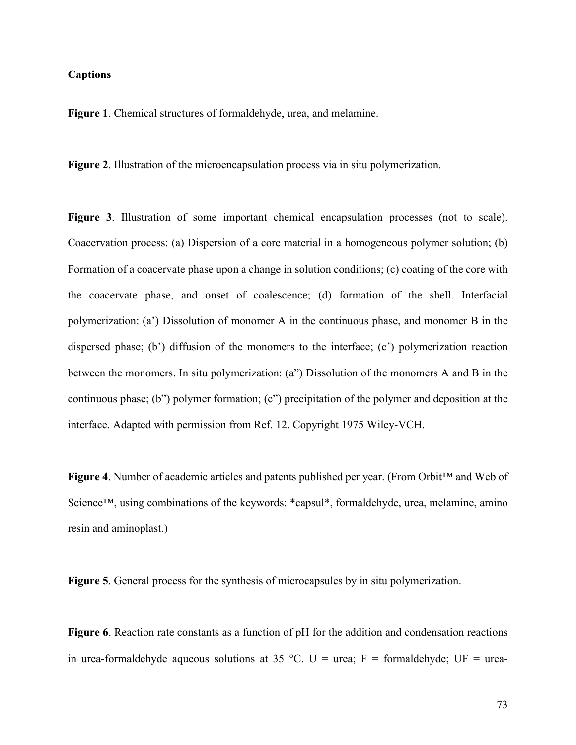**Captions**

**Figure 1**. Chemical structures of formaldehyde, urea, and melamine.

**Figure 2**. Illustration of the microencapsulation process via in situ polymerization.

**Figure 3**. Illustration of some important chemical encapsulation processes (not to scale). Coacervation process: (a) Dispersion of a core material in a homogeneous polymer solution; (b) Formation of a coacervate phase upon a change in solution conditions; (c) coating of the core with the coacervate phase, and onset of coalescence; (d) formation of the shell. Interfacial polymerization: (a') Dissolution of monomer A in the continuous phase, and monomer B in the dispersed phase; (b') diffusion of the monomers to the interface; (c') polymerization reaction between the monomers. In situ polymerization: (a") Dissolution of the monomers A and B in the continuous phase; (b") polymer formation; (c") precipitation of the polymer and deposition at the interface. Adapted with permission from Ref. 12. Copyright 1975 Wiley-VCH.

**Figure 4**. Number of academic articles and patents published per year. (From Orbit™ and Web of Science™, using combinations of the keywords: *capsul*, formaldehyde, urea, melamine, amino resin and aminoplast.)

**Figure 5**. General process for the synthesis of microcapsules by in situ polymerization.

**Figure 6**. Reaction rate constants as a function of pH for the addition and condensation reactions in urea-formaldehyde aqueous solutions at 35 °C. U = urea; F = formaldehyde; UF = urea-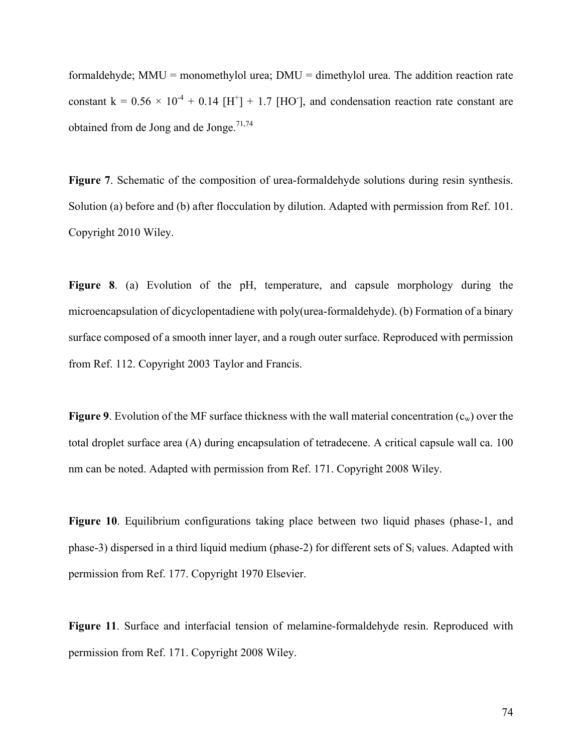formaldehyde; MMU = monomethylol urea; DMU = dimethylol urea. The addition reaction rate constant $k = 0.56 \times 10^{-4} + 0.14\ [H^+] + 1.7\ [HO^-]$, and condensation reaction rate constant are obtained from de Jong and de Jonge.[71,74]

**Figure 7**. Schematic of the composition of urea-formaldehyde solutions during resin synthesis. Solution (a) before and (b) after flocculation by dilution. Adapted with permission from Ref. 101. Copyright 2010 Wiley.

**Figure 8**. (a) Evolution of the pH, temperature, and capsule morphology during the microencapsulation of dicyclopentadiene with poly(urea-formaldehyde). (b) Formation of a binary surface composed of a smooth inner layer, and a rough outer surface. Reproduced with permission from Ref. 112. Copyright 2003 Taylor and Francis.

**Figure 9**. Evolution of the MF surface thickness with the wall material concentration ($c_w$) over the total droplet surface area (A) during encapsulation of tetradecene. A critical capsule wall ca. 100 nm can be noted. Adapted with permission from Ref. 171. Copyright 2008 Wiley.

**Figure 10**. Equilibrium configurations taking place between two liquid phases (phase-1, and phase-3) dispersed in a third liquid medium (phase-2) for different sets of $S_i$ values. Adapted with permission from Ref. 177. Copyright 1970 Elsevier.

**Figure 11**. Surface and interfacial tension of melamine-formaldehyde resin. Reproduced with permission from Ref. 171. Copyright 2008 Wiley.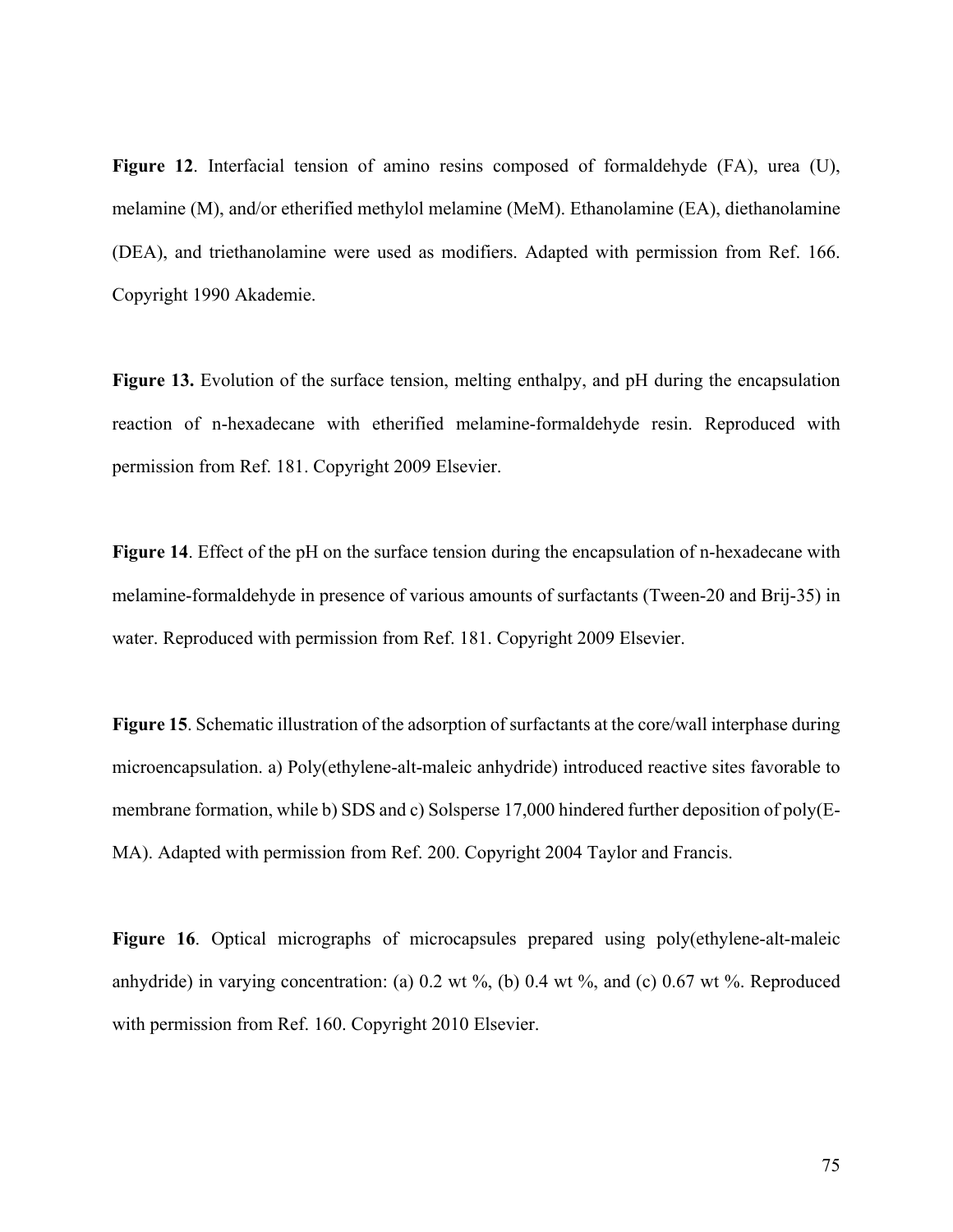**Figure 12**. Interfacial tension of amino resins composed of formaldehyde (FA), urea (U), melamine (M), and/or etherified methylol melamine (MeM). Ethanolamine (EA), diethanolamine (DEA), and triethanolamine were used as modifiers. Adapted with permission from Ref. 166. Copyright 1990 Akademie.

**Figure 13.** Evolution of the surface tension, melting enthalpy, and pH during the encapsulation reaction of n-hexadecane with etherified melamine-formaldehyde resin. Reproduced with permission from Ref. 181. Copyright 2009 Elsevier.

**Figure 14**. Effect of the pH on the surface tension during the encapsulation of n-hexadecane with melamine-formaldehyde in presence of various amounts of surfactants (Tween-20 and Brij-35) in water. Reproduced with permission from Ref. 181. Copyright 2009 Elsevier.

**Figure 15**. Schematic illustration of the adsorption of surfactants at the core/wall interphase during microencapsulation. a) Poly(ethylene-alt-maleic anhydride) introduced reactive sites favorable to membrane formation, while b) SDS and c) Solsperse 17,000 hindered further deposition of poly(E-MA). Adapted with permission from Ref. 200. Copyright 2004 Taylor and Francis.

**Figure 16**. Optical micrographs of microcapsules prepared using poly(ethylene-alt-maleic anhydride) in varying concentration: (a) 0.2 wt %, (b) 0.4 wt %, and (c) 0.67 wt %. Reproduced with permission from Ref. 160. Copyright 2010 Elsevier.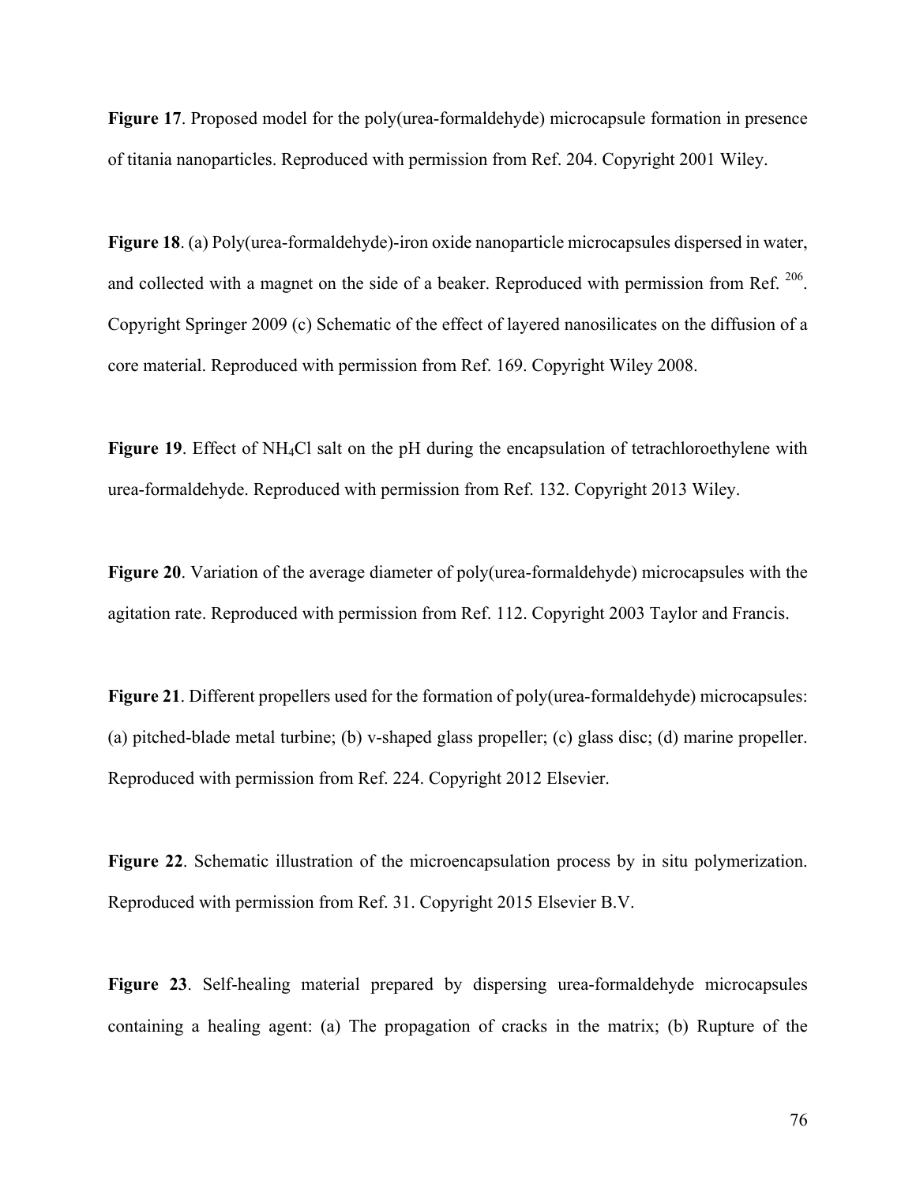**Figure 17**. Proposed model for the poly(urea-formaldehyde) microcapsule formation in presence of titania nanoparticles. Reproduced with permission from Ref. 204. Copyright 2001 Wiley.

**Figure 18**. (a) Poly(urea-formaldehyde)-iron oxide nanoparticle microcapsules dispersed in water, and collected with a magnet on the side of a beaker. Reproduced with permission from Ref. [206]. Copyright Springer 2009 (c) Schematic of the effect of layered nanosilicates on the diffusion of a core material. Reproduced with permission from Ref. 169. Copyright Wiley 2008.

**Figure 19**. Effect of $NH_4Cl$ salt on the pH during the encapsulation of tetrachloroethylene with urea-formaldehyde. Reproduced with permission from Ref. 132. Copyright 2013 Wiley.

**Figure 20**. Variation of the average diameter of poly(urea-formaldehyde) microcapsules with the agitation rate. Reproduced with permission from Ref. 112. Copyright 2003 Taylor and Francis.

**Figure 21**. Different propellers used for the formation of poly(urea-formaldehyde) microcapsules: (a) pitched-blade metal turbine; (b) v-shaped glass propeller; (c) glass disc; (d) marine propeller. Reproduced with permission from Ref. 224. Copyright 2012 Elsevier.

**Figure 22**. Schematic illustration of the microencapsulation process by in situ polymerization. Reproduced with permission from Ref. 31. Copyright 2015 Elsevier B.V.

**Figure 23**. Self-healing material prepared by dispersing urea-formaldehyde microcapsules containing a healing agent: (a) The propagation of cracks in the matrix; (b) Rupture of the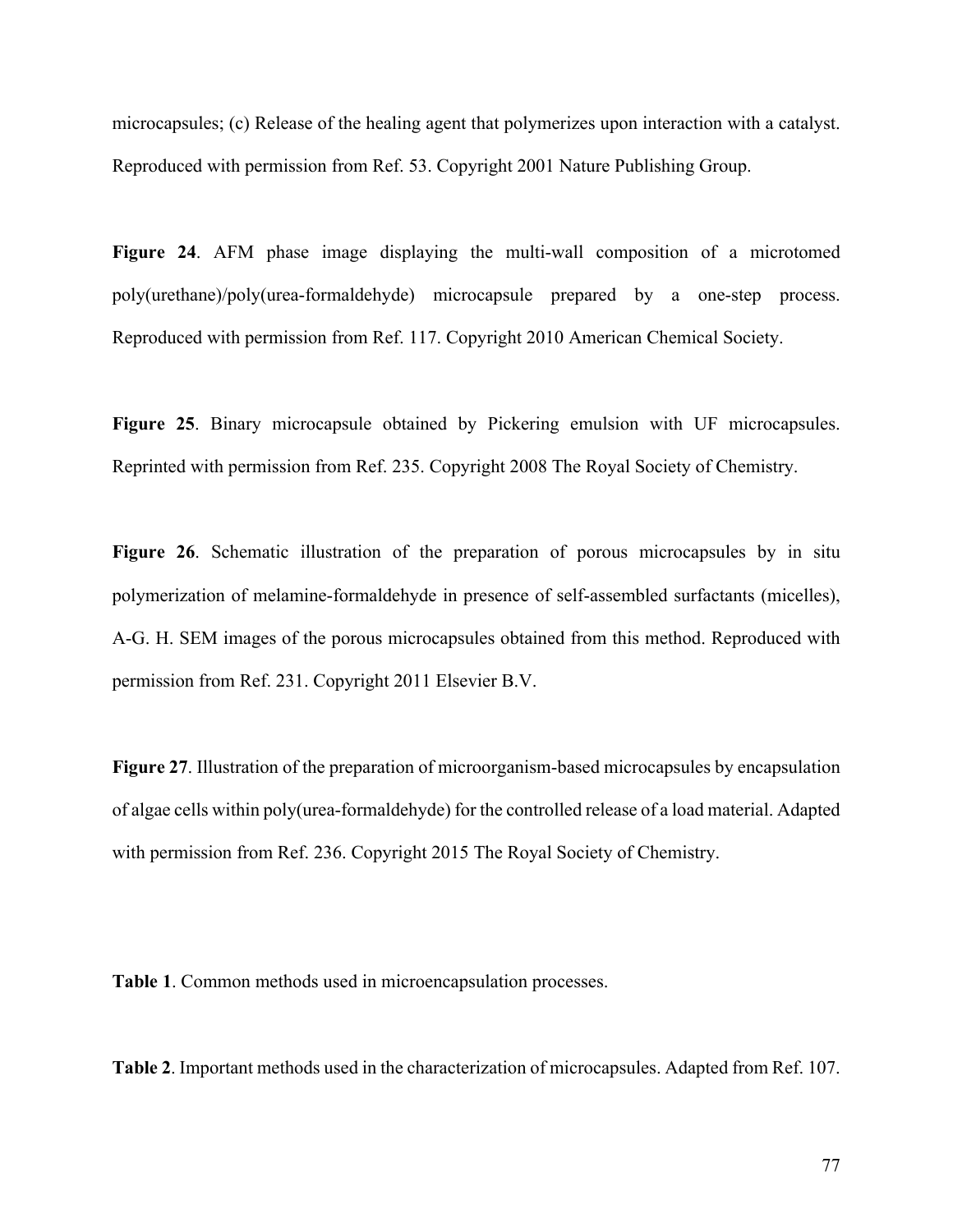microcapsules; (c) Release of the healing agent that polymerizes upon interaction with a catalyst. Reproduced with permission from Ref. 53. Copyright 2001 Nature Publishing Group.

**Figure 24**. AFM phase image displaying the multi-wall composition of a microtomed poly(urethane)/poly(urea-formaldehyde) microcapsule prepared by a one-step process. Reproduced with permission from Ref. 117. Copyright 2010 American Chemical Society.

**Figure 25**. Binary microcapsule obtained by Pickering emulsion with UF microcapsules. Reprinted with permission from Ref. 235. Copyright 2008 The Royal Society of Chemistry.

**Figure 26**. Schematic illustration of the preparation of porous microcapsules by in situ polymerization of melamine-formaldehyde in presence of self-assembled surfactants (micelles), A-G. H. SEM images of the porous microcapsules obtained from this method. Reproduced with permission from Ref. 231. Copyright 2011 Elsevier B.V.

**Figure 27**. Illustration of the preparation of microorganism-based microcapsules by encapsulation of algae cells within poly(urea-formaldehyde) for the controlled release of a load material. Adapted with permission from Ref. 236. Copyright 2015 The Royal Society of Chemistry.

**Table 1**. Common methods used in microencapsulation processes.

**Table 2**. Important methods used in the characterization of microcapsules. Adapted from Ref. 107.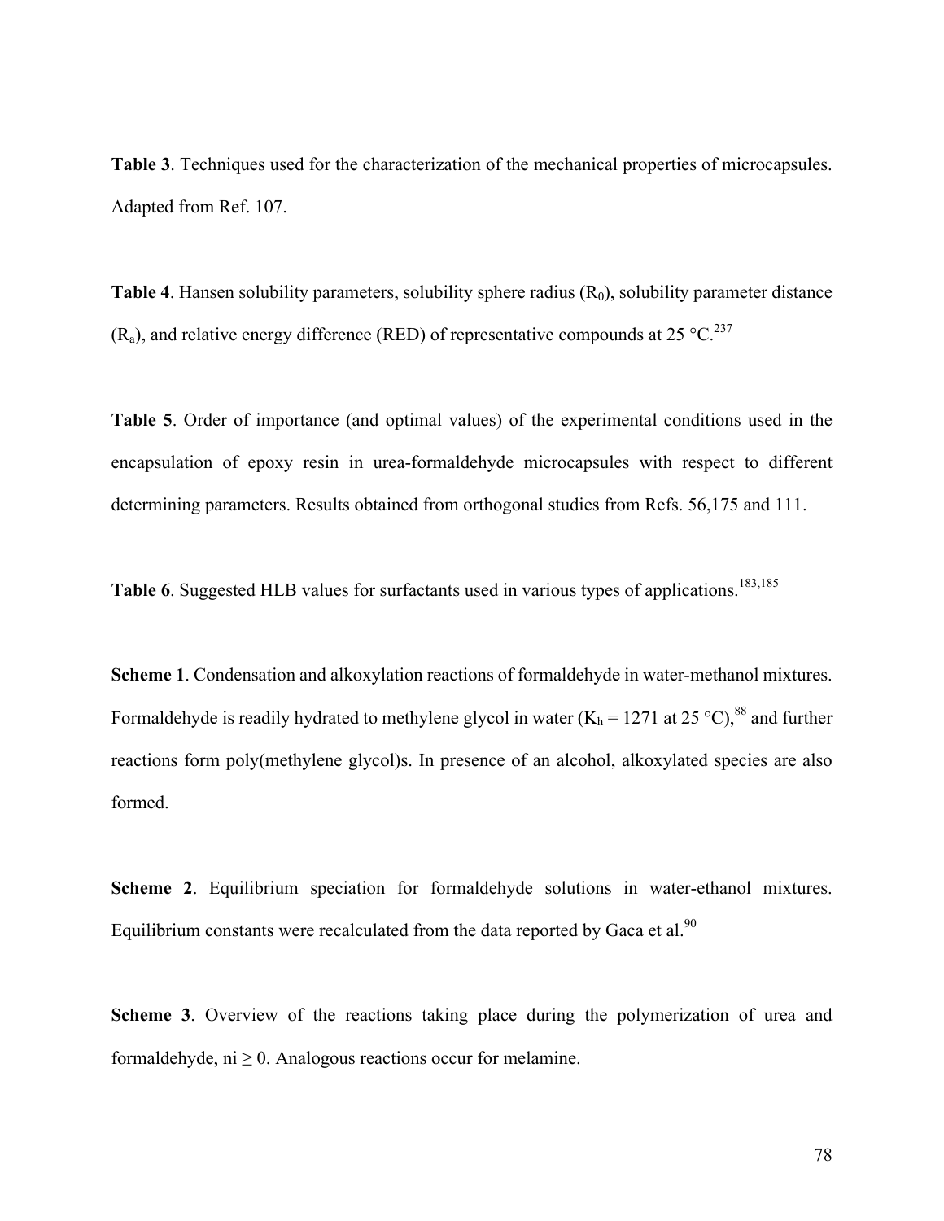**Table 3**. Techniques used for the characterization of the mechanical properties of microcapsules. Adapted from Ref. 107.

**Table 4**. Hansen solubility parameters, solubility sphere radius ($R_0$), solubility parameter distance ($R_a$), and relative energy difference (RED) of representative compounds at 25 °C.[237]

**Table 5**. Order of importance (and optimal values) of the experimental conditions used in the encapsulation of epoxy resin in urea-formaldehyde microcapsules with respect to different determining parameters. Results obtained from orthogonal studies from Refs. 56,175 and 111.

**Table 6**. Suggested HLB values for surfactants used in various types of applications.[183,185]

**Scheme 1**. Condensation and alkoxylation reactions of formaldehyde in water-methanol mixtures. Formaldehyde is readily hydrated to methylene glycol in water ($K_h$ = 1271 at 25 °C),[88] and further reactions form poly(methylene glycol)s. In presence of an alcohol, alkoxylated species are also formed.

**Scheme 2**. Equilibrium speciation for formaldehyde solutions in water-ethanol mixtures. Equilibrium constants were recalculated from the data reported by Gaca et al.[90]

**Scheme 3**. Overview of the reactions taking place during the polymerization of urea and formaldehyde, $n_i \geq 0$. Analogous reactions occur for melamine.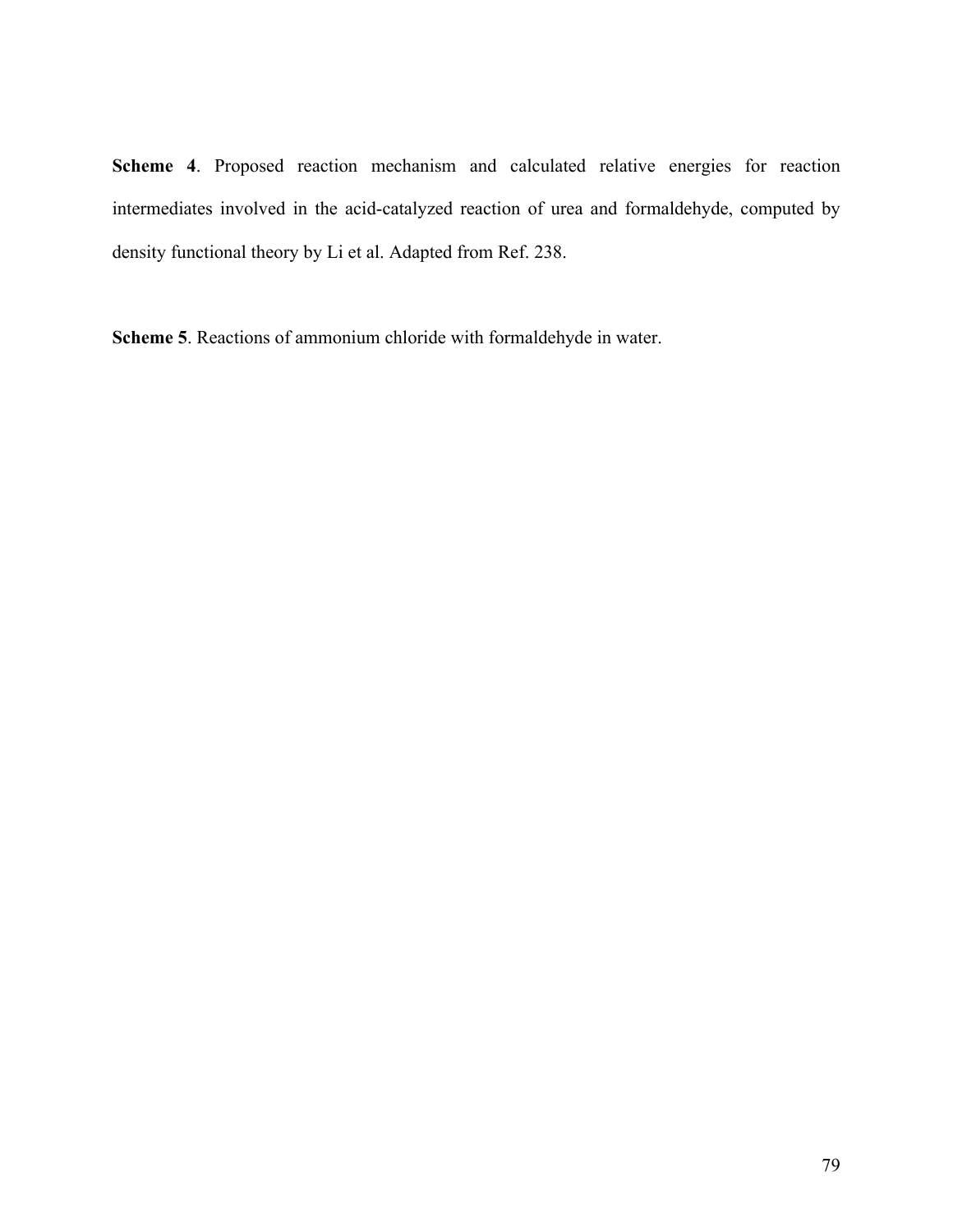**Scheme 4**. Proposed reaction mechanism and calculated relative energies for reaction intermediates involved in the acid-catalyzed reaction of urea and formaldehyde, computed by density functional theory by Li et al. Adapted from Ref. 238.

**Scheme 5**. Reactions of ammonium chloride with formaldehyde in water.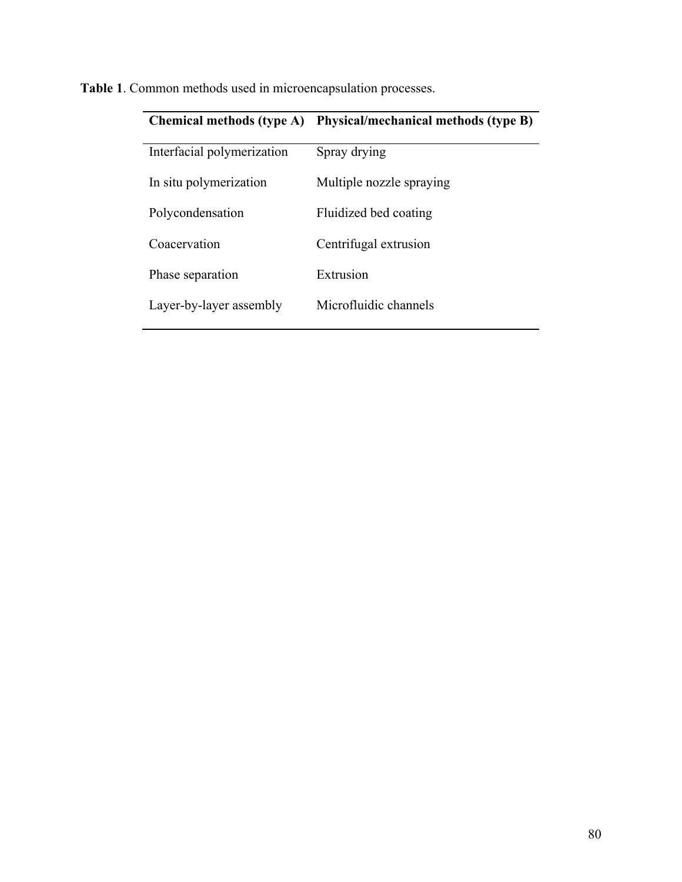**Table 1**. Common methods used in microencapsulation processes.

| Chemical methods (type A) | Physical/mechanical methods (type B) |
| --- | --- |
| Interfacial polymerization | Spray drying |
| In situ polymerization | Multiple nozzle spraying |
| Polycondensation | Fluidized bed coating |
| Coacervation | Centrifugal extrusion |
| Phase separation | Extrusion |
| Layer-by-layer assembly | Microfluidic channels |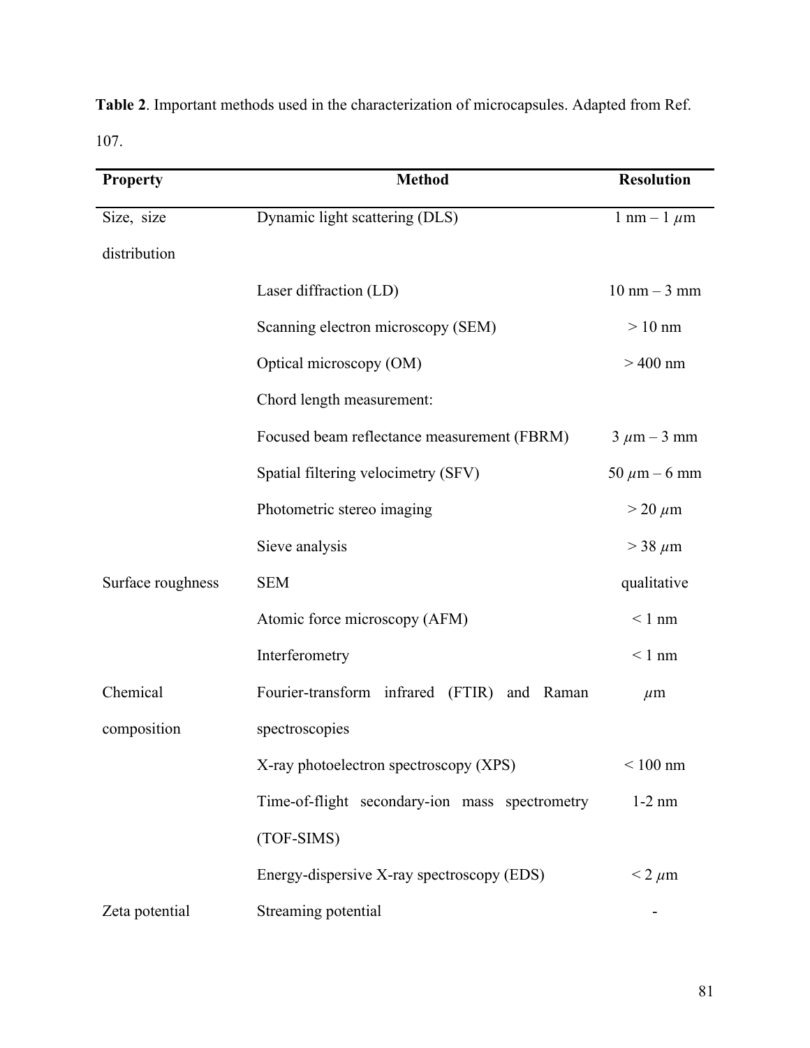**Table 2**. Important methods used in the characterization of microcapsules. Adapted from Ref. 107.

| Property | Method | Resolution |
|---|---|---|
| Size, size distribution | Dynamic light scattering (DLS) | 1 nm – 1 $\mu$m |
| | Laser diffraction (LD) | 10 nm – 3 mm |
| | Scanning electron microscopy (SEM) | > 10 nm |
| | Optical microscopy (OM) | > 400 nm |
| | Chord length measurement: | |
| | Focused beam reflectance measurement (FBRM) | 3 $\mu$m – 3 mm |
| | Spatial filtering velocimetry (SFV) | 50 $\mu$m – 6 mm |
| | Photometric stereo imaging | > 20 $\mu$m |
| | Sieve analysis | > 38 $\mu$m |
| Surface roughness | SEM | qualitative |
| | Atomic force microscopy (AFM) | < 1 nm |
| | Interferometry | < 1 nm |
| Chemical composition | Fourier-transform infrared (FTIR) and Raman spectroscopies | $\mu$m |
| | X-ray photoelectron spectroscopy (XPS) | < 100 nm |
| | Time-of-flight secondary-ion mass spectrometry (TOF-SIMS) | 1-2 nm |
| | Energy-dispersive X-ray spectroscopy (EDS) | < 2 $\mu$m |
| Zeta potential | Streaming potential | - |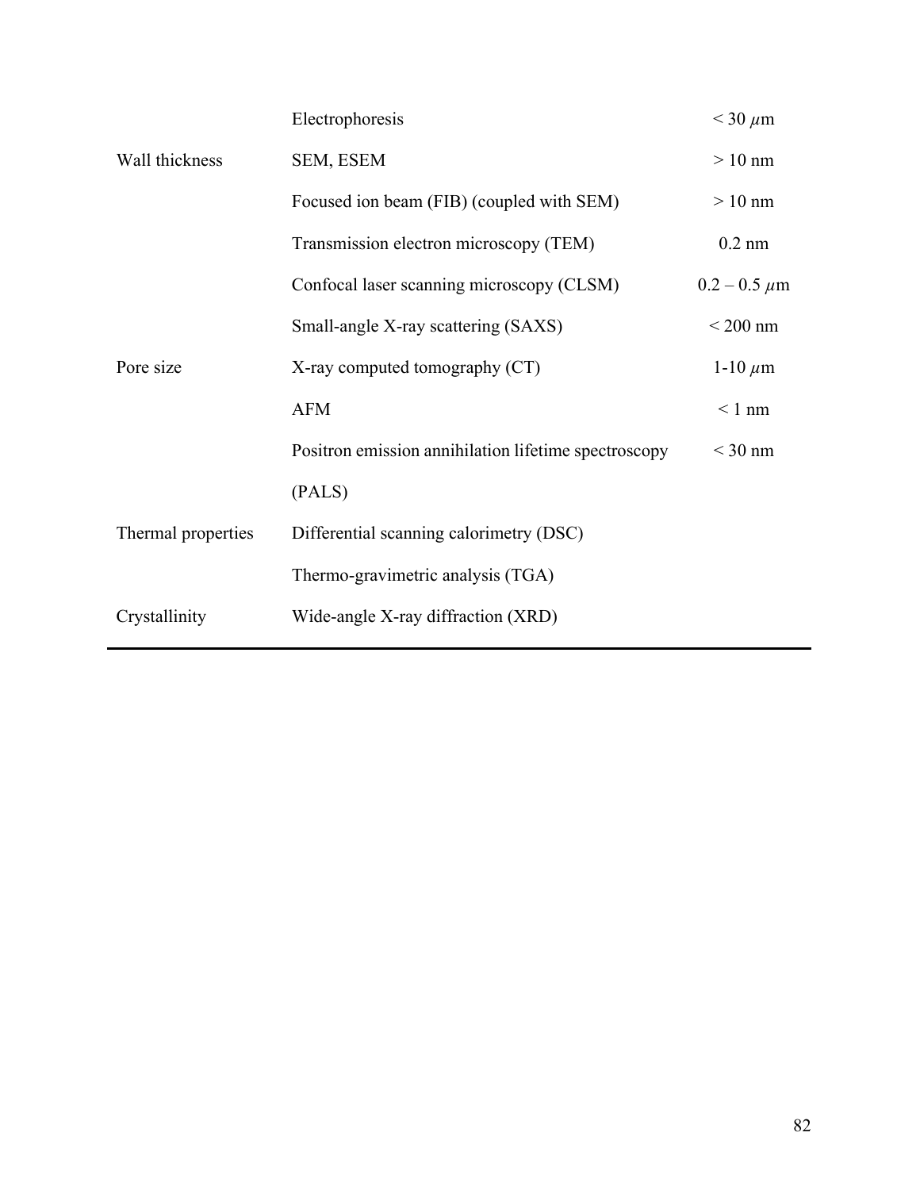| | | |
|---|---|---|
| | Electrophoresis | < 30 $\mu$m |
| Wall thickness | SEM, ESEM | > 10 nm |
| | Focused ion beam (FIB) (coupled with SEM) | > 10 nm |
| | Transmission electron microscopy (TEM) | 0.2 nm |
| | Confocal laser scanning microscopy (CLSM) | 0.2 – 0.5 $\mu$m |
| | Small-angle X-ray scattering (SAXS) | < 200 nm |
| Pore size | X-ray computed tomography (CT) | 1-10 $\mu$m |
| | AFM | < 1 nm |
| | Positron emission annihilation lifetime spectroscopy (PALS) | < 30 nm |
| Thermal properties | Differential scanning calorimetry (DSC) | |
| | Thermo-gravimetric analysis (TGA) | |
| Crystallinity | Wide-angle X-ray diffraction (XRD) | |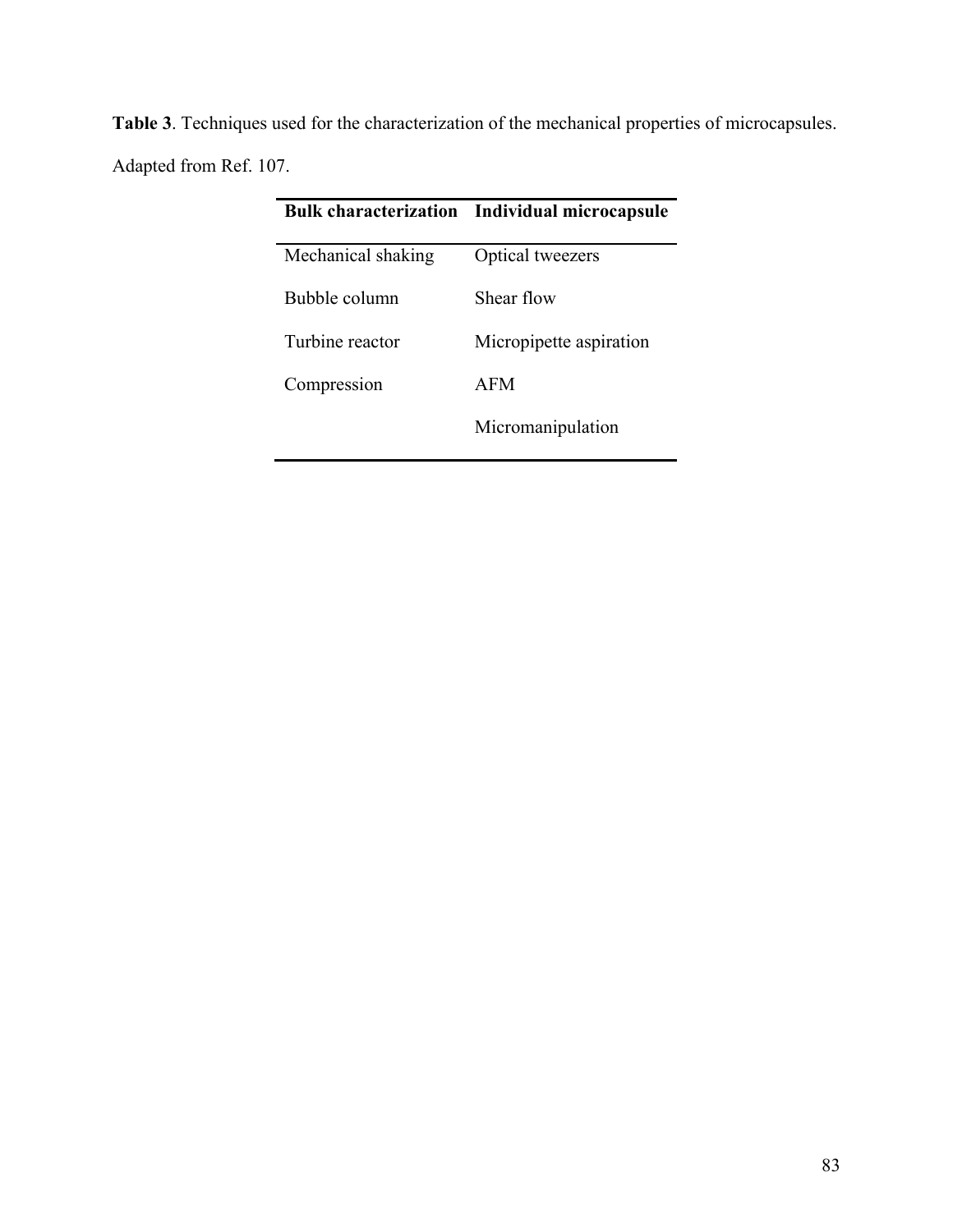**Table 3**. Techniques used for the characterization of the mechanical properties of microcapsules. Adapted from Ref. 107.

| Bulk characterization | Individual microcapsule |
|---|---|
| Mechanical shaking | Optical tweezers |
| Bubble column | Shear flow |
| Turbine reactor | Micropipette aspiration |
| Compression | AFM |
| | Micromanipulation |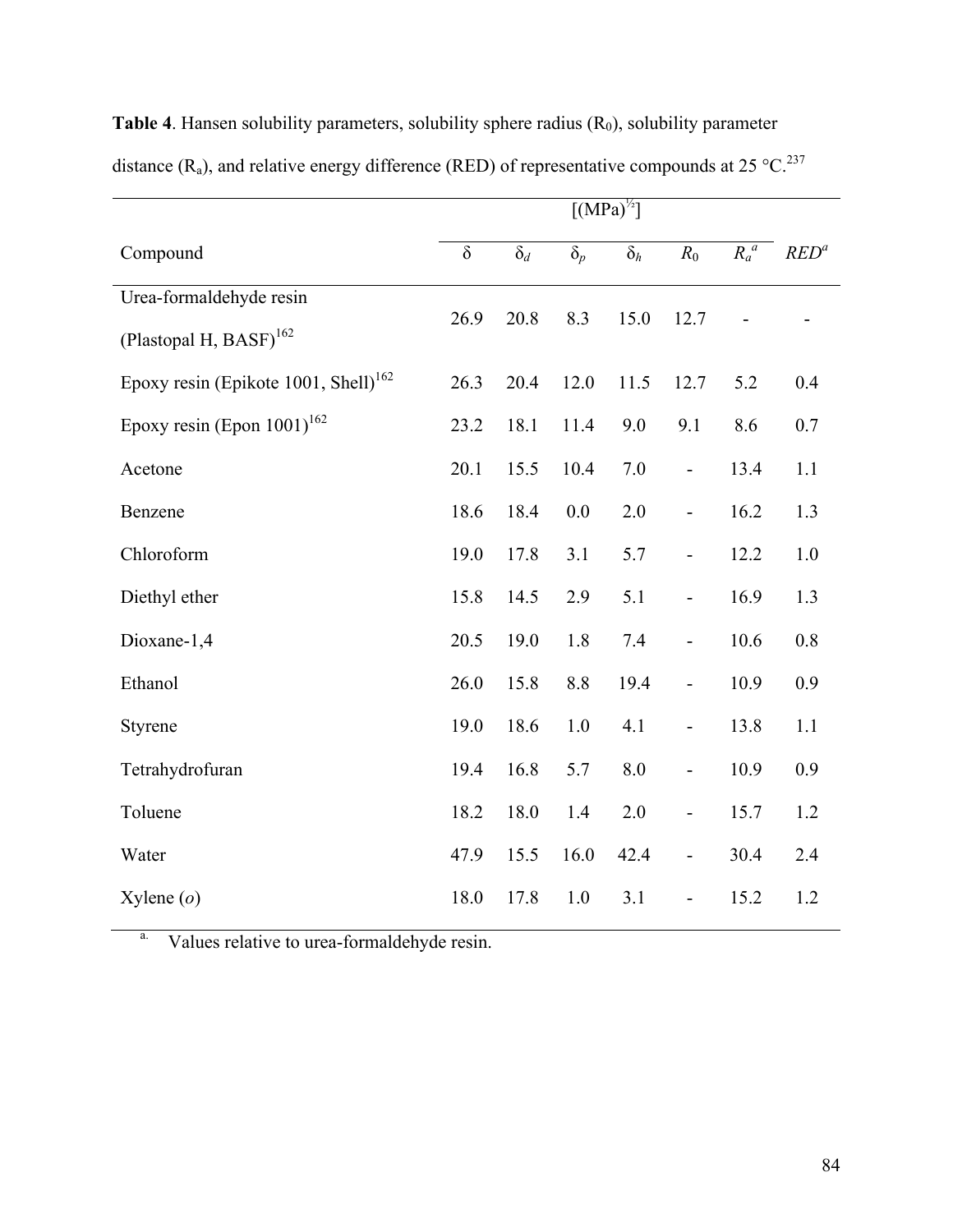**Table 4**. Hansen solubility parameters, solubility sphere radius ($R_0$), solubility parameter distance ($R_a$), and relative energy difference (RED) of representative compounds at 25 °C.[237]

| Compound | $\delta$ | $\delta_d$ | $\delta_p$ | $\delta_h$ | $R_0$ | $R_a$ [a] | $RED$ [a] |
|---|---|---|---|---|---|---|---|
| | [(MPa)$^{1/2}$] | | | | | | |
| Urea-formaldehyde resin (Plastopal H, BASF)[162] | 26.9 | 20.8 | 8.3 | 15.0 | 12.7 | - | - |
| Epoxy resin (Epikote 1001, Shell)[162] | 26.3 | 20.4 | 12.0 | 11.5 | 12.7 | 5.2 | 0.4 |
| Epoxy resin (Epon 1001)[162] | 23.2 | 18.1 | 11.4 | 9.0 | 9.1 | 8.6 | 0.7 |
| Acetone | 20.1 | 15.5 | 10.4 | 7.0 | - | 13.4 | 1.1 |
| Benzene | 18.6 | 18.4 | 0.0 | 2.0 | - | 16.2 | 1.3 |
| Chloroform | 19.0 | 17.8 | 3.1 | 5.7 | - | 12.2 | 1.0 |
| Diethyl ether | 15.8 | 14.5 | 2.9 | 5.1 | - | 16.9 | 1.3 |
| Dioxane-1,4 | 20.5 | 19.0 | 1.8 | 7.4 | - | 10.6 | 0.8 |
| Ethanol | 26.0 | 15.8 | 8.8 | 19.4 | - | 10.9 | 0.9 |
| Styrene | 19.0 | 18.6 | 1.0 | 4.1 | - | 13.8 | 1.1 |
| Tetrahydrofuran | 19.4 | 16.8 | 5.7 | 8.0 | - | 10.9 | 0.9 |
| Toluene | 18.2 | 18.0 | 1.4 | 2.0 | - | 15.7 | 1.2 |
| Water | 47.9 | 15.5 | 16.0 | 42.4 | - | 30.4 | 2.4 |
| Xylene (*o*) | 18.0 | 17.8 | 1.0 | 3.1 | - | 15.2 | 1.2 |

[a] Values relative to urea-formaldehyde resin.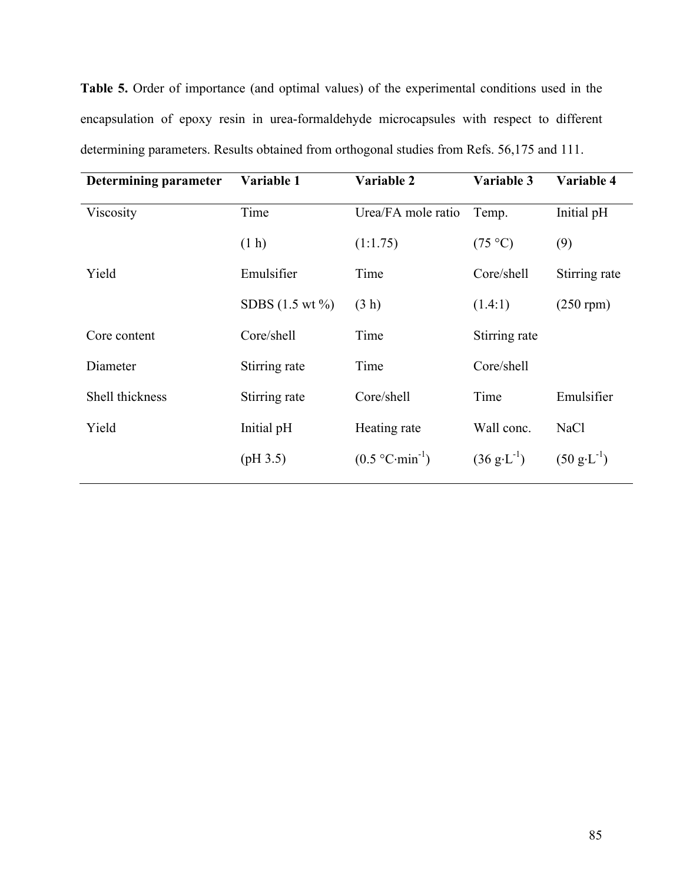**Table 5.** Order of importance (and optimal values) of the experimental conditions used in the encapsulation of epoxy resin in urea-formaldehyde microcapsules with respect to different determining parameters. Results obtained from orthogonal studies from Refs. 56,175 and 111.

| **Determining parameter** | **Variable 1** | **Variable 2** | **Variable 3** | **Variable 4** |
|---|---|---|---|---|
| Viscosity | Time (1 h) | Urea/FA mole ratio (1:1.75) | Temp. (75 °C) | Initial pH (9) |
| Yield | Emulsifier SDBS (1.5 wt %) | Time (3 h) | Core/shell (1.4:1) | Stirring rate (250 rpm) |
| Core content | Core/shell | Time | Stirring rate | |
| Diameter | Stirring rate | Time | Core/shell | |
| Shell thickness | Stirring rate | Core/shell | Time | Emulsifier |
| Yield | Initial pH (pH 3.5) | Heating rate (0.5 $°C \cdot min^{-1}$) | Wall conc. (36 $g \cdot L^{-1}$) | NaCl (50 $g \cdot L^{-1}$) |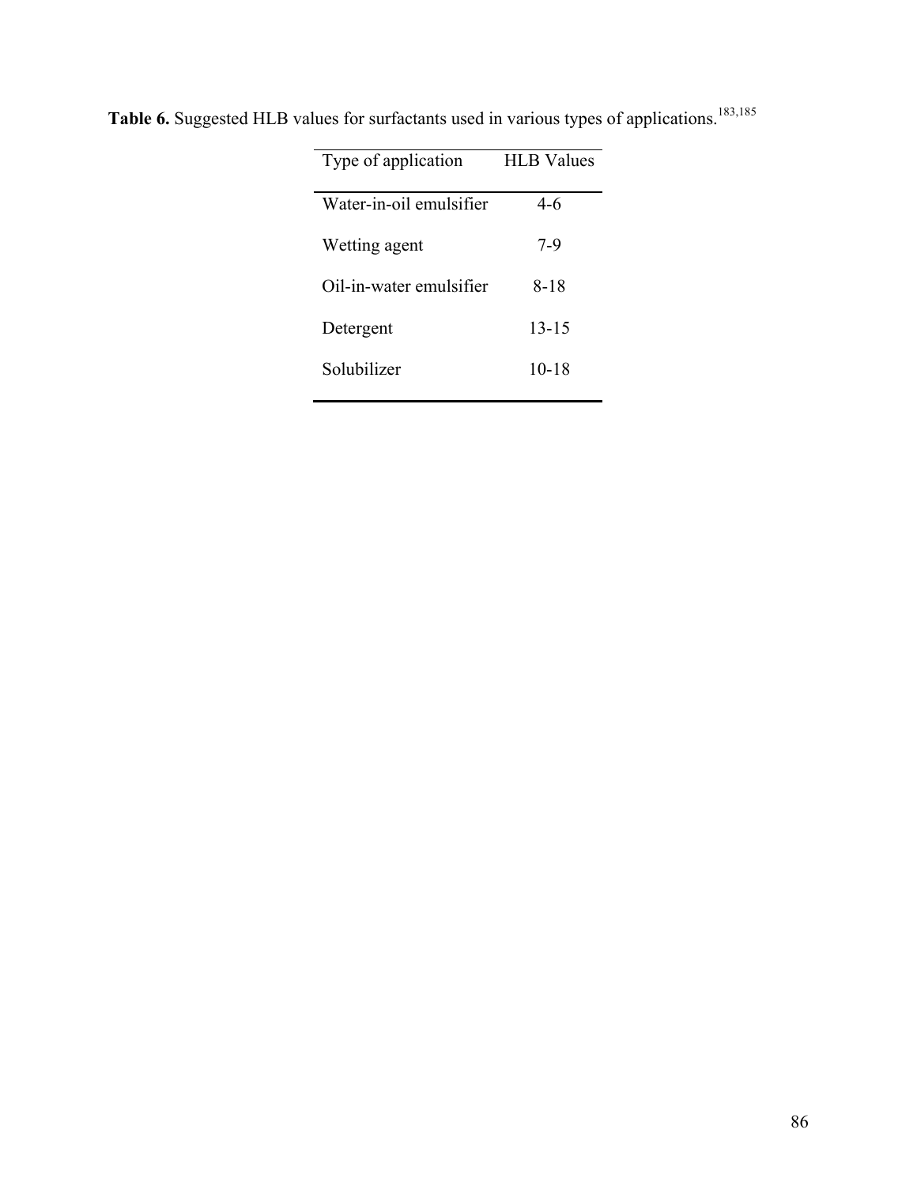**Table 6.** Suggested HLB values for surfactants used in various types of applications.[183,185]

| Type of application | HLB Values |
|---|---|
| Water-in-oil emulsifier | 4-6 |
| Wetting agent | 7-9 |
| Oil-in-water emulsifier | 8-18 |
| Detergent | 13-15 |
| Solubilizer | 10-18 |